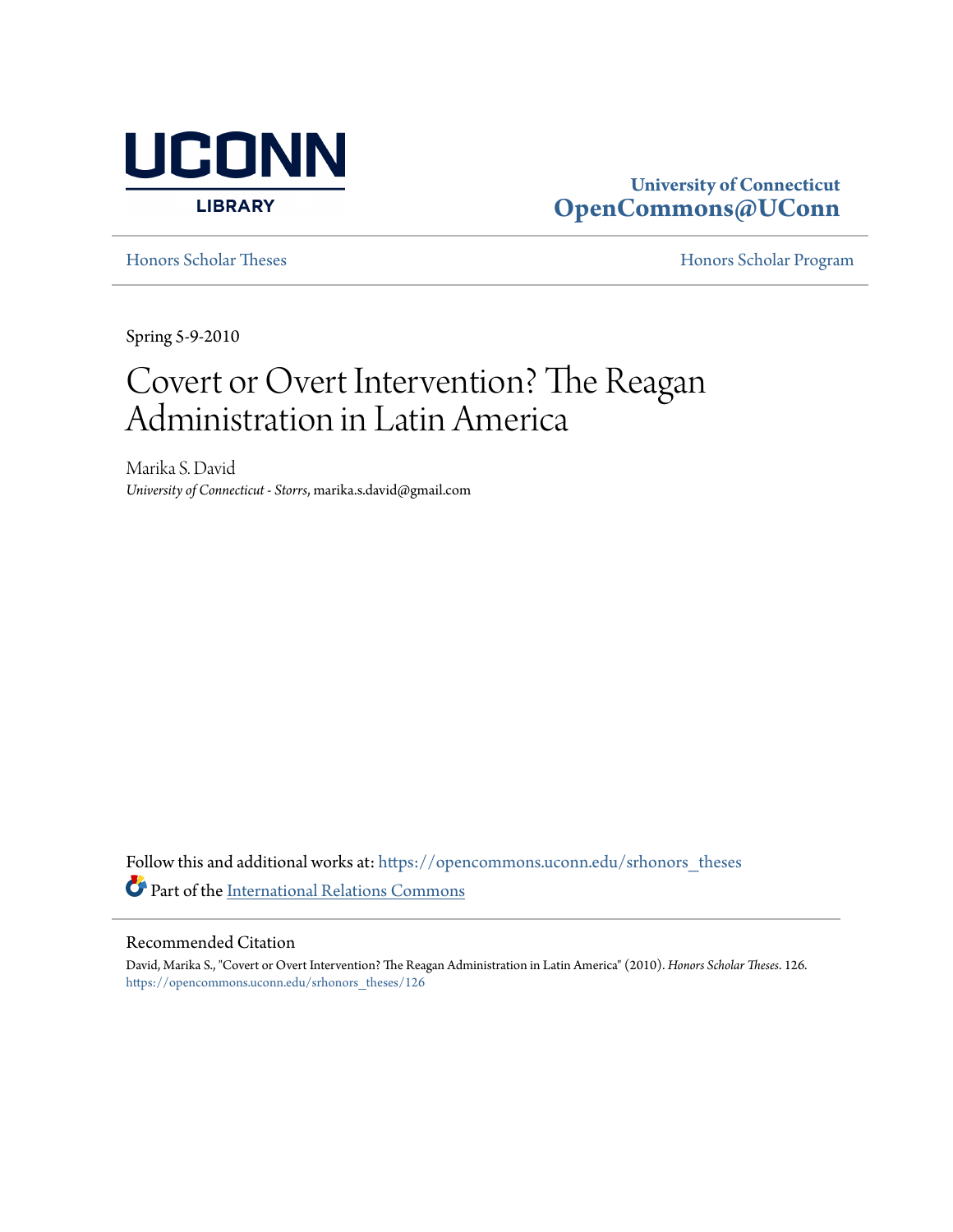UCONN LIBRARY

University of Connecticut
**OpenCommons@UConn**

Honors Scholar Theses | Honors Scholar Program

Spring 5-9-2010

# Covert or Overt Intervention? The Reagan Administration in Latin America

Marika S. David
*University of Connecticut - Storrs*, marika.s.david@gmail.com

Follow this and additional works at: https://opencommons.uconn.edu/srhonors_theses

Part of the International Relations Commons

## Recommended Citation

David, Marika S., "Covert or Overt Intervention? The Reagan Administration in Latin America" (2010). *Honors Scholar Theses*. 126.
https://opencommons.uconn.edu/srhonors_theses/126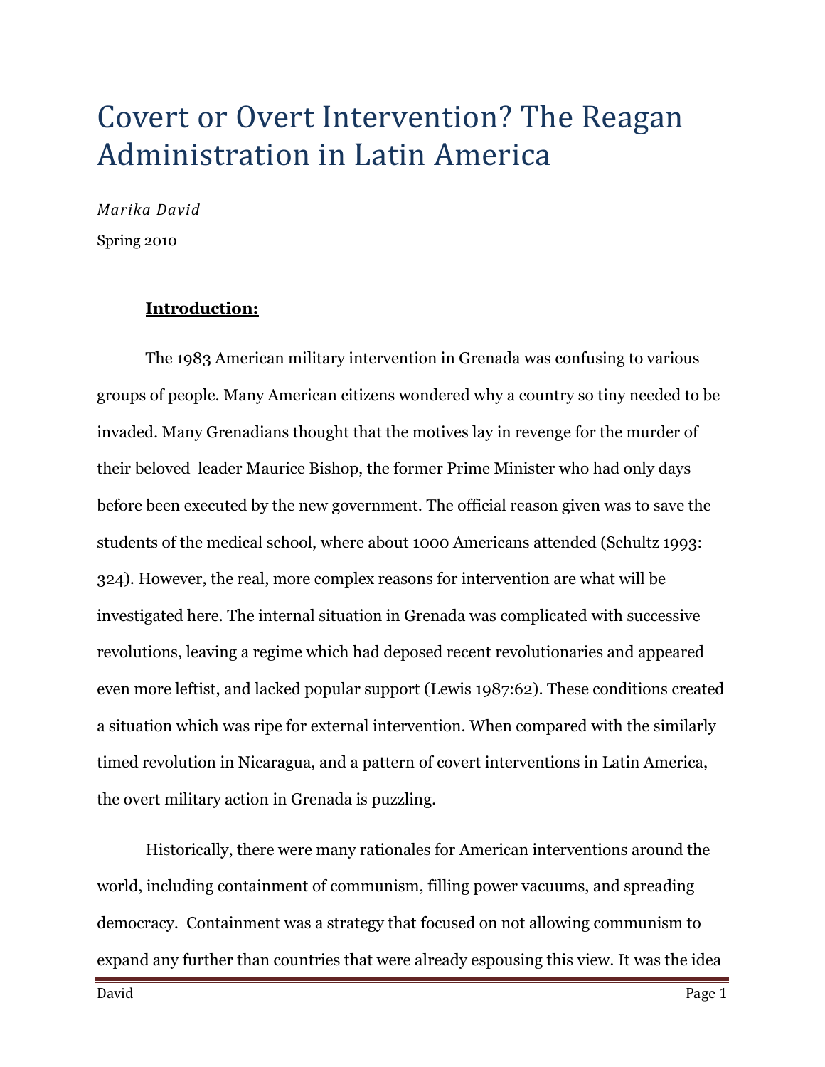# Covert or Overt Intervention? The Reagan Administration in Latin America

*Marika David*

Spring 2010

## Introduction:

The 1983 American military intervention in Grenada was confusing to various groups of people. Many American citizens wondered why a country so tiny needed to be invaded. Many Grenadians thought that the motives lay in revenge for the murder of their beloved leader Maurice Bishop, the former Prime Minister who had only days before been executed by the new government. The official reason given was to save the students of the medical school, where about 1000 Americans attended (Schultz 1993: 324). However, the real, more complex reasons for intervention are what will be investigated here. The internal situation in Grenada was complicated with successive revolutions, leaving a regime which had deposed recent revolutionaries and appeared even more leftist, and lacked popular support (Lewis 1987:62). These conditions created a situation which was ripe for external intervention. When compared with the similarly timed revolution in Nicaragua, and a pattern of covert interventions in Latin America, the overt military action in Grenada is puzzling.

Historically, there were many rationales for American interventions around the world, including containment of communism, filling power vacuums, and spreading democracy. Containment was a strategy that focused on not allowing communism to expand any further than countries that were already espousing this view. It was the idea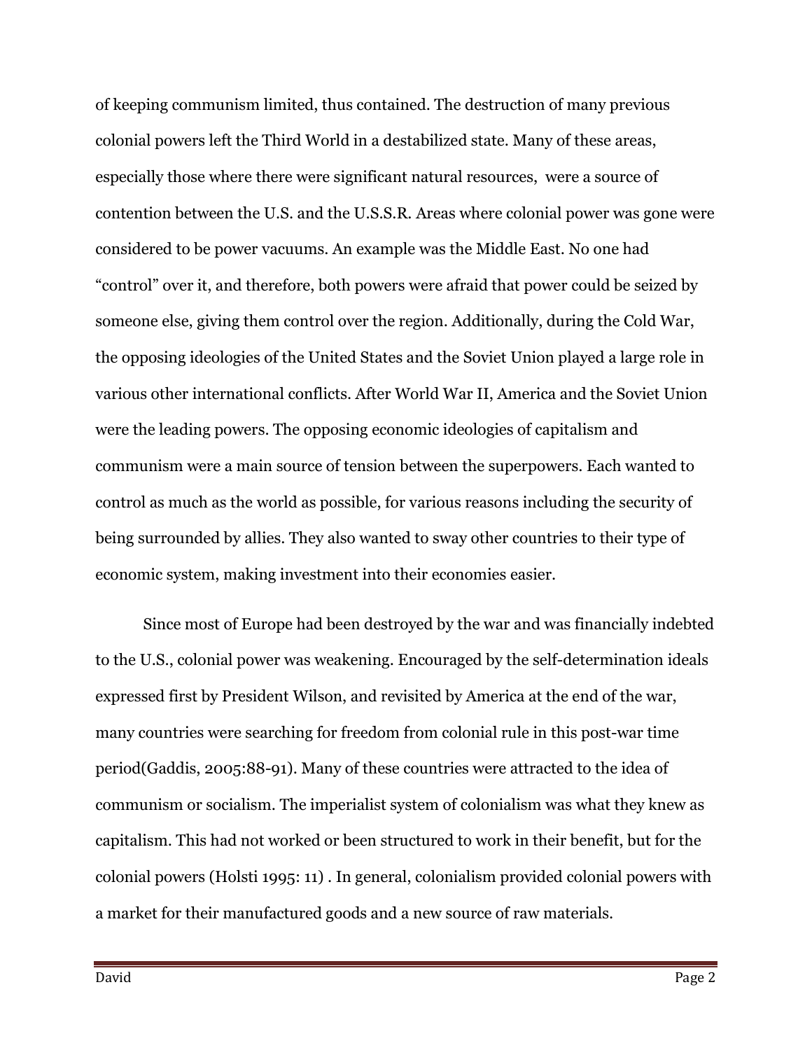of keeping communism limited, thus contained. The destruction of many previous colonial powers left the Third World in a destabilized state. Many of these areas, especially those where there were significant natural resources, were a source of contention between the U.S. and the U.S.S.R. Areas where colonial power was gone were considered to be power vacuums. An example was the Middle East. No one had "control" over it, and therefore, both powers were afraid that power could be seized by someone else, giving them control over the region. Additionally, during the Cold War, the opposing ideologies of the United States and the Soviet Union played a large role in various other international conflicts. After World War II, America and the Soviet Union were the leading powers. The opposing economic ideologies of capitalism and communism were a main source of tension between the superpowers. Each wanted to control as much as the world as possible, for various reasons including the security of being surrounded by allies. They also wanted to sway other countries to their type of economic system, making investment into their economies easier.

Since most of Europe had been destroyed by the war and was financially indebted to the U.S., colonial power was weakening. Encouraged by the self-determination ideals expressed first by President Wilson, and revisited by America at the end of the war, many countries were searching for freedom from colonial rule in this post-war time period(Gaddis, 2005:88-91). Many of these countries were attracted to the idea of communism or socialism. The imperialist system of colonialism was what they knew as capitalism. This had not worked or been structured to work in their benefit, but for the colonial powers (Holsti 1995: 11) . In general, colonialism provided colonial powers with a market for their manufactured goods and a new source of raw materials.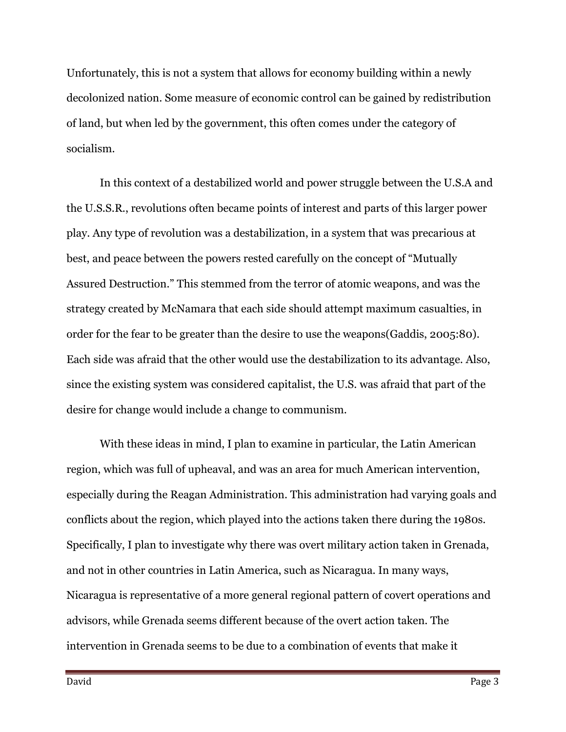Unfortunately, this is not a system that allows for economy building within a newly decolonized nation. Some measure of economic control can be gained by redistribution of land, but when led by the government, this often comes under the category of socialism.

In this context of a destabilized world and power struggle between the U.S.A and the U.S.S.R., revolutions often became points of interest and parts of this larger power play. Any type of revolution was a destabilization, in a system that was precarious at best, and peace between the powers rested carefully on the concept of "Mutually Assured Destruction." This stemmed from the terror of atomic weapons, and was the strategy created by McNamara that each side should attempt maximum casualties, in order for the fear to be greater than the desire to use the weapons(Gaddis, 2005:80). Each side was afraid that the other would use the destabilization to its advantage. Also, since the existing system was considered capitalist, the U.S. was afraid that part of the desire for change would include a change to communism.

With these ideas in mind, I plan to examine in particular, the Latin American region, which was full of upheaval, and was an area for much American intervention, especially during the Reagan Administration. This administration had varying goals and conflicts about the region, which played into the actions taken there during the 1980s. Specifically, I plan to investigate why there was overt military action taken in Grenada, and not in other countries in Latin America, such as Nicaragua. In many ways, Nicaragua is representative of a more general regional pattern of covert operations and advisors, while Grenada seems different because of the overt action taken. The intervention in Grenada seems to be due to a combination of events that make it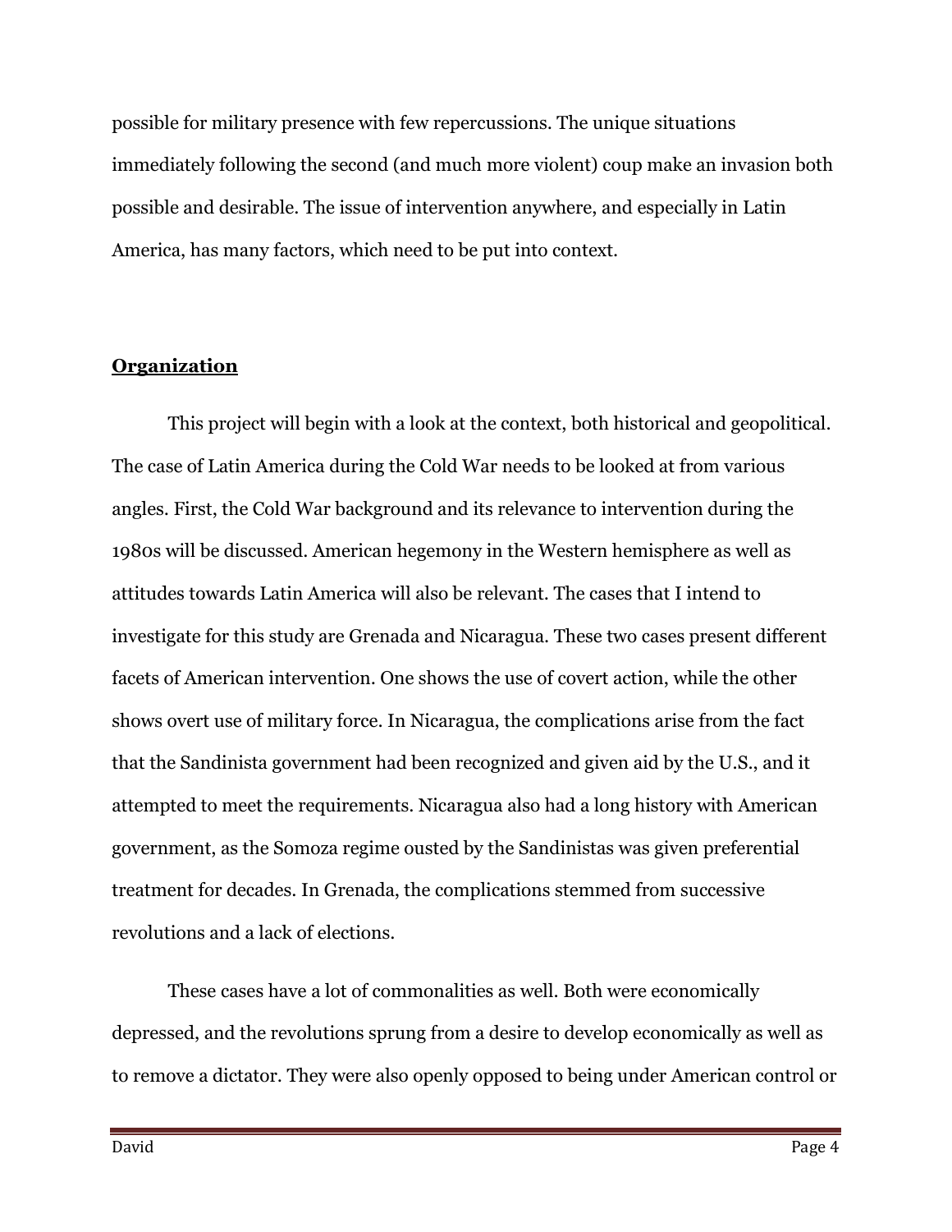possible for military presence with few repercussions. The unique situations immediately following the second (and much more violent) coup make an invasion both possible and desirable. The issue of intervention anywhere, and especially in Latin America, has many factors, which need to be put into context.

## Organization

This project will begin with a look at the context, both historical and geopolitical. The case of Latin America during the Cold War needs to be looked at from various angles. First, the Cold War background and its relevance to intervention during the 1980s will be discussed. American hegemony in the Western hemisphere as well as attitudes towards Latin America will also be relevant. The cases that I intend to investigate for this study are Grenada and Nicaragua. These two cases present different facets of American intervention. One shows the use of covert action, while the other shows overt use of military force. In Nicaragua, the complications arise from the fact that the Sandinista government had been recognized and given aid by the U.S., and it attempted to meet the requirements. Nicaragua also had a long history with American government, as the Somoza regime ousted by the Sandinistas was given preferential treatment for decades. In Grenada, the complications stemmed from successive revolutions and a lack of elections.

These cases have a lot of commonalities as well. Both were economically depressed, and the revolutions sprung from a desire to develop economically as well as to remove a dictator. They were also openly opposed to being under American control or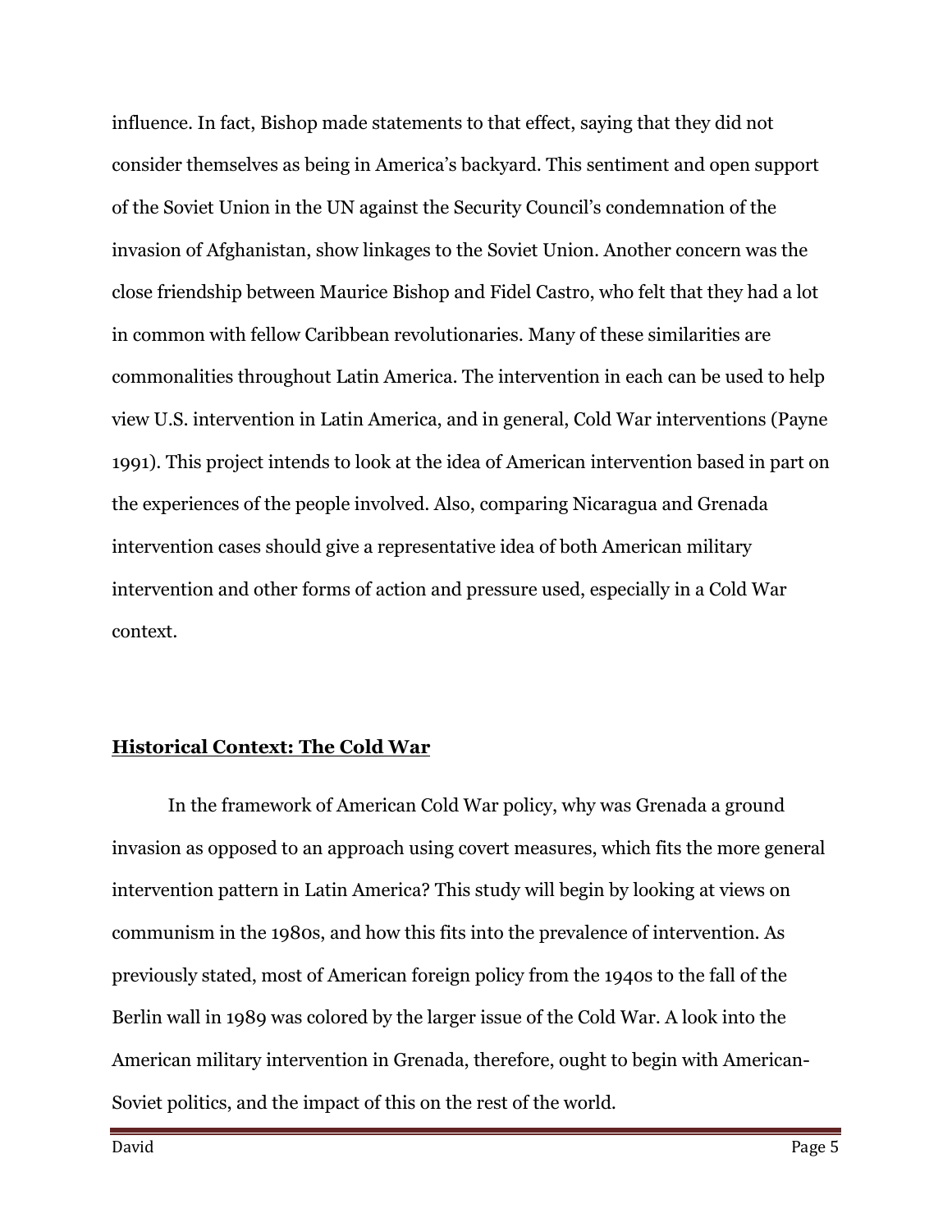influence. In fact, Bishop made statements to that effect, saying that they did not consider themselves as being in America's backyard. This sentiment and open support of the Soviet Union in the UN against the Security Council's condemnation of the invasion of Afghanistan, show linkages to the Soviet Union. Another concern was the close friendship between Maurice Bishop and Fidel Castro, who felt that they had a lot in common with fellow Caribbean revolutionaries. Many of these similarities are commonalities throughout Latin America. The intervention in each can be used to help view U.S. intervention in Latin America, and in general, Cold War interventions (Payne 1991). This project intends to look at the idea of American intervention based in part on the experiences of the people involved. Also, comparing Nicaragua and Grenada intervention cases should give a representative idea of both American military intervention and other forms of action and pressure used, especially in a Cold War context.

## **Historical Context: The Cold War**

In the framework of American Cold War policy, why was Grenada a ground invasion as opposed to an approach using covert measures, which fits the more general intervention pattern in Latin America? This study will begin by looking at views on communism in the 1980s, and how this fits into the prevalence of intervention. As previously stated, most of American foreign policy from the 1940s to the fall of the Berlin wall in 1989 was colored by the larger issue of the Cold War. A look into the American military intervention in Grenada, therefore, ought to begin with American-Soviet politics, and the impact of this on the rest of the world.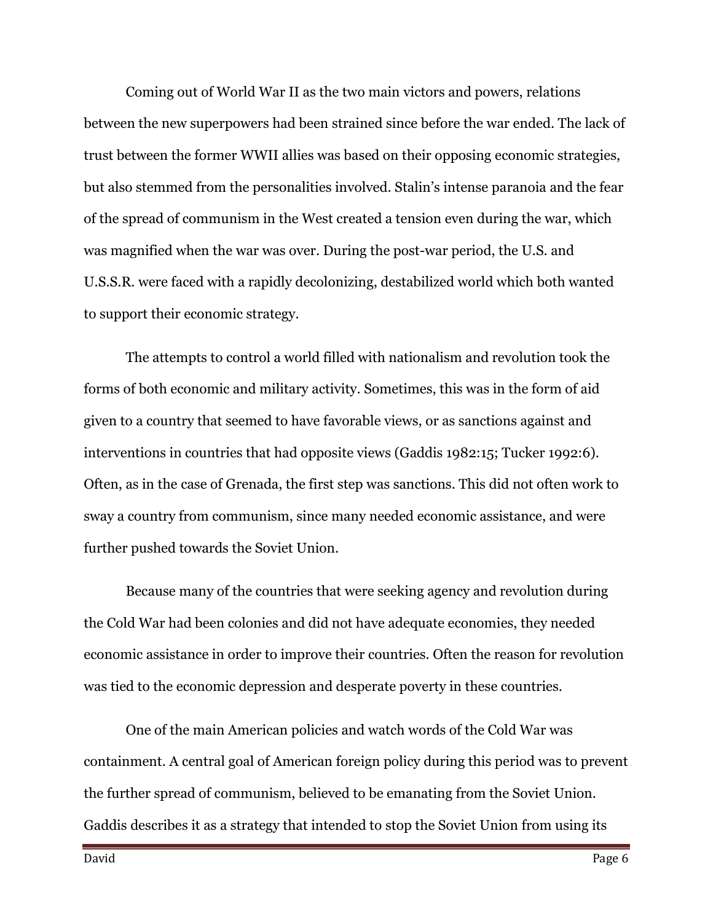Coming out of World War II as the two main victors and powers, relations between the new superpowers had been strained since before the war ended. The lack of trust between the former WWII allies was based on their opposing economic strategies, but also stemmed from the personalities involved. Stalin's intense paranoia and the fear of the spread of communism in the West created a tension even during the war, which was magnified when the war was over. During the post-war period, the U.S. and U.S.S.R. were faced with a rapidly decolonizing, destabilized world which both wanted to support their economic strategy.

The attempts to control a world filled with nationalism and revolution took the forms of both economic and military activity. Sometimes, this was in the form of aid given to a country that seemed to have favorable views, or as sanctions against and interventions in countries that had opposite views (Gaddis 1982:15; Tucker 1992:6). Often, as in the case of Grenada, the first step was sanctions. This did not often work to sway a country from communism, since many needed economic assistance, and were further pushed towards the Soviet Union.

Because many of the countries that were seeking agency and revolution during the Cold War had been colonies and did not have adequate economies, they needed economic assistance in order to improve their countries. Often the reason for revolution was tied to the economic depression and desperate poverty in these countries.

One of the main American policies and watch words of the Cold War was containment. A central goal of American foreign policy during this period was to prevent the further spread of communism, believed to be emanating from the Soviet Union. Gaddis describes it as a strategy that intended to stop the Soviet Union from using its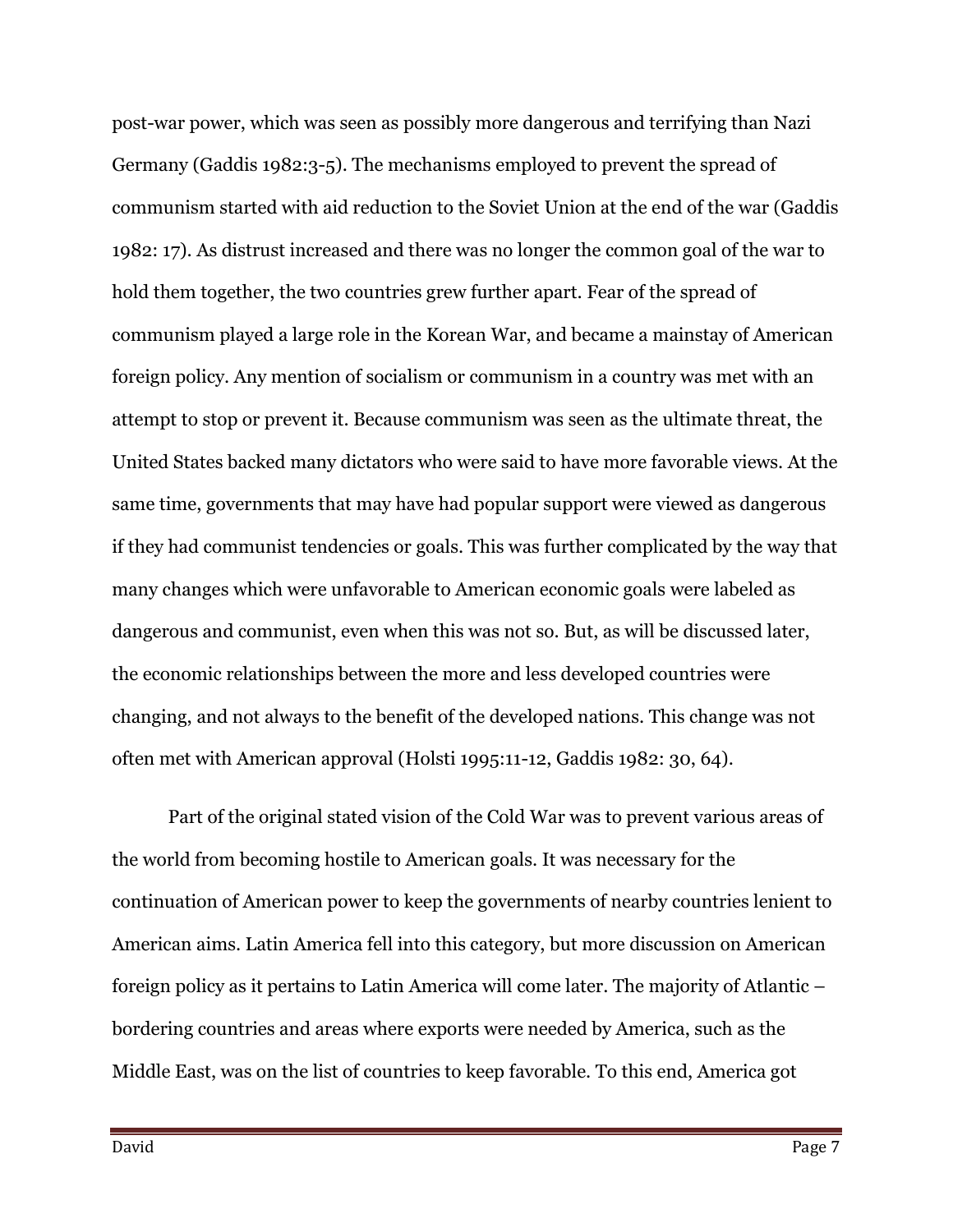post-war power, which was seen as possibly more dangerous and terrifying than Nazi Germany (Gaddis 1982:3-5). The mechanisms employed to prevent the spread of communism started with aid reduction to the Soviet Union at the end of the war (Gaddis 1982: 17). As distrust increased and there was no longer the common goal of the war to hold them together, the two countries grew further apart. Fear of the spread of communism played a large role in the Korean War, and became a mainstay of American foreign policy. Any mention of socialism or communism in a country was met with an attempt to stop or prevent it. Because communism was seen as the ultimate threat, the United States backed many dictators who were said to have more favorable views. At the same time, governments that may have had popular support were viewed as dangerous if they had communist tendencies or goals. This was further complicated by the way that many changes which were unfavorable to American economic goals were labeled as dangerous and communist, even when this was not so. But, as will be discussed later, the economic relationships between the more and less developed countries were changing, and not always to the benefit of the developed nations. This change was not often met with American approval (Holsti 1995:11-12, Gaddis 1982: 30, 64).

Part of the original stated vision of the Cold War was to prevent various areas of the world from becoming hostile to American goals. It was necessary for the continuation of American power to keep the governments of nearby countries lenient to American aims. Latin America fell into this category, but more discussion on American foreign policy as it pertains to Latin America will come later. The majority of Atlantic – bordering countries and areas where exports were needed by America, such as the Middle East, was on the list of countries to keep favorable. To this end, America got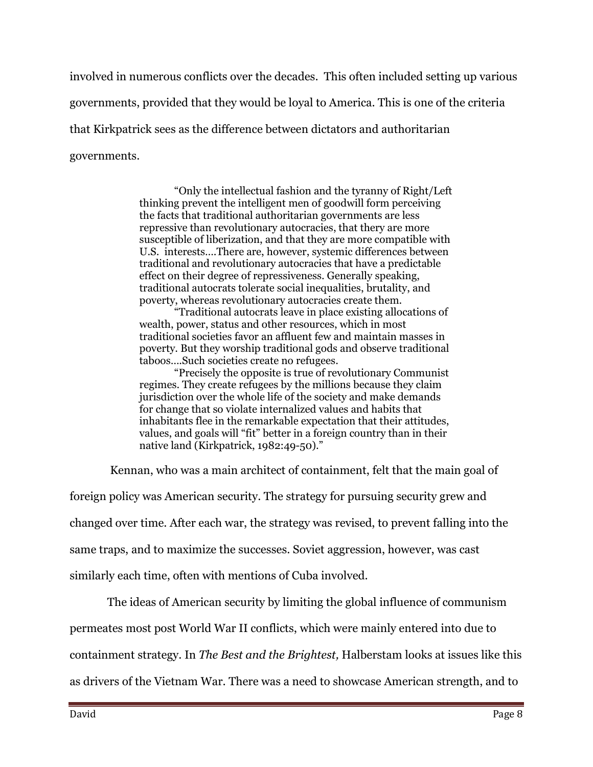involved in numerous conflicts over the decades. This often included setting up various governments, provided that they would be loyal to America. This is one of the criteria that Kirkpatrick sees as the difference between dictators and authoritarian governments.

> "Only the intellectual fashion and the tyranny of Right/Left thinking prevent the intelligent men of goodwill form perceiving the facts that traditional authoritarian governments are less repressive than revolutionary autocracies, that thery are more susceptible of liberization, and that they are more compatible with U.S. interests….There are, however, systemic differences between traditional and revolutionary autocracies that have a predictable effect on their degree of repressiveness. Generally speaking, traditional autocrats tolerate social inequalities, brutality, and poverty, whereas revolutionary autocracies create them.
>
> "Traditional autocrats leave in place existing allocations of wealth, power, status and other resources, which in most traditional societies favor an affluent few and maintain masses in poverty. But they worship traditional gods and observe traditional taboos….Such societies create no refugees.
>
> "Precisely the opposite is true of revolutionary Communist regimes. They create refugees by the millions because they claim jurisdiction over the whole life of the society and make demands for change that so violate internalized values and habits that inhabitants flee in the remarkable expectation that their attitudes, values, and goals will "fit" better in a foreign country than in their native land (Kirkpatrick, 1982:49-50)."

Kennan, who was a main architect of containment, felt that the main goal of foreign policy was American security. The strategy for pursuing security grew and changed over time. After each war, the strategy was revised, to prevent falling into the same traps, and to maximize the successes. Soviet aggression, however, was cast similarly each time, often with mentions of Cuba involved.

The ideas of American security by limiting the global influence of communism permeates most post World War II conflicts, which were mainly entered into due to containment strategy. In *The Best and the Brightest,* Halberstam looks at issues like this as drivers of the Vietnam War. There was a need to showcase American strength, and to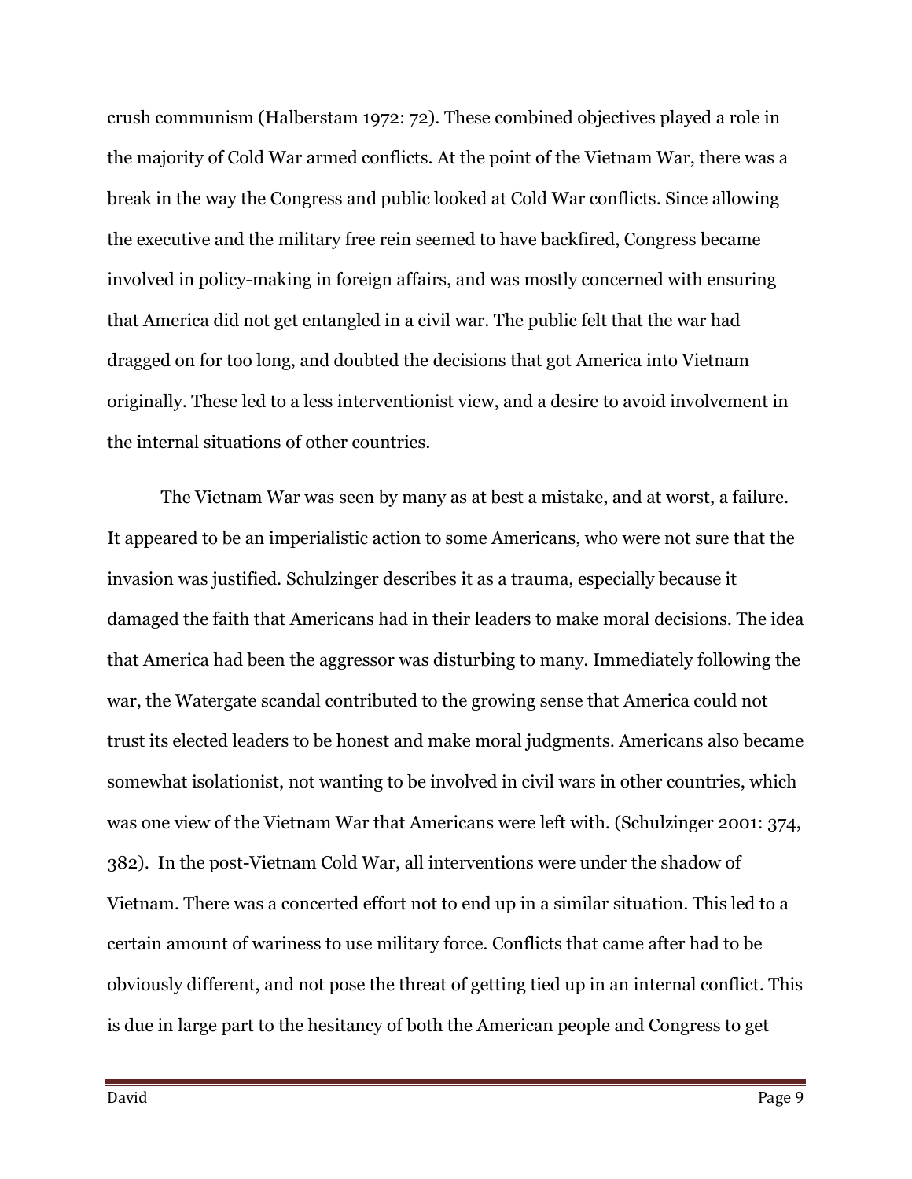crush communism (Halberstam 1972: 72). These combined objectives played a role in the majority of Cold War armed conflicts. At the point of the Vietnam War, there was a break in the way the Congress and public looked at Cold War conflicts. Since allowing the executive and the military free rein seemed to have backfired, Congress became involved in policy-making in foreign affairs, and was mostly concerned with ensuring that America did not get entangled in a civil war. The public felt that the war had dragged on for too long, and doubted the decisions that got America into Vietnam originally. These led to a less interventionist view, and a desire to avoid involvement in the internal situations of other countries.

The Vietnam War was seen by many as at best a mistake, and at worst, a failure. It appeared to be an imperialistic action to some Americans, who were not sure that the invasion was justified. Schulzinger describes it as a trauma, especially because it damaged the faith that Americans had in their leaders to make moral decisions. The idea that America had been the aggressor was disturbing to many. Immediately following the war, the Watergate scandal contributed to the growing sense that America could not trust its elected leaders to be honest and make moral judgments. Americans also became somewhat isolationist, not wanting to be involved in civil wars in other countries, which was one view of the Vietnam War that Americans were left with. (Schulzinger 2001: 374, 382). In the post-Vietnam Cold War, all interventions were under the shadow of Vietnam. There was a concerted effort not to end up in a similar situation. This led to a certain amount of wariness to use military force. Conflicts that came after had to be obviously different, and not pose the threat of getting tied up in an internal conflict. This is due in large part to the hesitancy of both the American people and Congress to get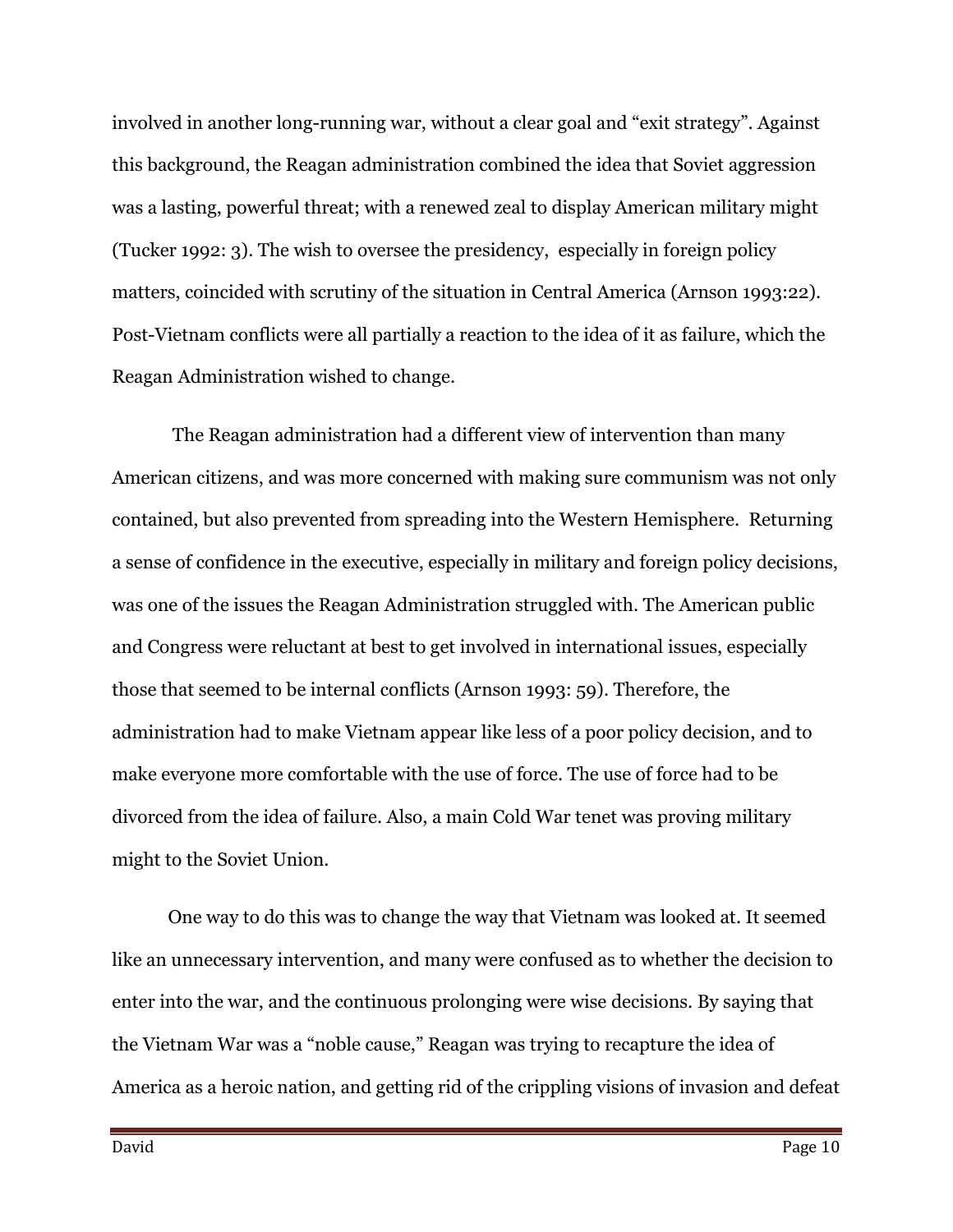involved in another long-running war, without a clear goal and "exit strategy". Against this background, the Reagan administration combined the idea that Soviet aggression was a lasting, powerful threat; with a renewed zeal to display American military might (Tucker 1992: 3). The wish to oversee the presidency, especially in foreign policy matters, coincided with scrutiny of the situation in Central America (Arnson 1993:22). Post-Vietnam conflicts were all partially a reaction to the idea of it as failure, which the Reagan Administration wished to change.

The Reagan administration had a different view of intervention than many American citizens, and was more concerned with making sure communism was not only contained, but also prevented from spreading into the Western Hemisphere. Returning a sense of confidence in the executive, especially in military and foreign policy decisions, was one of the issues the Reagan Administration struggled with. The American public and Congress were reluctant at best to get involved in international issues, especially those that seemed to be internal conflicts (Arnson 1993: 59). Therefore, the administration had to make Vietnam appear like less of a poor policy decision, and to make everyone more comfortable with the use of force. The use of force had to be divorced from the idea of failure. Also, a main Cold War tenet was proving military might to the Soviet Union.

One way to do this was to change the way that Vietnam was looked at. It seemed like an unnecessary intervention, and many were confused as to whether the decision to enter into the war, and the continuous prolonging were wise decisions. By saying that the Vietnam War was a "noble cause," Reagan was trying to recapture the idea of America as a heroic nation, and getting rid of the crippling visions of invasion and defeat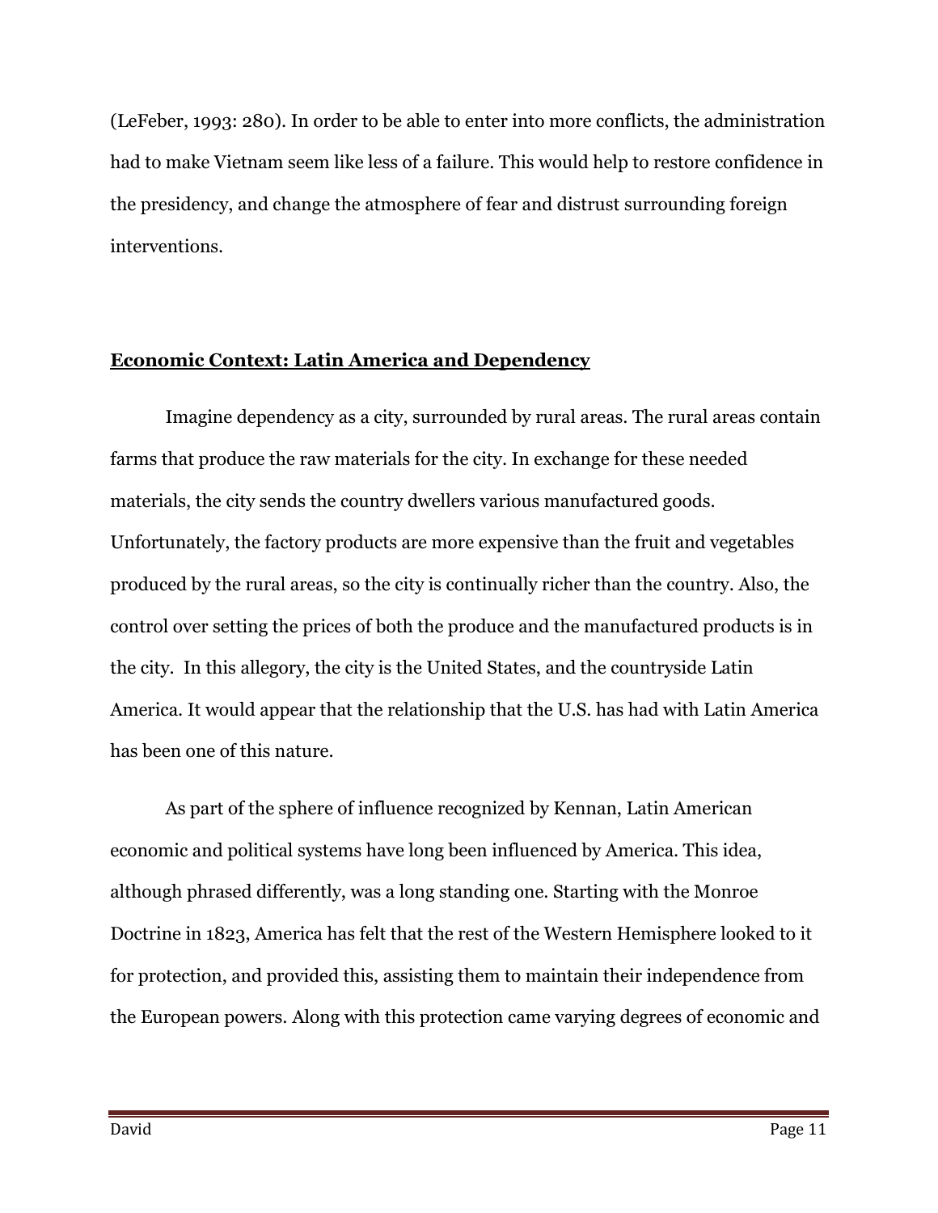(LeFeber, 1993: 280). In order to be able to enter into more conflicts, the administration had to make Vietnam seem like less of a failure. This would help to restore confidence in the presidency, and change the atmosphere of fear and distrust surrounding foreign interventions.

## Economic Context: Latin America and Dependency

Imagine dependency as a city, surrounded by rural areas. The rural areas contain farms that produce the raw materials for the city. In exchange for these needed materials, the city sends the country dwellers various manufactured goods. Unfortunately, the factory products are more expensive than the fruit and vegetables produced by the rural areas, so the city is continually richer than the country. Also, the control over setting the prices of both the produce and the manufactured products is in the city. In this allegory, the city is the United States, and the countryside Latin America. It would appear that the relationship that the U.S. has had with Latin America has been one of this nature.

As part of the sphere of influence recognized by Kennan, Latin American economic and political systems have long been influenced by America. This idea, although phrased differently, was a long standing one. Starting with the Monroe Doctrine in 1823, America has felt that the rest of the Western Hemisphere looked to it for protection, and provided this, assisting them to maintain their independence from the European powers. Along with this protection came varying degrees of economic and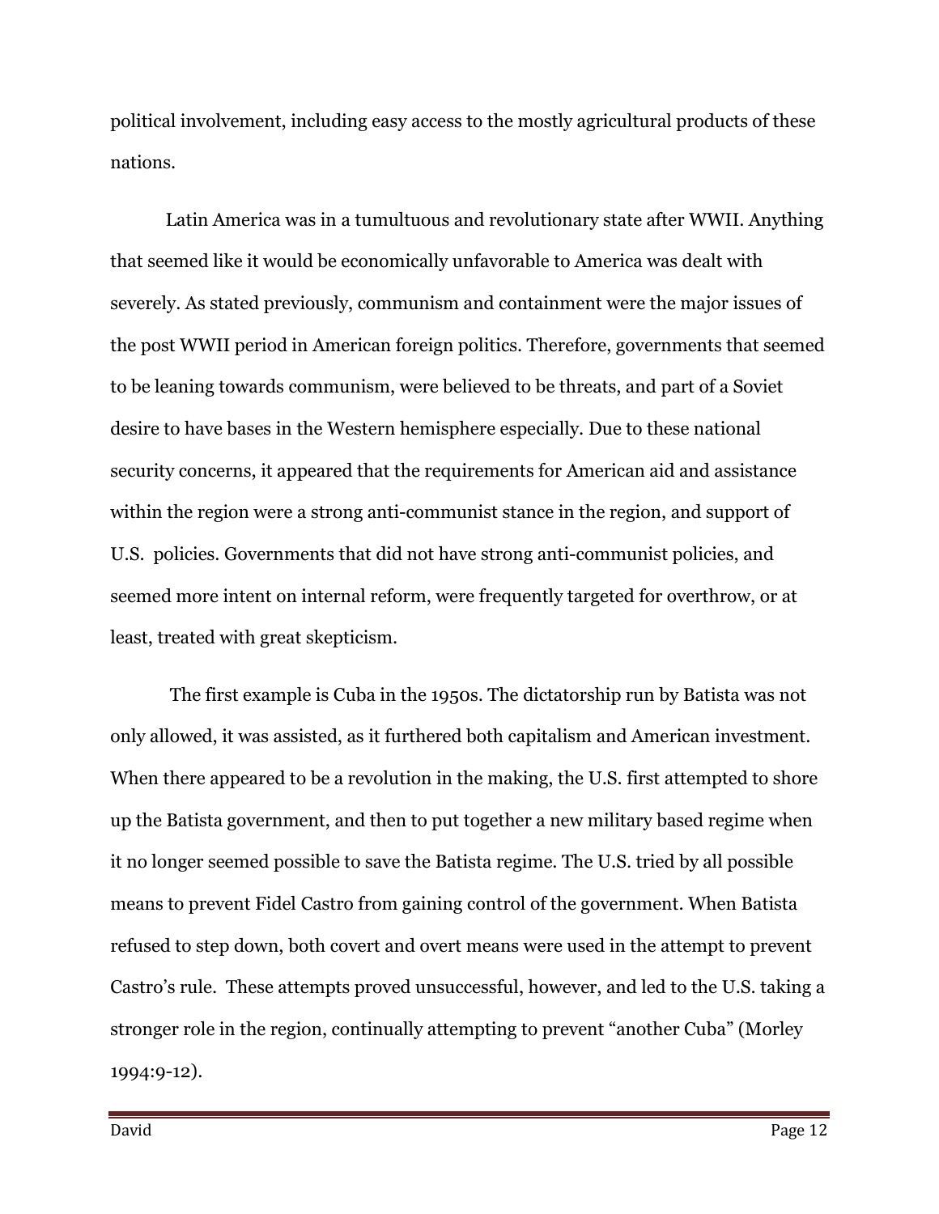political involvement, including easy access to the mostly agricultural products of these nations.

Latin America was in a tumultuous and revolutionary state after WWII. Anything that seemed like it would be economically unfavorable to America was dealt with severely. As stated previously, communism and containment were the major issues of the post WWII period in American foreign politics. Therefore, governments that seemed to be leaning towards communism, were believed to be threats, and part of a Soviet desire to have bases in the Western hemisphere especially. Due to these national security concerns, it appeared that the requirements for American aid and assistance within the region were a strong anti-communist stance in the region, and support of U.S. policies. Governments that did not have strong anti-communist policies, and seemed more intent on internal reform, were frequently targeted for overthrow, or at least, treated with great skepticism.

The first example is Cuba in the 1950s. The dictatorship run by Batista was not only allowed, it was assisted, as it furthered both capitalism and American investment. When there appeared to be a revolution in the making, the U.S. first attempted to shore up the Batista government, and then to put together a new military based regime when it no longer seemed possible to save the Batista regime. The U.S. tried by all possible means to prevent Fidel Castro from gaining control of the government. When Batista refused to step down, both covert and overt means were used in the attempt to prevent Castro's rule. These attempts proved unsuccessful, however, and led to the U.S. taking a stronger role in the region, continually attempting to prevent "another Cuba" (Morley 1994:9-12).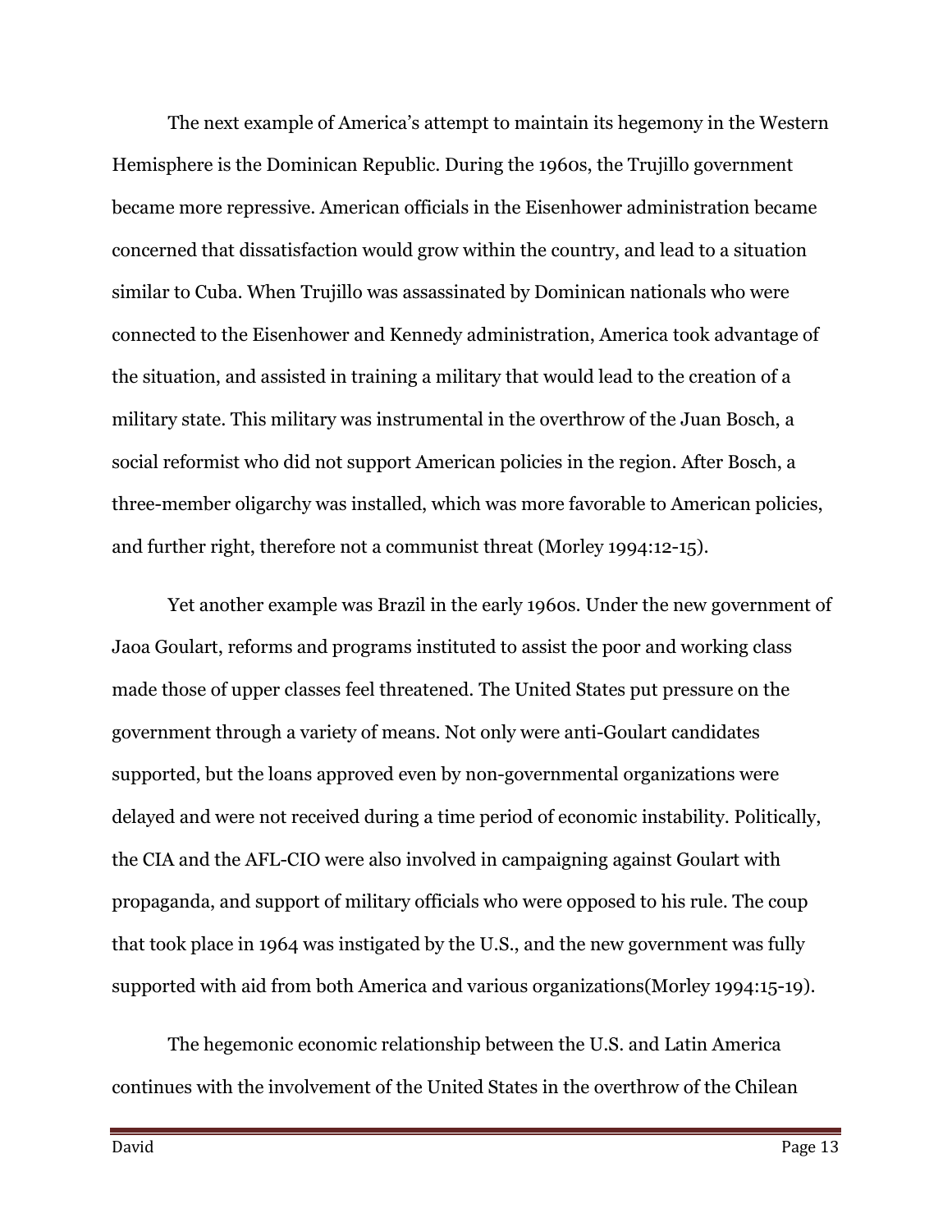The next example of America's attempt to maintain its hegemony in the Western Hemisphere is the Dominican Republic. During the 1960s, the Trujillo government became more repressive. American officials in the Eisenhower administration became concerned that dissatisfaction would grow within the country, and lead to a situation similar to Cuba. When Trujillo was assassinated by Dominican nationals who were connected to the Eisenhower and Kennedy administration, America took advantage of the situation, and assisted in training a military that would lead to the creation of a military state. This military was instrumental in the overthrow of the Juan Bosch, a social reformist who did not support American policies in the region. After Bosch, a three-member oligarchy was installed, which was more favorable to American policies, and further right, therefore not a communist threat (Morley 1994:12-15).

Yet another example was Brazil in the early 1960s. Under the new government of Jaoa Goulart, reforms and programs instituted to assist the poor and working class made those of upper classes feel threatened. The United States put pressure on the government through a variety of means. Not only were anti-Goulart candidates supported, but the loans approved even by non-governmental organizations were delayed and were not received during a time period of economic instability. Politically, the CIA and the AFL-CIO were also involved in campaigning against Goulart with propaganda, and support of military officials who were opposed to his rule. The coup that took place in 1964 was instigated by the U.S., and the new government was fully supported with aid from both America and various organizations(Morley 1994:15-19).

The hegemonic economic relationship between the U.S. and Latin America continues with the involvement of the United States in the overthrow of the Chilean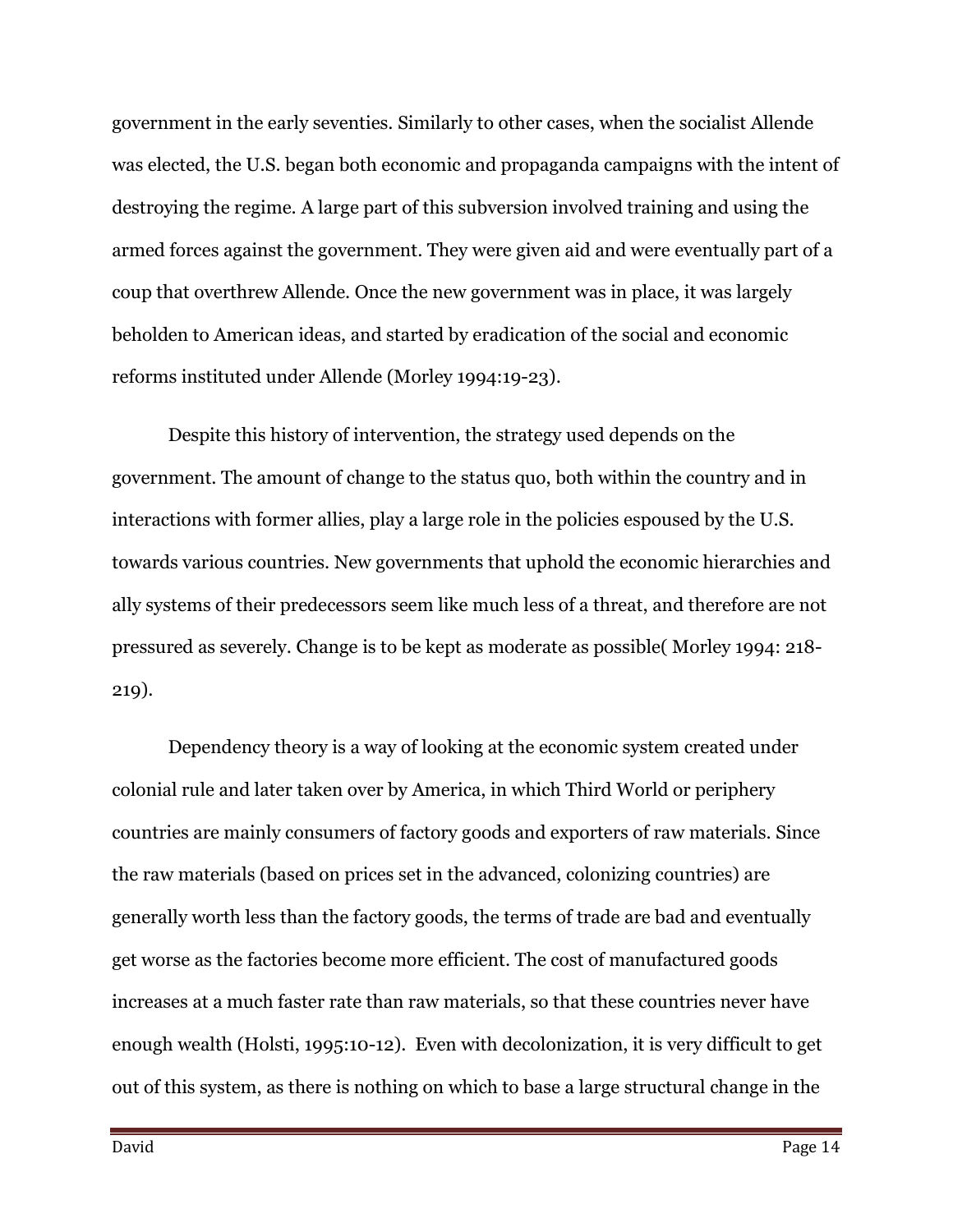government in the early seventies. Similarly to other cases, when the socialist Allende was elected, the U.S. began both economic and propaganda campaigns with the intent of destroying the regime. A large part of this subversion involved training and using the armed forces against the government. They were given aid and were eventually part of a coup that overthrew Allende. Once the new government was in place, it was largely beholden to American ideas, and started by eradication of the social and economic reforms instituted under Allende (Morley 1994:19-23).

Despite this history of intervention, the strategy used depends on the government. The amount of change to the status quo, both within the country and in interactions with former allies, play a large role in the policies espoused by the U.S. towards various countries. New governments that uphold the economic hierarchies and ally systems of their predecessors seem like much less of a threat, and therefore are not pressured as severely. Change is to be kept as moderate as possible( Morley 1994: 218-219).

Dependency theory is a way of looking at the economic system created under colonial rule and later taken over by America, in which Third World or periphery countries are mainly consumers of factory goods and exporters of raw materials. Since the raw materials (based on prices set in the advanced, colonizing countries) are generally worth less than the factory goods, the terms of trade are bad and eventually get worse as the factories become more efficient. The cost of manufactured goods increases at a much faster rate than raw materials, so that these countries never have enough wealth (Holsti, 1995:10-12). Even with decolonization, it is very difficult to get out of this system, as there is nothing on which to base a large structural change in the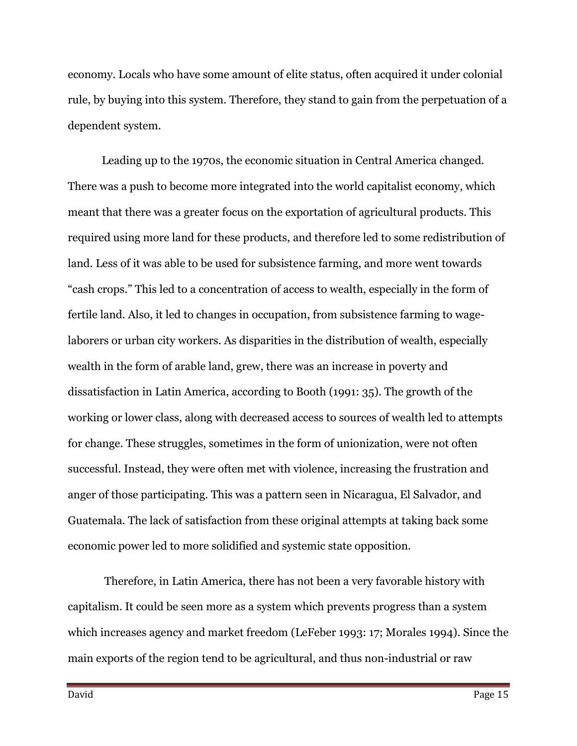economy. Locals who have some amount of elite status, often acquired it under colonial rule, by buying into this system. Therefore, they stand to gain from the perpetuation of a dependent system.

Leading up to the 1970s, the economic situation in Central America changed. There was a push to become more integrated into the world capitalist economy, which meant that there was a greater focus on the exportation of agricultural products. This required using more land for these products, and therefore led to some redistribution of land. Less of it was able to be used for subsistence farming, and more went towards "cash crops." This led to a concentration of access to wealth, especially in the form of fertile land. Also, it led to changes in occupation, from subsistence farming to wage-laborers or urban city workers. As disparities in the distribution of wealth, especially wealth in the form of arable land, grew, there was an increase in poverty and dissatisfaction in Latin America, according to Booth (1991: 35). The growth of the working or lower class, along with decreased access to sources of wealth led to attempts for change. These struggles, sometimes in the form of unionization, were not often successful. Instead, they were often met with violence, increasing the frustration and anger of those participating. This was a pattern seen in Nicaragua, El Salvador, and Guatemala. The lack of satisfaction from these original attempts at taking back some economic power led to more solidified and systemic state opposition.

Therefore, in Latin America, there has not been a very favorable history with capitalism. It could be seen more as a system which prevents progress than a system which increases agency and market freedom (LeFeber 1993: 17; Morales 1994). Since the main exports of the region tend to be agricultural, and thus non-industrial or raw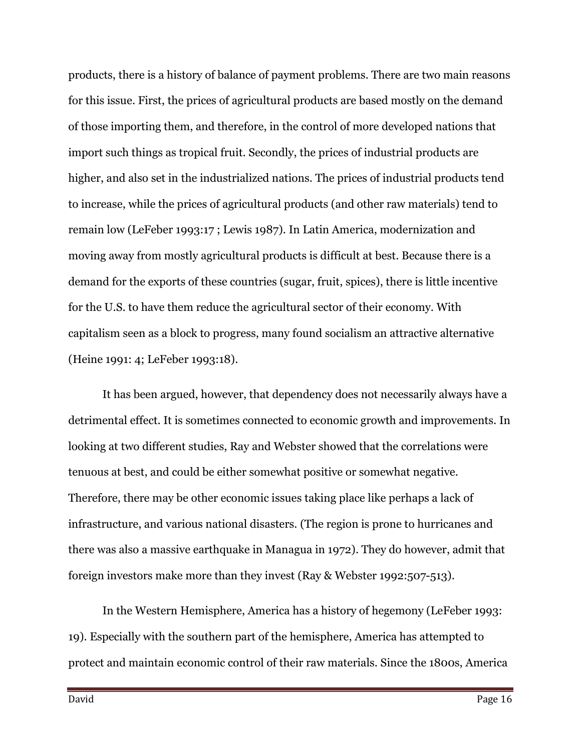products, there is a history of balance of payment problems. There are two main reasons for this issue. First, the prices of agricultural products are based mostly on the demand of those importing them, and therefore, in the control of more developed nations that import such things as tropical fruit. Secondly, the prices of industrial products are higher, and also set in the industrialized nations. The prices of industrial products tend to increase, while the prices of agricultural products (and other raw materials) tend to remain low (LeFeber 1993:17 ; Lewis 1987). In Latin America, modernization and moving away from mostly agricultural products is difficult at best. Because there is a demand for the exports of these countries (sugar, fruit, spices), there is little incentive for the U.S. to have them reduce the agricultural sector of their economy. With capitalism seen as a block to progress, many found socialism an attractive alternative (Heine 1991: 4; LeFeber 1993:18).

It has been argued, however, that dependency does not necessarily always have a detrimental effect. It is sometimes connected to economic growth and improvements. In looking at two different studies, Ray and Webster showed that the correlations were tenuous at best, and could be either somewhat positive or somewhat negative. Therefore, there may be other economic issues taking place like perhaps a lack of infrastructure, and various national disasters. (The region is prone to hurricanes and there was also a massive earthquake in Managua in 1972). They do however, admit that foreign investors make more than they invest (Ray & Webster 1992:507-513).

In the Western Hemisphere, America has a history of hegemony (LeFeber 1993: 19). Especially with the southern part of the hemisphere, America has attempted to protect and maintain economic control of their raw materials. Since the 1800s, America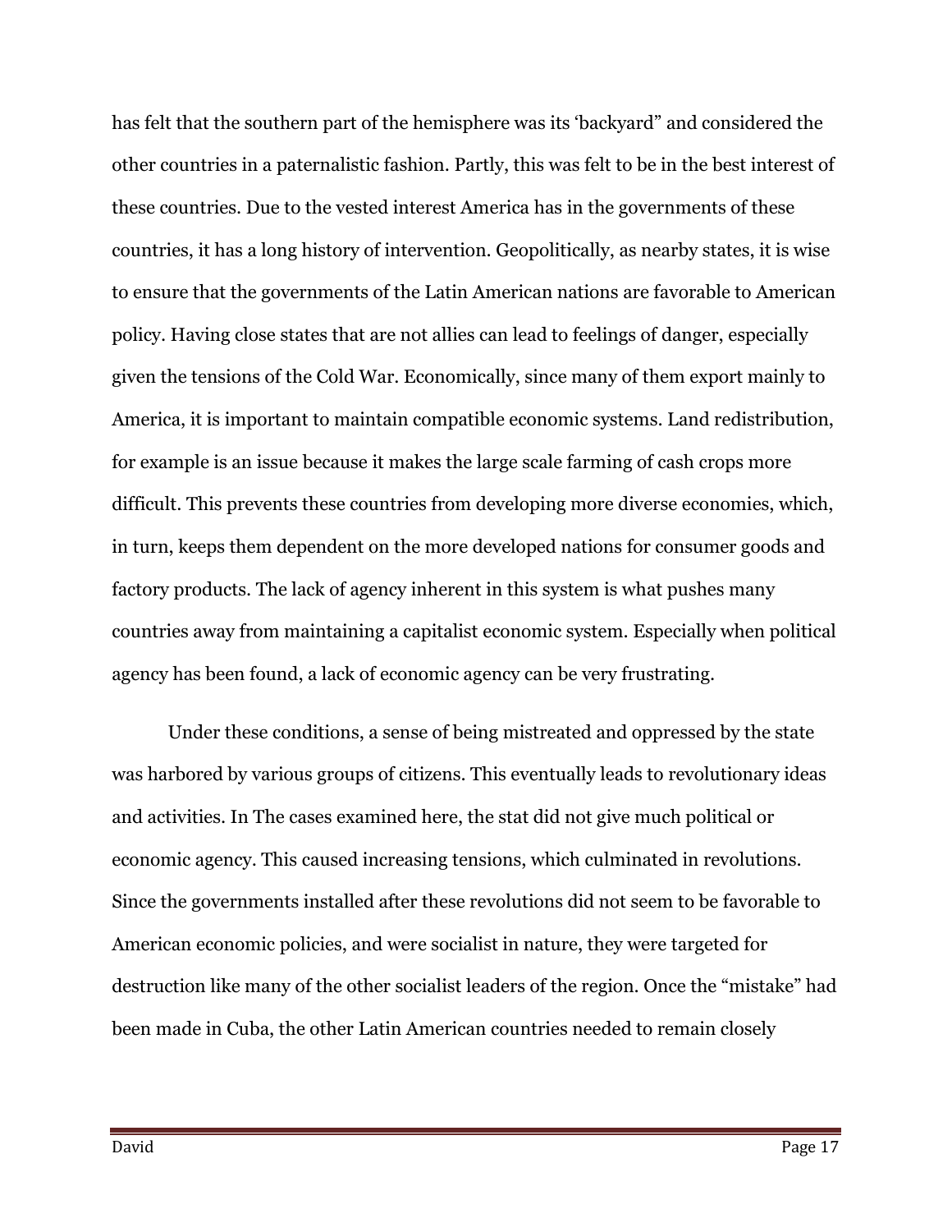has felt that the southern part of the hemisphere was its 'backyard" and considered the other countries in a paternalistic fashion. Partly, this was felt to be in the best interest of these countries. Due to the vested interest America has in the governments of these countries, it has a long history of intervention. Geopolitically, as nearby states, it is wise to ensure that the governments of the Latin American nations are favorable to American policy. Having close states that are not allies can lead to feelings of danger, especially given the tensions of the Cold War. Economically, since many of them export mainly to America, it is important to maintain compatible economic systems. Land redistribution, for example is an issue because it makes the large scale farming of cash crops more difficult. This prevents these countries from developing more diverse economies, which, in turn, keeps them dependent on the more developed nations for consumer goods and factory products. The lack of agency inherent in this system is what pushes many countries away from maintaining a capitalist economic system. Especially when political agency has been found, a lack of economic agency can be very frustrating.

Under these conditions, a sense of being mistreated and oppressed by the state was harbored by various groups of citizens. This eventually leads to revolutionary ideas and activities. In The cases examined here, the stat did not give much political or economic agency. This caused increasing tensions, which culminated in revolutions. Since the governments installed after these revolutions did not seem to be favorable to American economic policies, and were socialist in nature, they were targeted for destruction like many of the other socialist leaders of the region. Once the "mistake" had been made in Cuba, the other Latin American countries needed to remain closely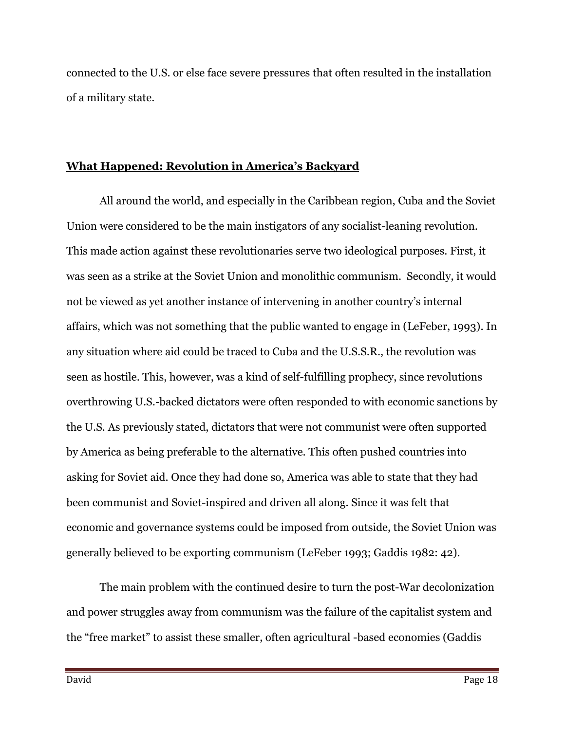connected to the U.S. or else face severe pressures that often resulted in the installation of a military state.

## What Happened: Revolution in America's Backyard

All around the world, and especially in the Caribbean region, Cuba and the Soviet Union were considered to be the main instigators of any socialist-leaning revolution. This made action against these revolutionaries serve two ideological purposes. First, it was seen as a strike at the Soviet Union and monolithic communism. Secondly, it would not be viewed as yet another instance of intervening in another country's internal affairs, which was not something that the public wanted to engage in (LeFeber, 1993). In any situation where aid could be traced to Cuba and the U.S.S.R., the revolution was seen as hostile. This, however, was a kind of self-fulfilling prophecy, since revolutions overthrowing U.S.-backed dictators were often responded to with economic sanctions by the U.S. As previously stated, dictators that were not communist were often supported by America as being preferable to the alternative. This often pushed countries into asking for Soviet aid. Once they had done so, America was able to state that they had been communist and Soviet-inspired and driven all along. Since it was felt that economic and governance systems could be imposed from outside, the Soviet Union was generally believed to be exporting communism (LeFeber 1993; Gaddis 1982: 42).

The main problem with the continued desire to turn the post-War decolonization and power struggles away from communism was the failure of the capitalist system and the "free market" to assist these smaller, often agricultural -based economies (Gaddis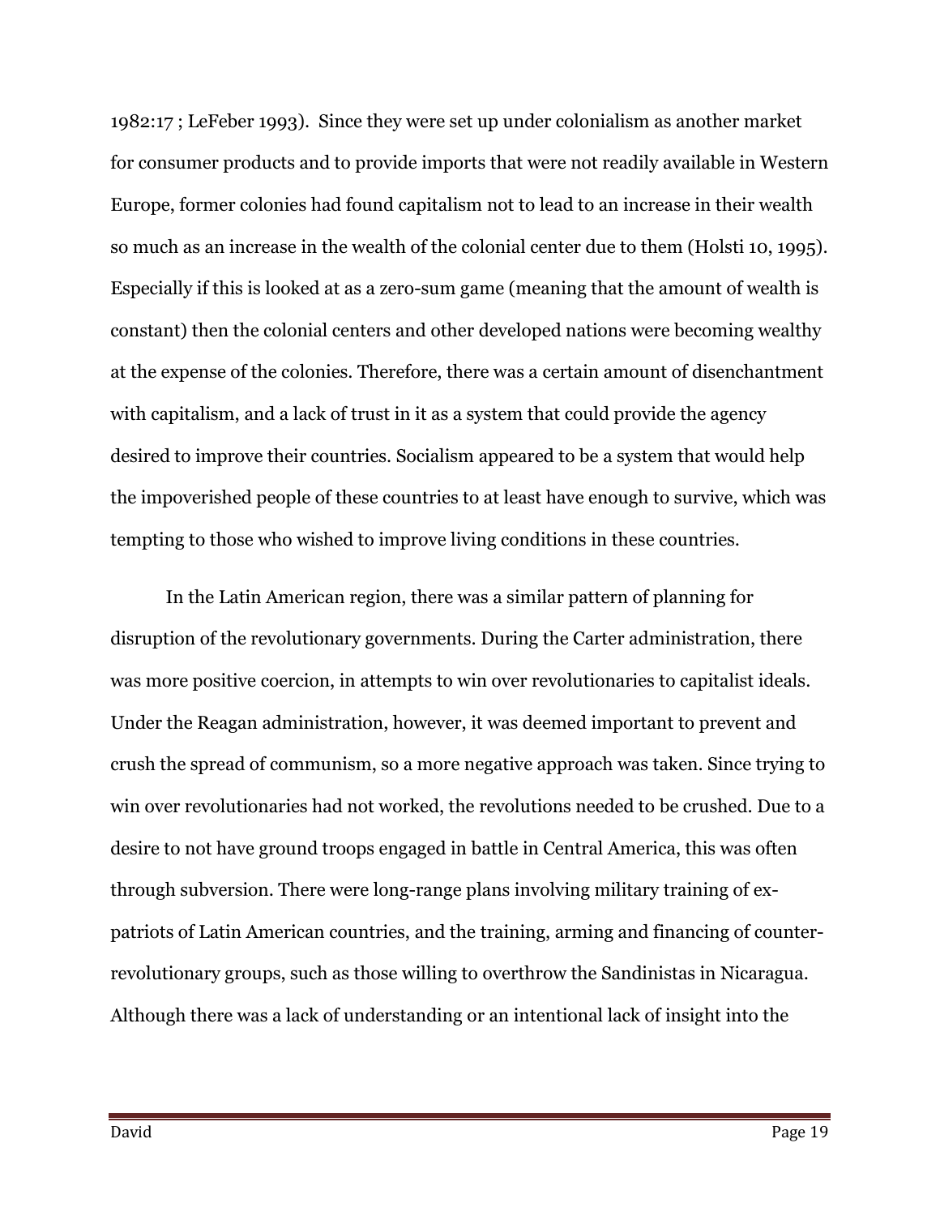1982:17 ; LeFeber 1993). Since they were set up under colonialism as another market for consumer products and to provide imports that were not readily available in Western Europe, former colonies had found capitalism not to lead to an increase in their wealth so much as an increase in the wealth of the colonial center due to them (Holsti 10, 1995). Especially if this is looked at as a zero-sum game (meaning that the amount of wealth is constant) then the colonial centers and other developed nations were becoming wealthy at the expense of the colonies. Therefore, there was a certain amount of disenchantment with capitalism, and a lack of trust in it as a system that could provide the agency desired to improve their countries. Socialism appeared to be a system that would help the impoverished people of these countries to at least have enough to survive, which was tempting to those who wished to improve living conditions in these countries.

In the Latin American region, there was a similar pattern of planning for disruption of the revolutionary governments. During the Carter administration, there was more positive coercion, in attempts to win over revolutionaries to capitalist ideals. Under the Reagan administration, however, it was deemed important to prevent and crush the spread of communism, so a more negative approach was taken. Since trying to win over revolutionaries had not worked, the revolutions needed to be crushed. Due to a desire to not have ground troops engaged in battle in Central America, this was often through subversion. There were long-range plans involving military training of ex-patriots of Latin American countries, and the training, arming and financing of counter-revolutionary groups, such as those willing to overthrow the Sandinistas in Nicaragua. Although there was a lack of understanding or an intentional lack of insight into the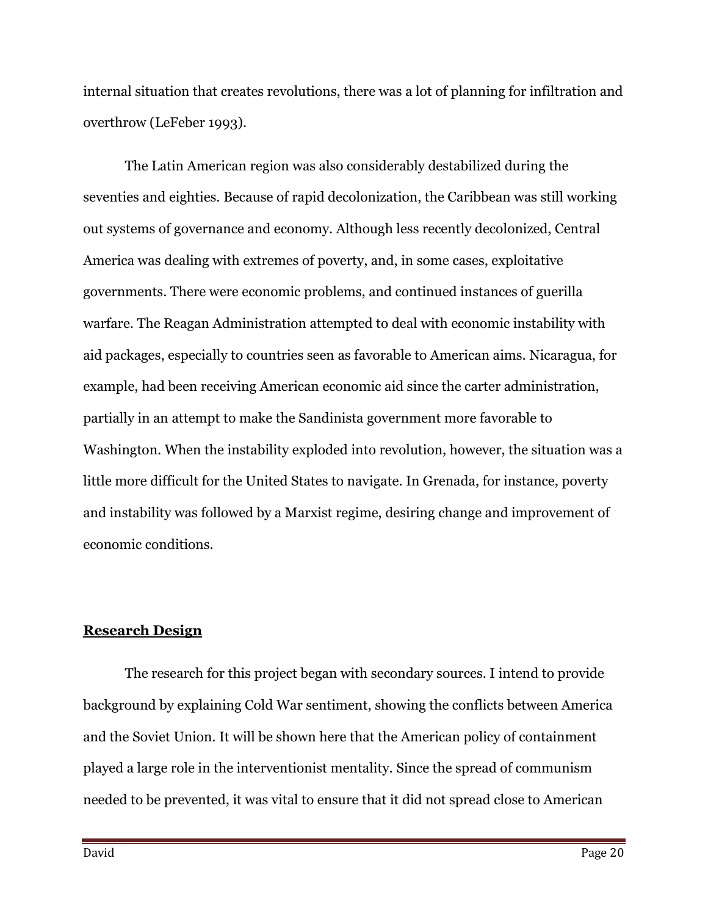internal situation that creates revolutions, there was a lot of planning for infiltration and overthrow (LeFeber 1993).

The Latin American region was also considerably destabilized during the seventies and eighties. Because of rapid decolonization, the Caribbean was still working out systems of governance and economy. Although less recently decolonized, Central America was dealing with extremes of poverty, and, in some cases, exploitative governments. There were economic problems, and continued instances of guerilla warfare. The Reagan Administration attempted to deal with economic instability with aid packages, especially to countries seen as favorable to American aims. Nicaragua, for example, had been receiving American economic aid since the carter administration, partially in an attempt to make the Sandinista government more favorable to Washington. When the instability exploded into revolution, however, the situation was a little more difficult for the United States to navigate. In Grenada, for instance, poverty and instability was followed by a Marxist regime, desiring change and improvement of economic conditions.

## Research Design

The research for this project began with secondary sources. I intend to provide background by explaining Cold War sentiment, showing the conflicts between America and the Soviet Union. It will be shown here that the American policy of containment played a large role in the interventionist mentality. Since the spread of communism needed to be prevented, it was vital to ensure that it did not spread close to American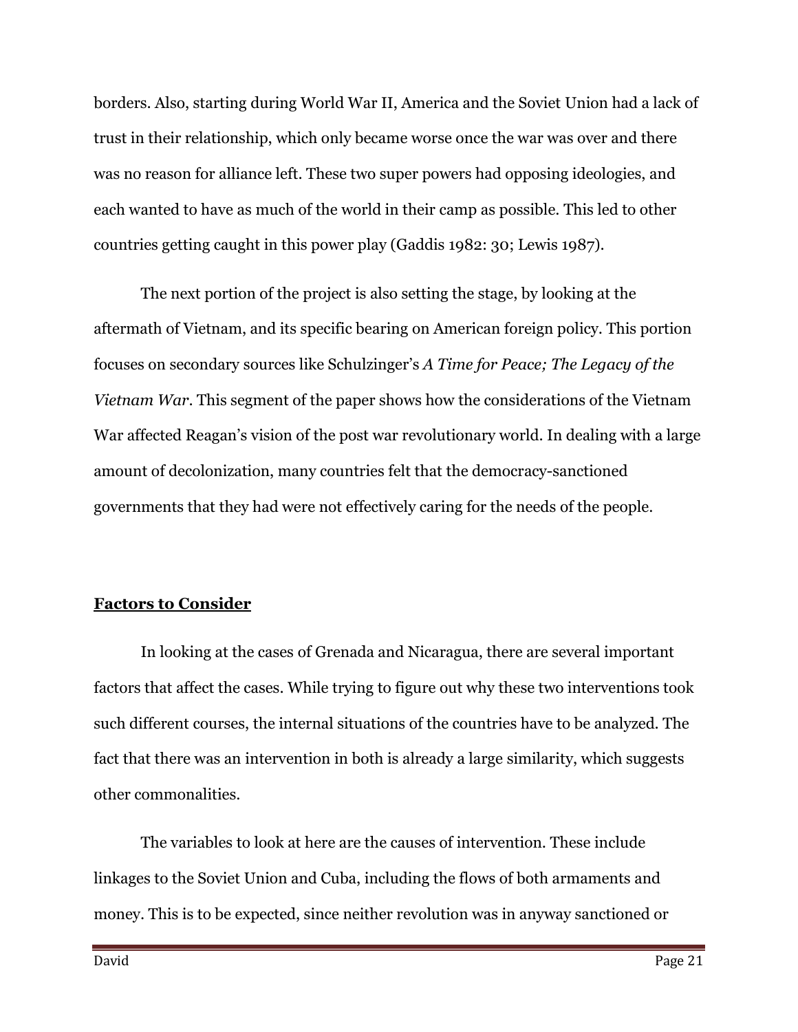borders. Also, starting during World War II, America and the Soviet Union had a lack of trust in their relationship, which only became worse once the war was over and there was no reason for alliance left. These two super powers had opposing ideologies, and each wanted to have as much of the world in their camp as possible. This led to other countries getting caught in this power play (Gaddis 1982: 30; Lewis 1987).

The next portion of the project is also setting the stage, by looking at the aftermath of Vietnam, and its specific bearing on American foreign policy. This portion focuses on secondary sources like Schulzinger's *A Time for Peace; The Legacy of the Vietnam War*. This segment of the paper shows how the considerations of the Vietnam War affected Reagan's vision of the post war revolutionary world. In dealing with a large amount of decolonization, many countries felt that the democracy-sanctioned governments that they had were not effectively caring for the needs of the people.

## Factors to Consider

In looking at the cases of Grenada and Nicaragua, there are several important factors that affect the cases. While trying to figure out why these two interventions took such different courses, the internal situations of the countries have to be analyzed. The fact that there was an intervention in both is already a large similarity, which suggests other commonalities.

The variables to look at here are the causes of intervention. These include linkages to the Soviet Union and Cuba, including the flows of both armaments and money. This is to be expected, since neither revolution was in anyway sanctioned or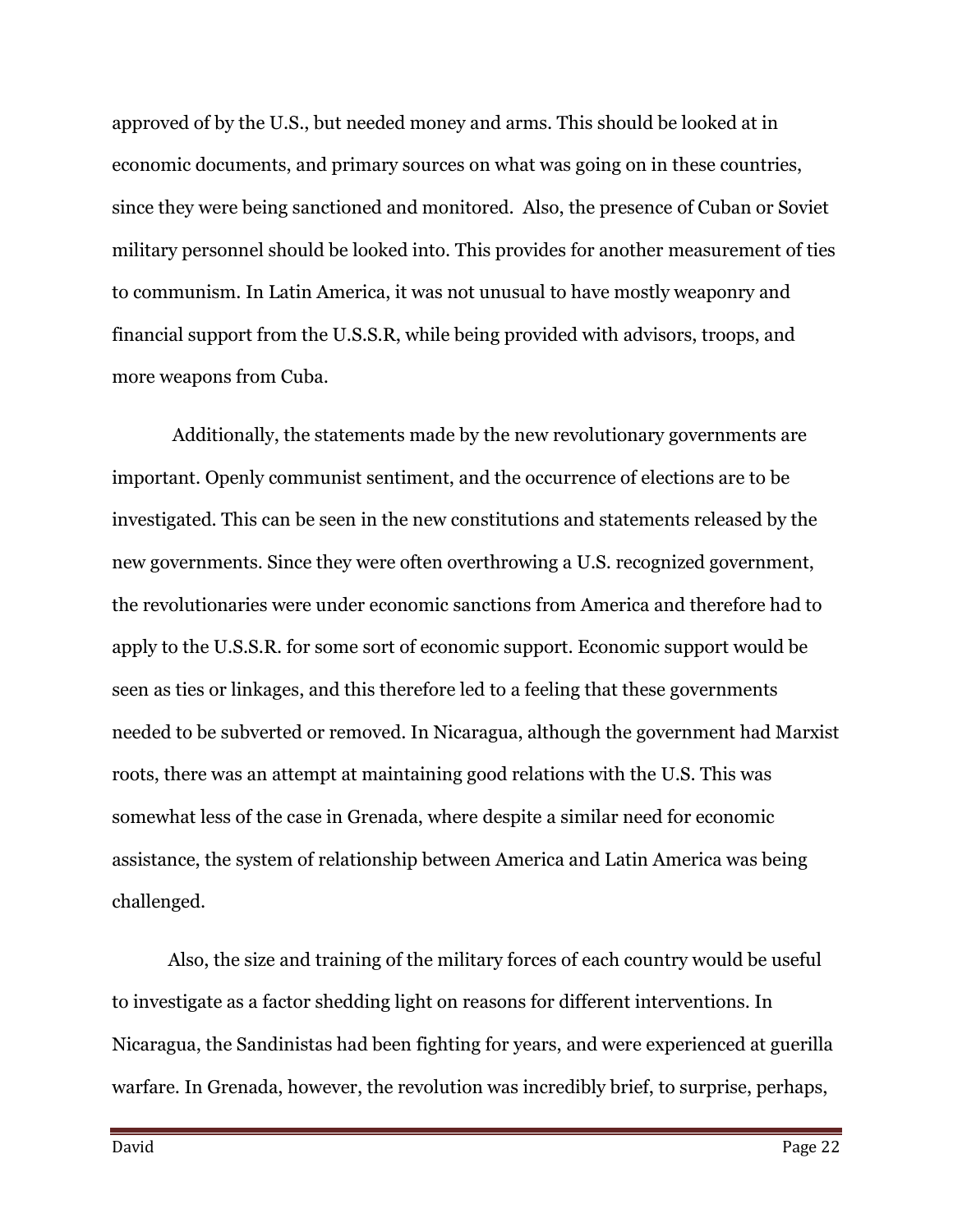approved of by the U.S., but needed money and arms. This should be looked at in economic documents, and primary sources on what was going on in these countries, since they were being sanctioned and monitored. Also, the presence of Cuban or Soviet military personnel should be looked into. This provides for another measurement of ties to communism. In Latin America, it was not unusual to have mostly weaponry and financial support from the U.S.S.R, while being provided with advisors, troops, and more weapons from Cuba.

Additionally, the statements made by the new revolutionary governments are important. Openly communist sentiment, and the occurrence of elections are to be investigated. This can be seen in the new constitutions and statements released by the new governments. Since they were often overthrowing a U.S. recognized government, the revolutionaries were under economic sanctions from America and therefore had to apply to the U.S.S.R. for some sort of economic support. Economic support would be seen as ties or linkages, and this therefore led to a feeling that these governments needed to be subverted or removed. In Nicaragua, although the government had Marxist roots, there was an attempt at maintaining good relations with the U.S. This was somewhat less of the case in Grenada, where despite a similar need for economic assistance, the system of relationship between America and Latin America was being challenged.

Also, the size and training of the military forces of each country would be useful to investigate as a factor shedding light on reasons for different interventions. In Nicaragua, the Sandinistas had been fighting for years, and were experienced at guerilla warfare. In Grenada, however, the revolution was incredibly brief, to surprise, perhaps,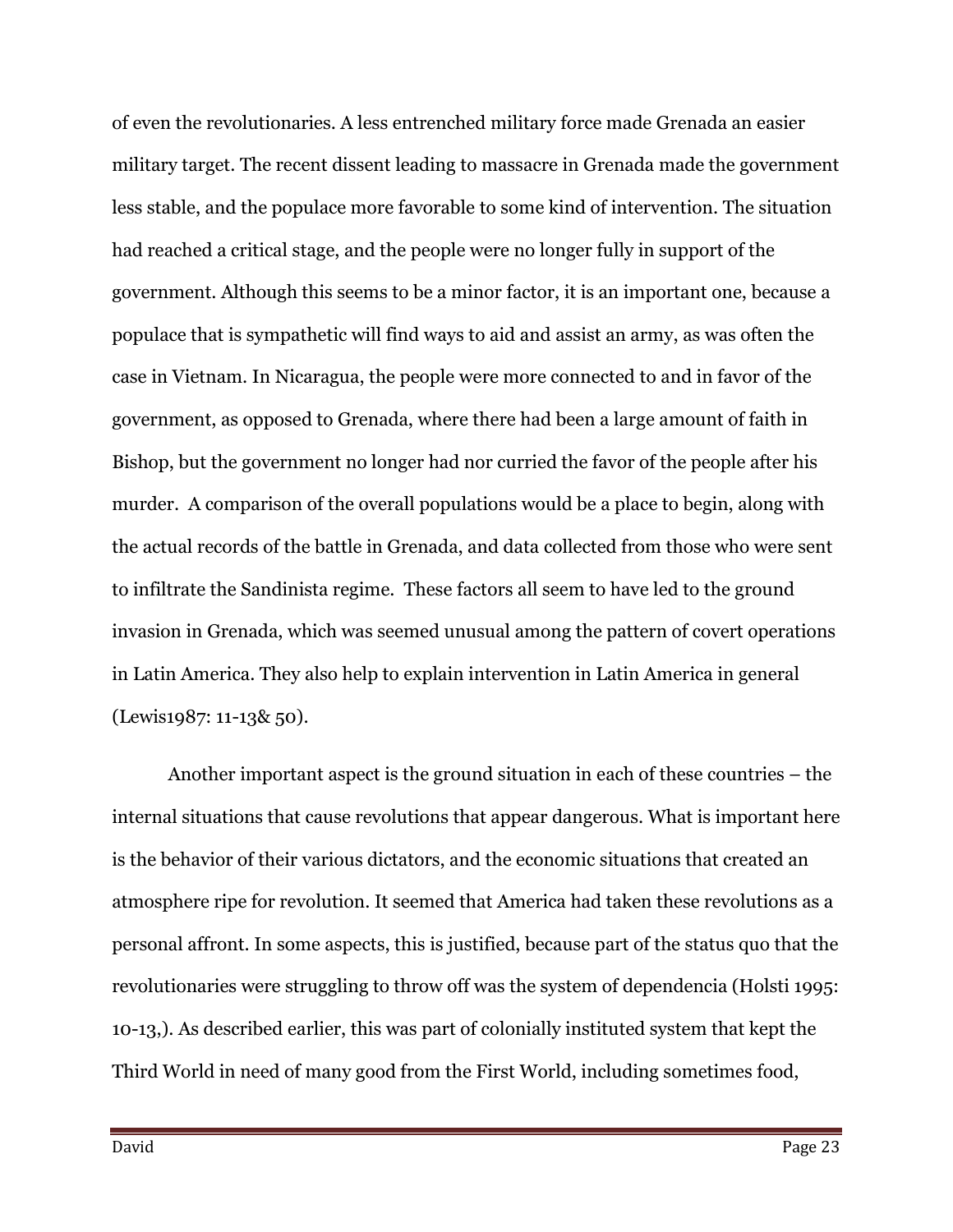of even the revolutionaries. A less entrenched military force made Grenada an easier military target. The recent dissent leading to massacre in Grenada made the government less stable, and the populace more favorable to some kind of intervention. The situation had reached a critical stage, and the people were no longer fully in support of the government. Although this seems to be a minor factor, it is an important one, because a populace that is sympathetic will find ways to aid and assist an army, as was often the case in Vietnam. In Nicaragua, the people were more connected to and in favor of the government, as opposed to Grenada, where there had been a large amount of faith in Bishop, but the government no longer had nor curried the favor of the people after his murder. A comparison of the overall populations would be a place to begin, along with the actual records of the battle in Grenada, and data collected from those who were sent to infiltrate the Sandinista regime. These factors all seem to have led to the ground invasion in Grenada, which was seemed unusual among the pattern of covert operations in Latin America. They also help to explain intervention in Latin America in general (Lewis1987: 11-13& 50).

Another important aspect is the ground situation in each of these countries – the internal situations that cause revolutions that appear dangerous. What is important here is the behavior of their various dictators, and the economic situations that created an atmosphere ripe for revolution. It seemed that America had taken these revolutions as a personal affront. In some aspects, this is justified, because part of the status quo that the revolutionaries were struggling to throw off was the system of dependencia (Holsti 1995: 10-13,). As described earlier, this was part of colonially instituted system that kept the Third World in need of many good from the First World, including sometimes food,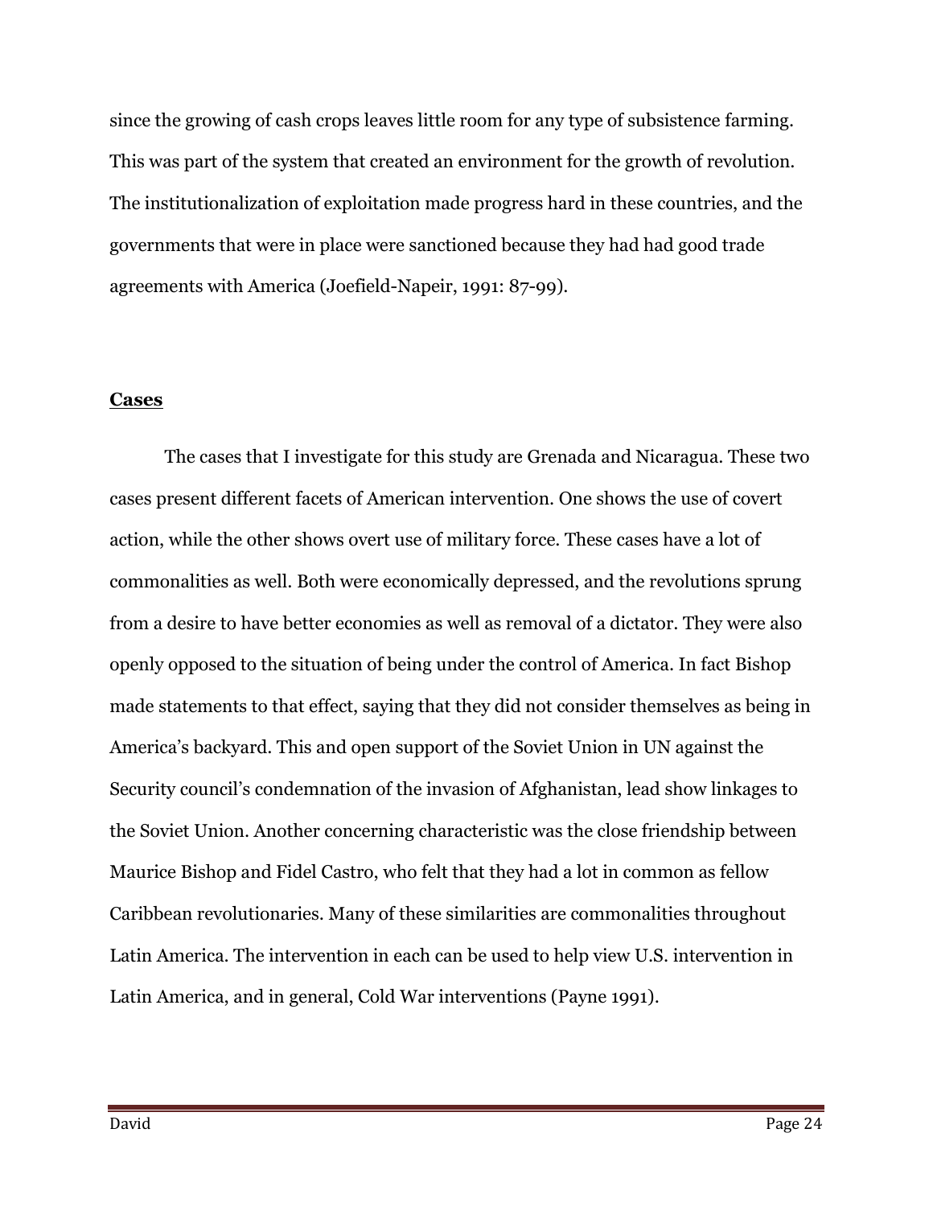since the growing of cash crops leaves little room for any type of subsistence farming. This was part of the system that created an environment for the growth of revolution. The institutionalization of exploitation made progress hard in these countries, and the governments that were in place were sanctioned because they had had good trade agreements with America (Joefield-Napeir, 1991: 87-99).

## **Cases**

The cases that I investigate for this study are Grenada and Nicaragua. These two cases present different facets of American intervention. One shows the use of covert action, while the other shows overt use of military force. These cases have a lot of commonalities as well. Both were economically depressed, and the revolutions sprung from a desire to have better economies as well as removal of a dictator. They were also openly opposed to the situation of being under the control of America. In fact Bishop made statements to that effect, saying that they did not consider themselves as being in America's backyard. This and open support of the Soviet Union in UN against the Security council's condemnation of the invasion of Afghanistan, lead show linkages to the Soviet Union. Another concerning characteristic was the close friendship between Maurice Bishop and Fidel Castro, who felt that they had a lot in common as fellow Caribbean revolutionaries. Many of these similarities are commonalities throughout Latin America. The intervention in each can be used to help view U.S. intervention in Latin America, and in general, Cold War interventions (Payne 1991).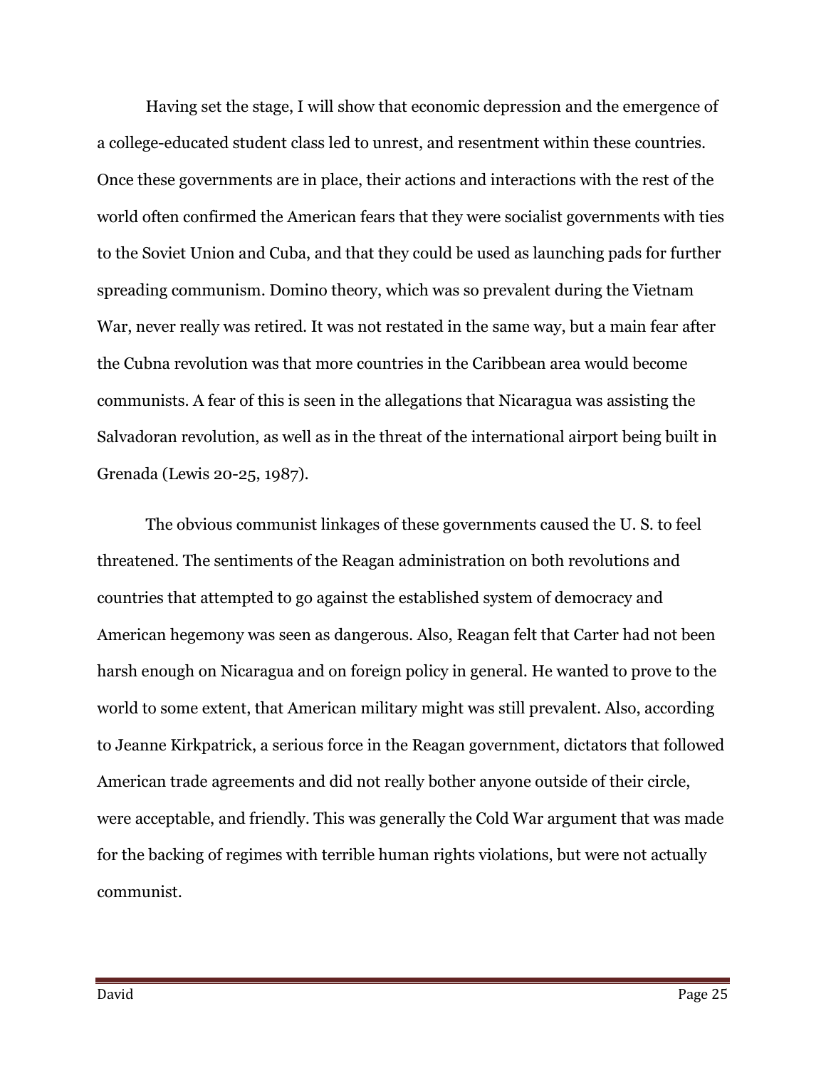Having set the stage, I will show that economic depression and the emergence of a college-educated student class led to unrest, and resentment within these countries. Once these governments are in place, their actions and interactions with the rest of the world often confirmed the American fears that they were socialist governments with ties to the Soviet Union and Cuba, and that they could be used as launching pads for further spreading communism. Domino theory, which was so prevalent during the Vietnam War, never really was retired. It was not restated in the same way, but a main fear after the Cubna revolution was that more countries in the Caribbean area would become communists. A fear of this is seen in the allegations that Nicaragua was assisting the Salvadoran revolution, as well as in the threat of the international airport being built in Grenada (Lewis 20-25, 1987).

The obvious communist linkages of these governments caused the U. S. to feel threatened. The sentiments of the Reagan administration on both revolutions and countries that attempted to go against the established system of democracy and American hegemony was seen as dangerous. Also, Reagan felt that Carter had not been harsh enough on Nicaragua and on foreign policy in general. He wanted to prove to the world to some extent, that American military might was still prevalent. Also, according to Jeanne Kirkpatrick, a serious force in the Reagan government, dictators that followed American trade agreements and did not really bother anyone outside of their circle, were acceptable, and friendly. This was generally the Cold War argument that was made for the backing of regimes with terrible human rights violations, but were not actually communist.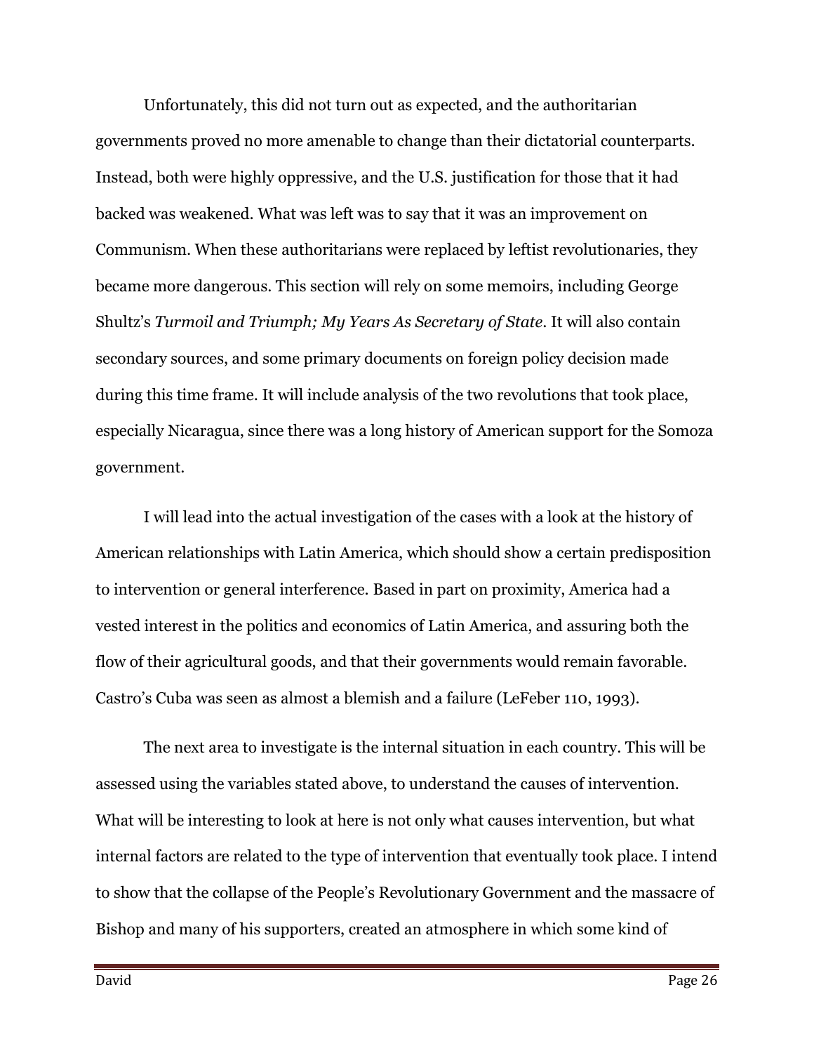Unfortunately, this did not turn out as expected, and the authoritarian governments proved no more amenable to change than their dictatorial counterparts. Instead, both were highly oppressive, and the U.S. justification for those that it had backed was weakened. What was left was to say that it was an improvement on Communism. When these authoritarians were replaced by leftist revolutionaries, they became more dangerous. This section will rely on some memoirs, including George Shultz's *Turmoil and Triumph; My Years As Secretary of State*. It will also contain secondary sources, and some primary documents on foreign policy decision made during this time frame. It will include analysis of the two revolutions that took place, especially Nicaragua, since there was a long history of American support for the Somoza government.

I will lead into the actual investigation of the cases with a look at the history of American relationships with Latin America, which should show a certain predisposition to intervention or general interference. Based in part on proximity, America had a vested interest in the politics and economics of Latin America, and assuring both the flow of their agricultural goods, and that their governments would remain favorable. Castro's Cuba was seen as almost a blemish and a failure (LeFeber 110, 1993).

The next area to investigate is the internal situation in each country. This will be assessed using the variables stated above, to understand the causes of intervention. What will be interesting to look at here is not only what causes intervention, but what internal factors are related to the type of intervention that eventually took place. I intend to show that the collapse of the People's Revolutionary Government and the massacre of Bishop and many of his supporters, created an atmosphere in which some kind of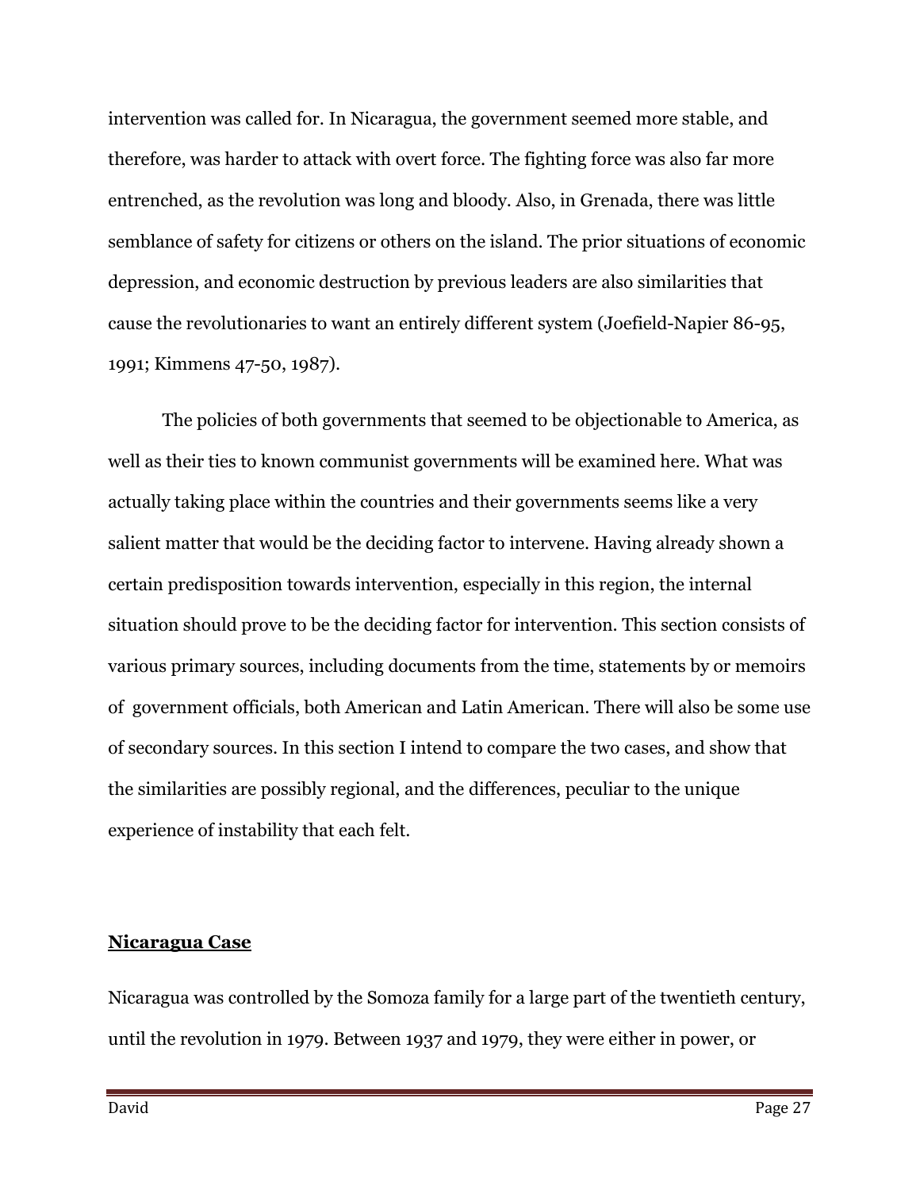intervention was called for. In Nicaragua, the government seemed more stable, and therefore, was harder to attack with overt force. The fighting force was also far more entrenched, as the revolution was long and bloody. Also, in Grenada, there was little semblance of safety for citizens or others on the island. The prior situations of economic depression, and economic destruction by previous leaders are also similarities that cause the revolutionaries to want an entirely different system (Joefield-Napier 86-95, 1991; Kimmens 47-50, 1987).

The policies of both governments that seemed to be objectionable to America, as well as their ties to known communist governments will be examined here. What was actually taking place within the countries and their governments seems like a very salient matter that would be the deciding factor to intervene. Having already shown a certain predisposition towards intervention, especially in this region, the internal situation should prove to be the deciding factor for intervention. This section consists of various primary sources, including documents from the time, statements by or memoirs of government officials, both American and Latin American. There will also be some use of secondary sources. In this section I intend to compare the two cases, and show that the similarities are possibly regional, and the differences, peculiar to the unique experience of instability that each felt.

## Nicaragua Case

Nicaragua was controlled by the Somoza family for a large part of the twentieth century, until the revolution in 1979. Between 1937 and 1979, they were either in power, or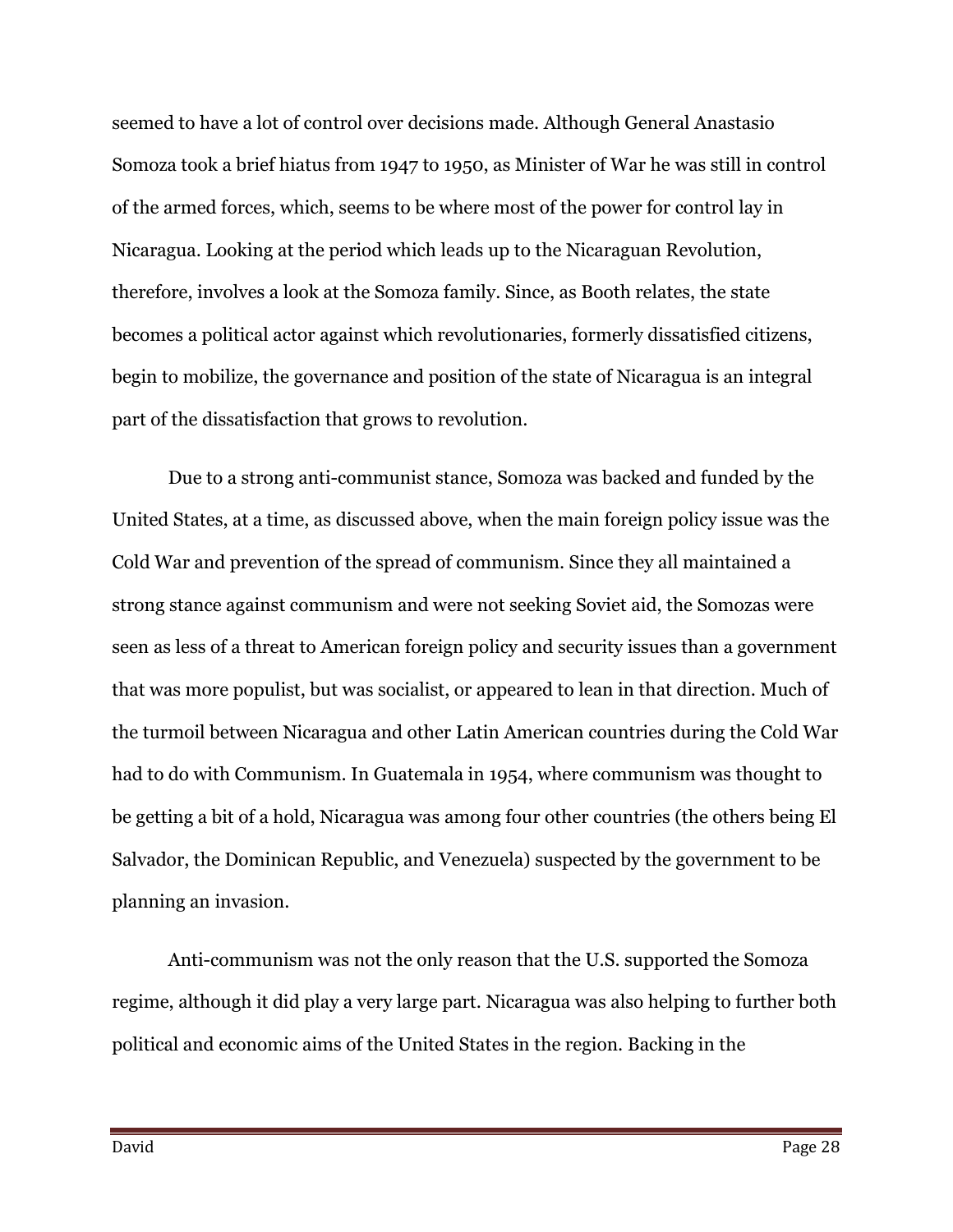seemed to have a lot of control over decisions made. Although General Anastasio Somoza took a brief hiatus from 1947 to 1950, as Minister of War he was still in control of the armed forces, which, seems to be where most of the power for control lay in Nicaragua. Looking at the period which leads up to the Nicaraguan Revolution, therefore, involves a look at the Somoza family. Since, as Booth relates, the state becomes a political actor against which revolutionaries, formerly dissatisfied citizens, begin to mobilize, the governance and position of the state of Nicaragua is an integral part of the dissatisfaction that grows to revolution.

Due to a strong anti-communist stance, Somoza was backed and funded by the United States, at a time, as discussed above, when the main foreign policy issue was the Cold War and prevention of the spread of communism. Since they all maintained a strong stance against communism and were not seeking Soviet aid, the Somozas were seen as less of a threat to American foreign policy and security issues than a government that was more populist, but was socialist, or appeared to lean in that direction. Much of the turmoil between Nicaragua and other Latin American countries during the Cold War had to do with Communism. In Guatemala in 1954, where communism was thought to be getting a bit of a hold, Nicaragua was among four other countries (the others being El Salvador, the Dominican Republic, and Venezuela) suspected by the government to be planning an invasion.

Anti-communism was not the only reason that the U.S. supported the Somoza regime, although it did play a very large part. Nicaragua was also helping to further both political and economic aims of the United States in the region. Backing in the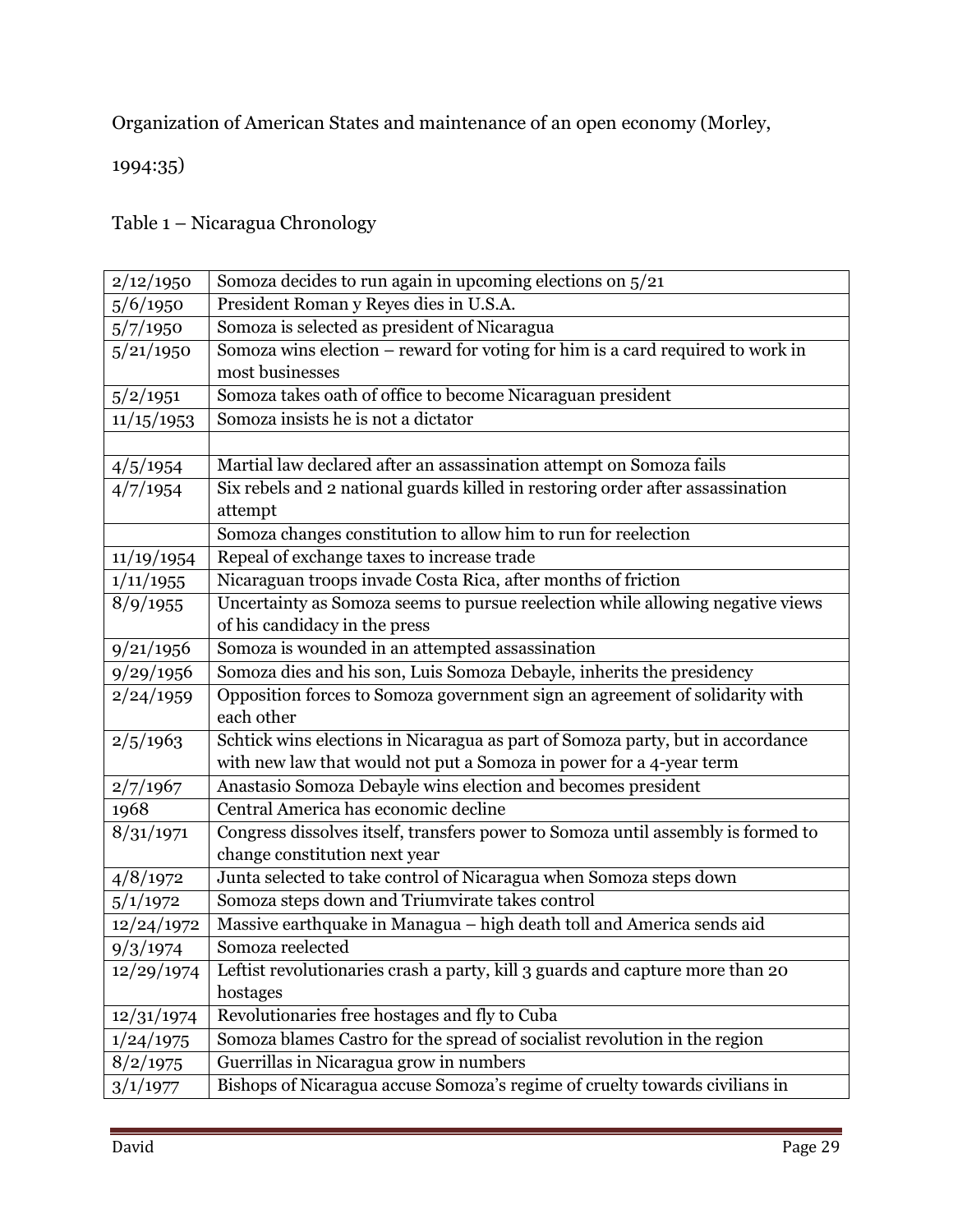Organization of American States and maintenance of an open economy (Morley, 1994:35)

Table 1 – Nicaragua Chronology

| | |
|---|---|
| 2/12/1950 | Somoza decides to run again in upcoming elections on 5/21 |
| 5/6/1950 | President Roman y Reyes dies in U.S.A. |
| 5/7/1950 | Somoza is selected as president of Nicaragua |
| 5/21/1950 | Somoza wins election – reward for voting for him is a card required to work in most businesses |
| 5/2/1951 | Somoza takes oath of office to become Nicaraguan president |
| 11/15/1953 | Somoza insists he is not a dictator |
| | |
| 4/5/1954 | Martial law declared after an assassination attempt on Somoza fails |
| 4/7/1954 | Six rebels and 2 national guards killed in restoring order after assassination attempt |
| | Somoza changes constitution to allow him to run for reelection |
| 11/19/1954 | Repeal of exchange taxes to increase trade |
| 1/11/1955 | Nicaraguan troops invade Costa Rica, after months of friction |
| 8/9/1955 | Uncertainty as Somoza seems to pursue reelection while allowing negative views of his candidacy in the press |
| 9/21/1956 | Somoza is wounded in an attempted assassination |
| 9/29/1956 | Somoza dies and his son, Luis Somoza Debayle, inherits the presidency |
| 2/24/1959 | Opposition forces to Somoza government sign an agreement of solidarity with each other |
| 2/5/1963 | Schtick wins elections in Nicaragua as part of Somoza party, but in accordance with new law that would not put a Somoza in power for a 4-year term |
| 2/7/1967 | Anastasio Somoza Debayle wins election and becomes president |
| 1968 | Central America has economic decline |
| 8/31/1971 | Congress dissolves itself, transfers power to Somoza until assembly is formed to change constitution next year |
| 4/8/1972 | Junta selected to take control of Nicaragua when Somoza steps down |
| 5/1/1972 | Somoza steps down and Triumvirate takes control |
| 12/24/1972 | Massive earthquake in Managua – high death toll and America sends aid |
| 9/3/1974 | Somoza reelected |
| 12/29/1974 | Leftist revolutionaries crash a party, kill 3 guards and capture more than 20 hostages |
| 12/31/1974 | Revolutionaries free hostages and fly to Cuba |
| 1/24/1975 | Somoza blames Castro for the spread of socialist revolution in the region |
| 8/2/1975 | Guerrillas in Nicaragua grow in numbers |
| 3/1/1977 | Bishops of Nicaragua accuse Somoza's regime of cruelty towards civilians in |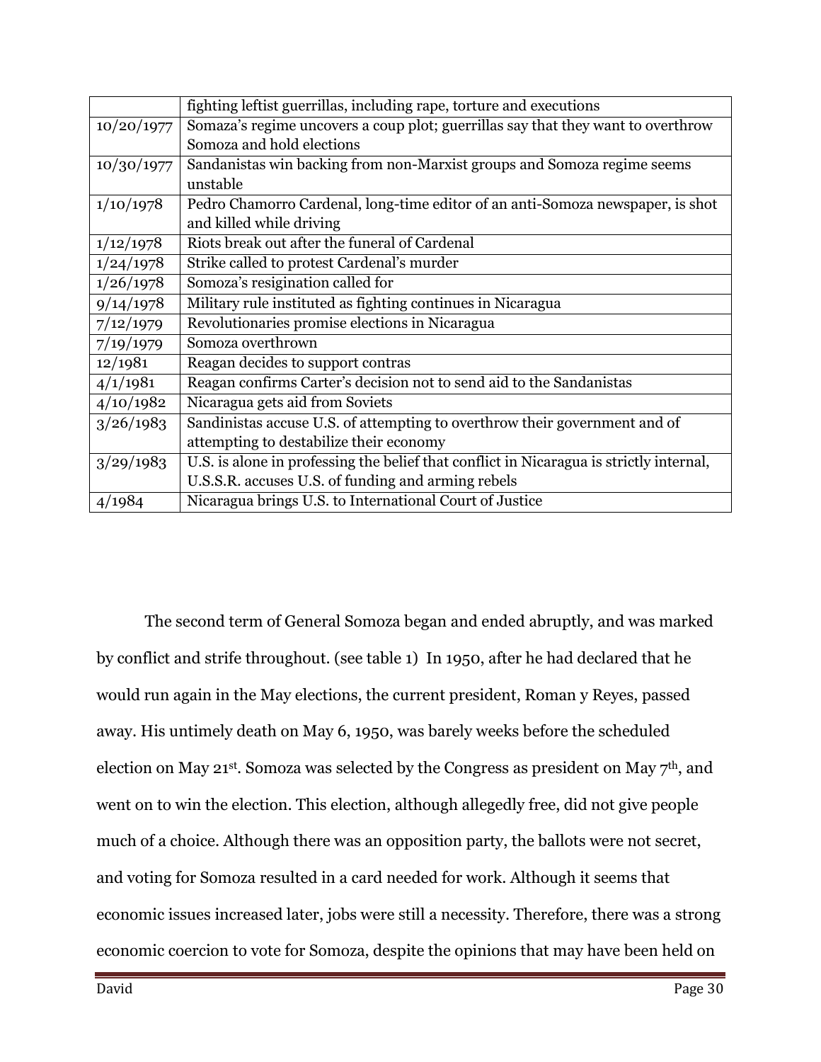| | |
|---|---|
| | fighting leftist guerrillas, including rape, torture and executions |
| 10/20/1977 | Somaza's regime uncovers a coup plot; guerrillas say that they want to overthrow Somoza and hold elections |
| 10/30/1977 | Sandanistas win backing from non-Marxist groups and Somoza regime seems unstable |
| 1/10/1978 | Pedro Chamorro Cardenal, long-time editor of an anti-Somoza newspaper, is shot and killed while driving |
| 1/12/1978 | Riots break out after the funeral of Cardenal |
| 1/24/1978 | Strike called to protest Cardenal's murder |
| 1/26/1978 | Somoza's resignation called for |
| 9/14/1978 | Military rule instituted as fighting continues in Nicaragua |
| 7/12/1979 | Revolutionaries promise elections in Nicaragua |
| 7/19/1979 | Somoza overthrown |
| 12/1981 | Reagan decides to support contras |
| 4/1/1981 | Reagan confirms Carter's decision not to send aid to the Sandanistas |
| 4/10/1982 | Nicaragua gets aid from Soviets |
| 3/26/1983 | Sandinistas accuse U.S. of attempting to overthrow their government and of attempting to destabilize their economy |
| 3/29/1983 | U.S. is alone in professing the belief that conflict in Nicaragua is strictly internal, U.S.S.R. accuses U.S. of funding and arming rebels |
| 4/1984 | Nicaragua brings U.S. to International Court of Justice |

The second term of General Somoza began and ended abruptly, and was marked by conflict and strife throughout. (see table 1) In 1950, after he had declared that he would run again in the May elections, the current president, Roman y Reyes, passed away. His untimely death on May 6, 1950, was barely weeks before the scheduled election on May 21st. Somoza was selected by the Congress as president on May 7th, and went on to win the election. This election, although allegedly free, did not give people much of a choice. Although there was an opposition party, the ballots were not secret, and voting for Somoza resulted in a card needed for work. Although it seems that economic issues increased later, jobs were still a necessity. Therefore, there was a strong economic coercion to vote for Somoza, despite the opinions that may have been held on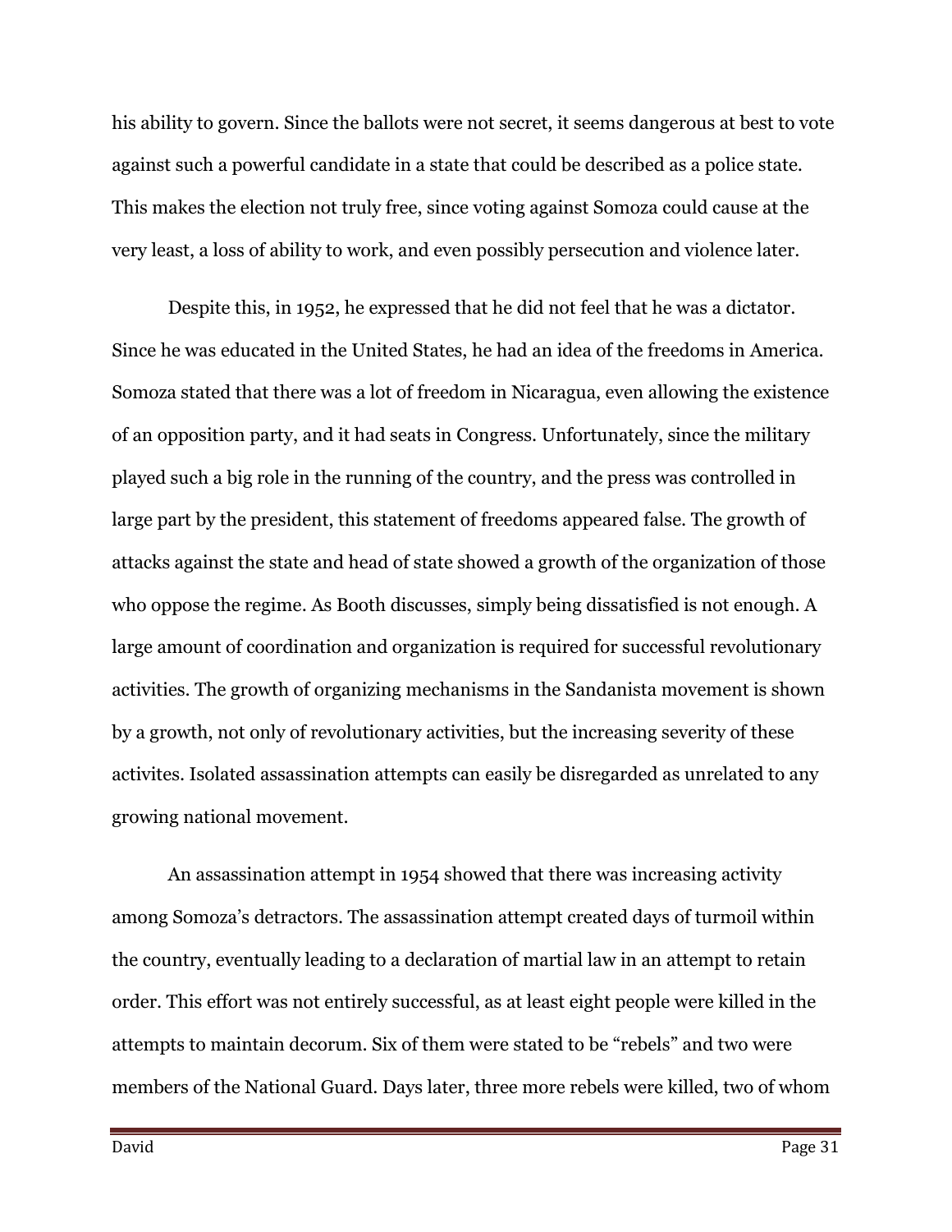his ability to govern. Since the ballots were not secret, it seems dangerous at best to vote against such a powerful candidate in a state that could be described as a police state. This makes the election not truly free, since voting against Somoza could cause at the very least, a loss of ability to work, and even possibly persecution and violence later.

Despite this, in 1952, he expressed that he did not feel that he was a dictator. Since he was educated in the United States, he had an idea of the freedoms in America. Somoza stated that there was a lot of freedom in Nicaragua, even allowing the existence of an opposition party, and it had seats in Congress. Unfortunately, since the military played such a big role in the running of the country, and the press was controlled in large part by the president, this statement of freedoms appeared false. The growth of attacks against the state and head of state showed a growth of the organization of those who oppose the regime. As Booth discusses, simply being dissatisfied is not enough. A large amount of coordination and organization is required for successful revolutionary activities. The growth of organizing mechanisms in the Sandanista movement is shown by a growth, not only of revolutionary activities, but the increasing severity of these activites. Isolated assassination attempts can easily be disregarded as unrelated to any growing national movement.

An assassination attempt in 1954 showed that there was increasing activity among Somoza's detractors. The assassination attempt created days of turmoil within the country, eventually leading to a declaration of martial law in an attempt to retain order. This effort was not entirely successful, as at least eight people were killed in the attempts to maintain decorum. Six of them were stated to be "rebels" and two were members of the National Guard. Days later, three more rebels were killed, two of whom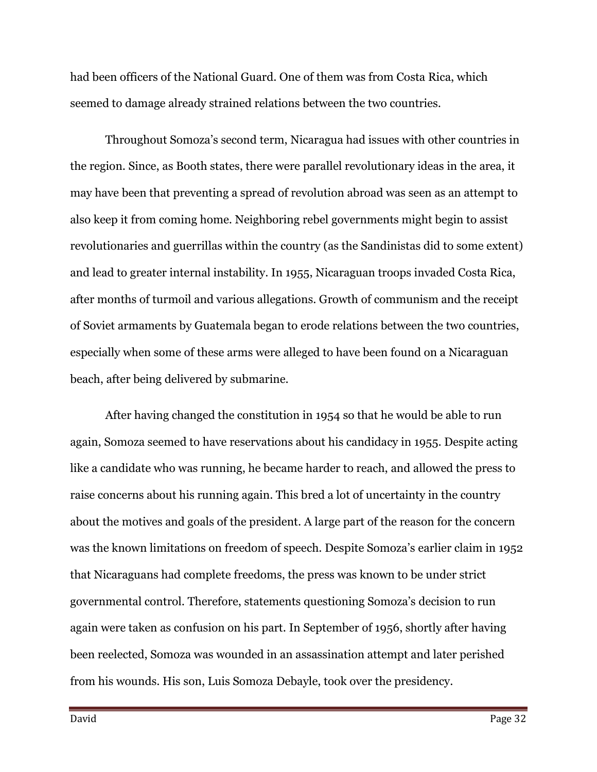had been officers of the National Guard. One of them was from Costa Rica, which seemed to damage already strained relations between the two countries.

Throughout Somoza's second term, Nicaragua had issues with other countries in the region. Since, as Booth states, there were parallel revolutionary ideas in the area, it may have been that preventing a spread of revolution abroad was seen as an attempt to also keep it from coming home. Neighboring rebel governments might begin to assist revolutionaries and guerrillas within the country (as the Sandinistas did to some extent) and lead to greater internal instability. In 1955, Nicaraguan troops invaded Costa Rica, after months of turmoil and various allegations. Growth of communism and the receipt of Soviet armaments by Guatemala began to erode relations between the two countries, especially when some of these arms were alleged to have been found on a Nicaraguan beach, after being delivered by submarine.

After having changed the constitution in 1954 so that he would be able to run again, Somoza seemed to have reservations about his candidacy in 1955. Despite acting like a candidate who was running, he became harder to reach, and allowed the press to raise concerns about his running again. This bred a lot of uncertainty in the country about the motives and goals of the president. A large part of the reason for the concern was the known limitations on freedom of speech. Despite Somoza's earlier claim in 1952 that Nicaraguans had complete freedoms, the press was known to be under strict governmental control. Therefore, statements questioning Somoza's decision to run again were taken as confusion on his part. In September of 1956, shortly after having been reelected, Somoza was wounded in an assassination attempt and later perished from his wounds. His son, Luis Somoza Debayle, took over the presidency.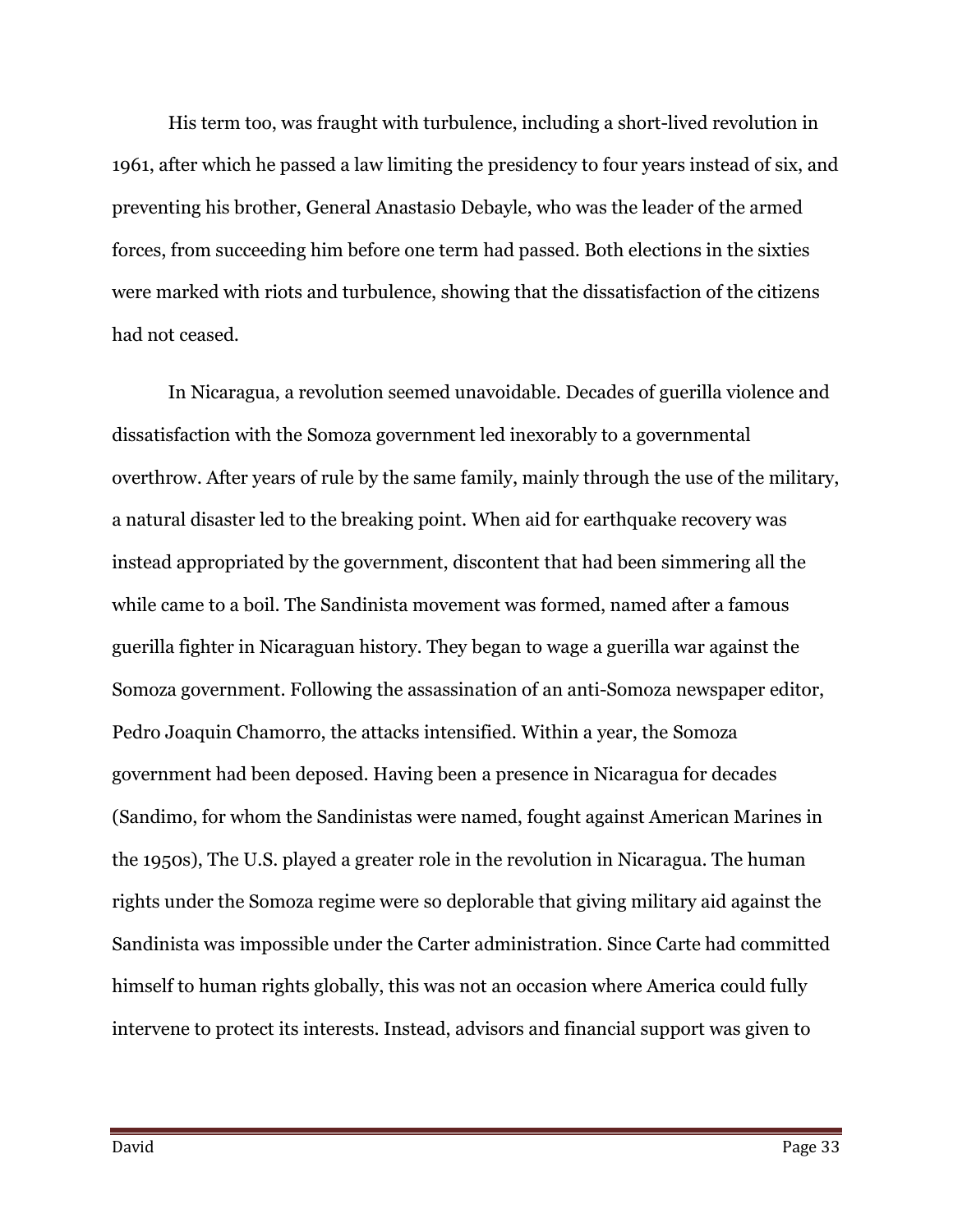His term too, was fraught with turbulence, including a short-lived revolution in 1961, after which he passed a law limiting the presidency to four years instead of six, and preventing his brother, General Anastasio Debayle, who was the leader of the armed forces, from succeeding him before one term had passed. Both elections in the sixties were marked with riots and turbulence, showing that the dissatisfaction of the citizens had not ceased.

In Nicaragua, a revolution seemed unavoidable. Decades of guerilla violence and dissatisfaction with the Somoza government led inexorably to a governmental overthrow. After years of rule by the same family, mainly through the use of the military, a natural disaster led to the breaking point. When aid for earthquake recovery was instead appropriated by the government, discontent that had been simmering all the while came to a boil. The Sandinista movement was formed, named after a famous guerilla fighter in Nicaraguan history. They began to wage a guerilla war against the Somoza government. Following the assassination of an anti-Somoza newspaper editor, Pedro Joaquin Chamorro, the attacks intensified. Within a year, the Somoza government had been deposed. Having been a presence in Nicaragua for decades (Sandimo, for whom the Sandinistas were named, fought against American Marines in the 1950s), The U.S. played a greater role in the revolution in Nicaragua. The human rights under the Somoza regime were so deplorable that giving military aid against the Sandinista was impossible under the Carter administration. Since Carte had committed himself to human rights globally, this was not an occasion where America could fully intervene to protect its interests. Instead, advisors and financial support was given to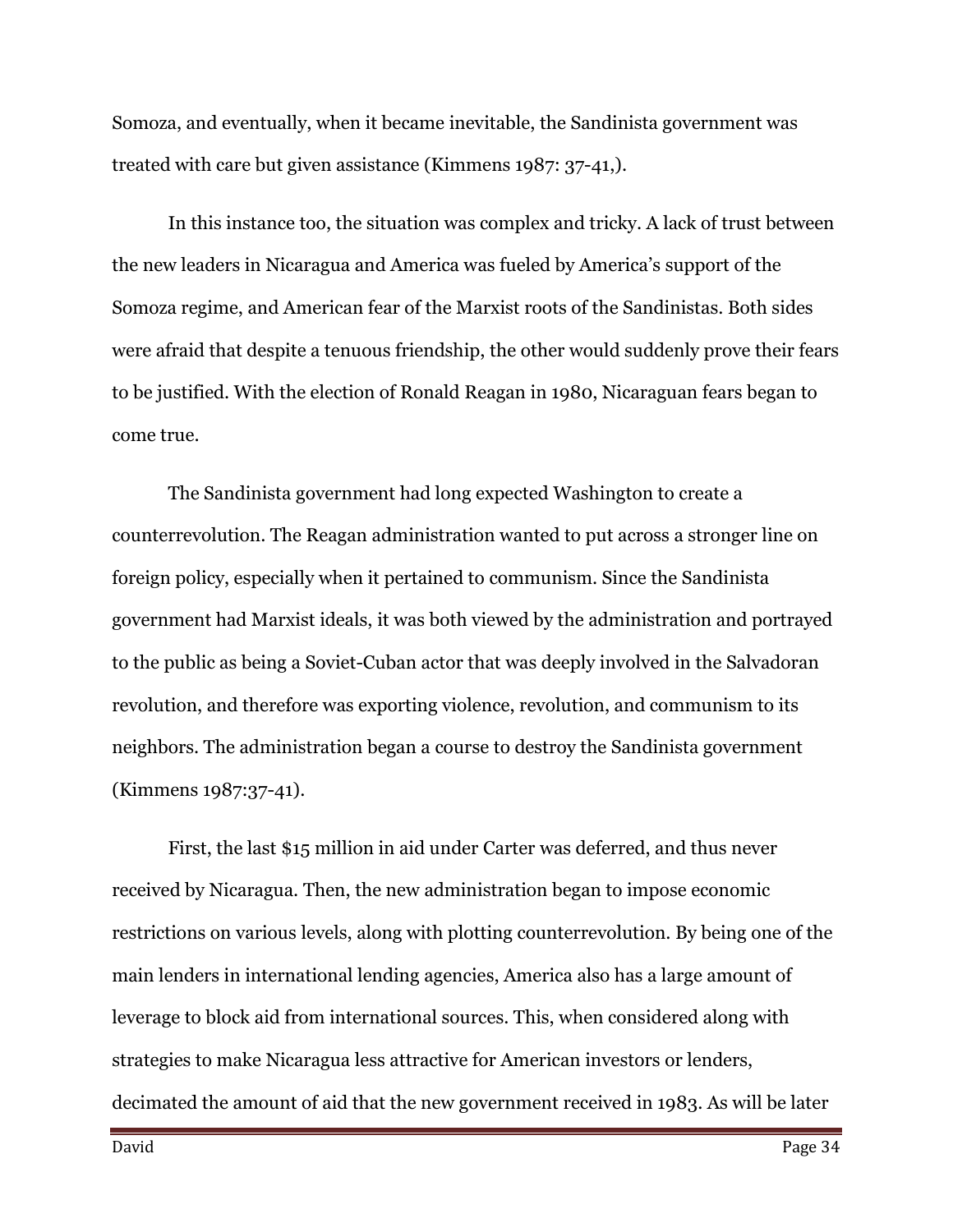Somoza, and eventually, when it became inevitable, the Sandinista government was treated with care but given assistance (Kimmens 1987: 37-41,).

In this instance too, the situation was complex and tricky. A lack of trust between the new leaders in Nicaragua and America was fueled by America's support of the Somoza regime, and American fear of the Marxist roots of the Sandinistas. Both sides were afraid that despite a tenuous friendship, the other would suddenly prove their fears to be justified. With the election of Ronald Reagan in 1980, Nicaraguan fears began to come true.

The Sandinista government had long expected Washington to create a counterrevolution. The Reagan administration wanted to put across a stronger line on foreign policy, especially when it pertained to communism. Since the Sandinista government had Marxist ideals, it was both viewed by the administration and portrayed to the public as being a Soviet-Cuban actor that was deeply involved in the Salvadoran revolution, and therefore was exporting violence, revolution, and communism to its neighbors. The administration began a course to destroy the Sandinista government (Kimmens 1987:37-41).

First, the last $15 million in aid under Carter was deferred, and thus never received by Nicaragua. Then, the new administration began to impose economic restrictions on various levels, along with plotting counterrevolution. By being one of the main lenders in international lending agencies, America also has a large amount of leverage to block aid from international sources. This, when considered along with strategies to make Nicaragua less attractive for American investors or lenders, decimated the amount of aid that the new government received in 1983. As will be later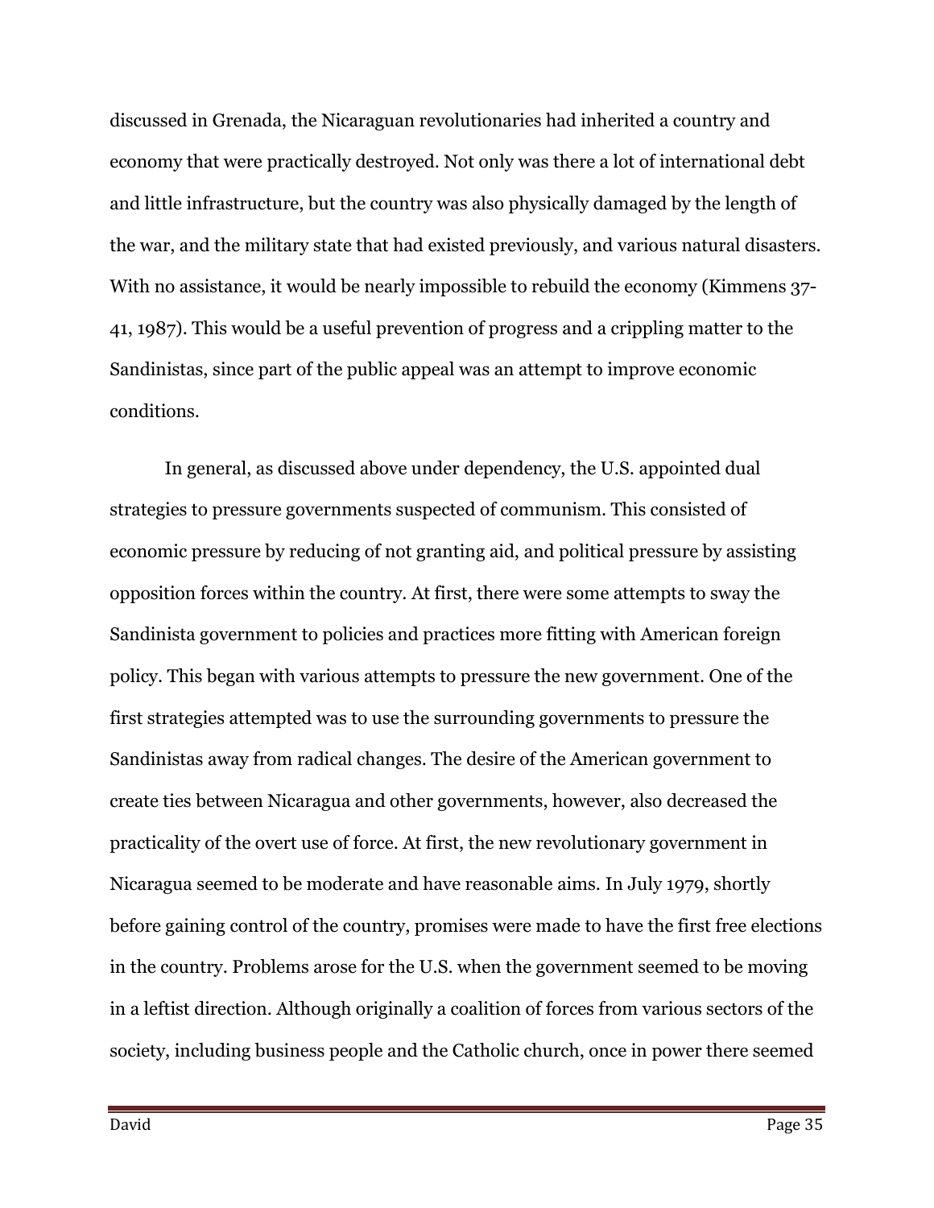discussed in Grenada, the Nicaraguan revolutionaries had inherited a country and economy that were practically destroyed. Not only was there a lot of international debt and little infrastructure, but the country was also physically damaged by the length of the war, and the military state that had existed previously, and various natural disasters. With no assistance, it would be nearly impossible to rebuild the economy (Kimmens 37-41, 1987). This would be a useful prevention of progress and a crippling matter to the Sandinistas, since part of the public appeal was an attempt to improve economic conditions.

In general, as discussed above under dependency, the U.S. appointed dual strategies to pressure governments suspected of communism. This consisted of economic pressure by reducing of not granting aid, and political pressure by assisting opposition forces within the country. At first, there were some attempts to sway the Sandinista government to policies and practices more fitting with American foreign policy. This began with various attempts to pressure the new government. One of the first strategies attempted was to use the surrounding governments to pressure the Sandinistas away from radical changes. The desire of the American government to create ties between Nicaragua and other governments, however, also decreased the practicality of the overt use of force. At first, the new revolutionary government in Nicaragua seemed to be moderate and have reasonable aims. In July 1979, shortly before gaining control of the country, promises were made to have the first free elections in the country. Problems arose for the U.S. when the government seemed to be moving in a leftist direction. Although originally a coalition of forces from various sectors of the society, including business people and the Catholic church, once in power there seemed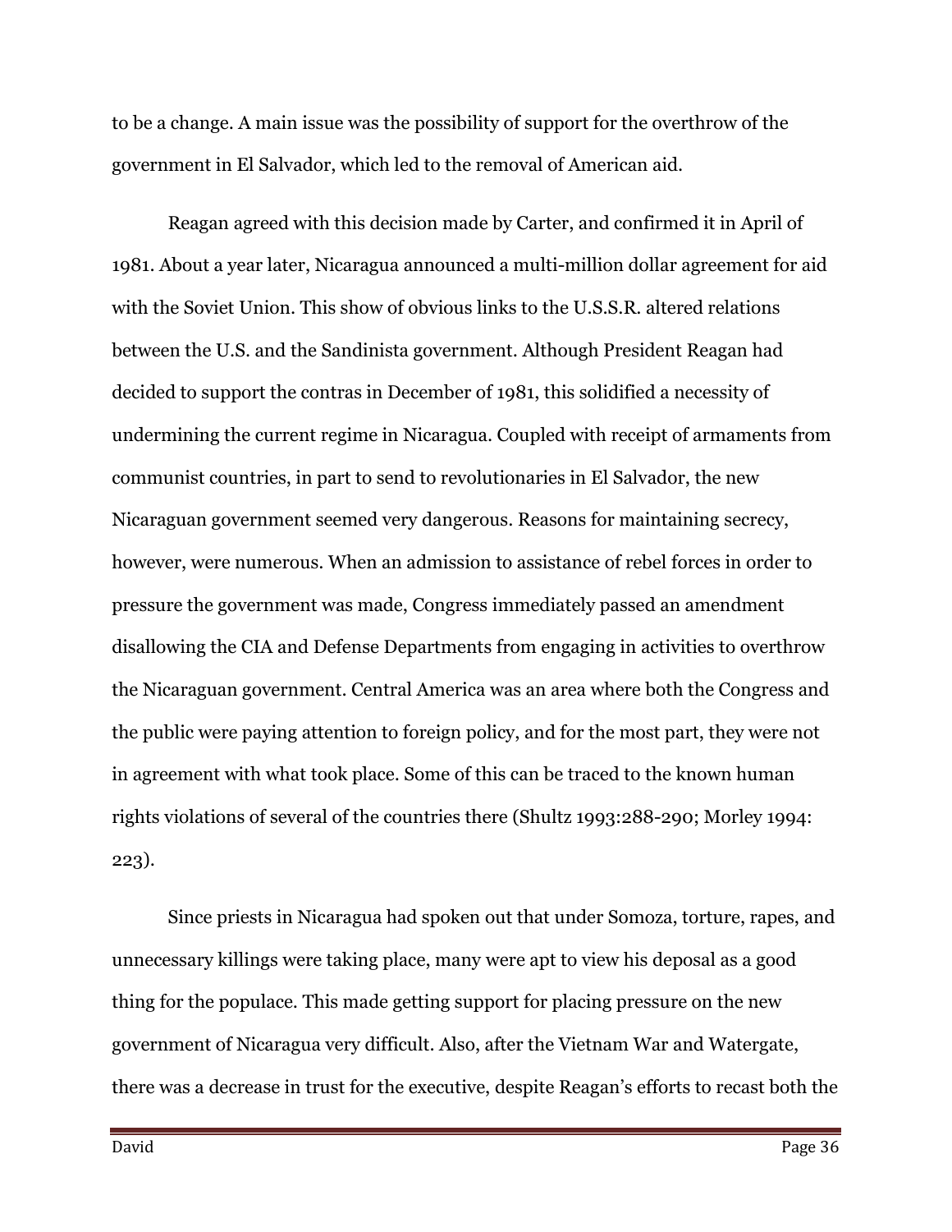to be a change. A main issue was the possibility of support for the overthrow of the government in El Salvador, which led to the removal of American aid.

Reagan agreed with this decision made by Carter, and confirmed it in April of 1981. About a year later, Nicaragua announced a multi-million dollar agreement for aid with the Soviet Union. This show of obvious links to the U.S.S.R. altered relations between the U.S. and the Sandinista government. Although President Reagan had decided to support the contras in December of 1981, this solidified a necessity of undermining the current regime in Nicaragua. Coupled with receipt of armaments from communist countries, in part to send to revolutionaries in El Salvador, the new Nicaraguan government seemed very dangerous. Reasons for maintaining secrecy, however, were numerous. When an admission to assistance of rebel forces in order to pressure the government was made, Congress immediately passed an amendment disallowing the CIA and Defense Departments from engaging in activities to overthrow the Nicaraguan government. Central America was an area where both the Congress and the public were paying attention to foreign policy, and for the most part, they were not in agreement with what took place. Some of this can be traced to the known human rights violations of several of the countries there (Shultz 1993:288-290; Morley 1994: 223).

Since priests in Nicaragua had spoken out that under Somoza, torture, rapes, and unnecessary killings were taking place, many were apt to view his deposal as a good thing for the populace. This made getting support for placing pressure on the new government of Nicaragua very difficult. Also, after the Vietnam War and Watergate, there was a decrease in trust for the executive, despite Reagan's efforts to recast both the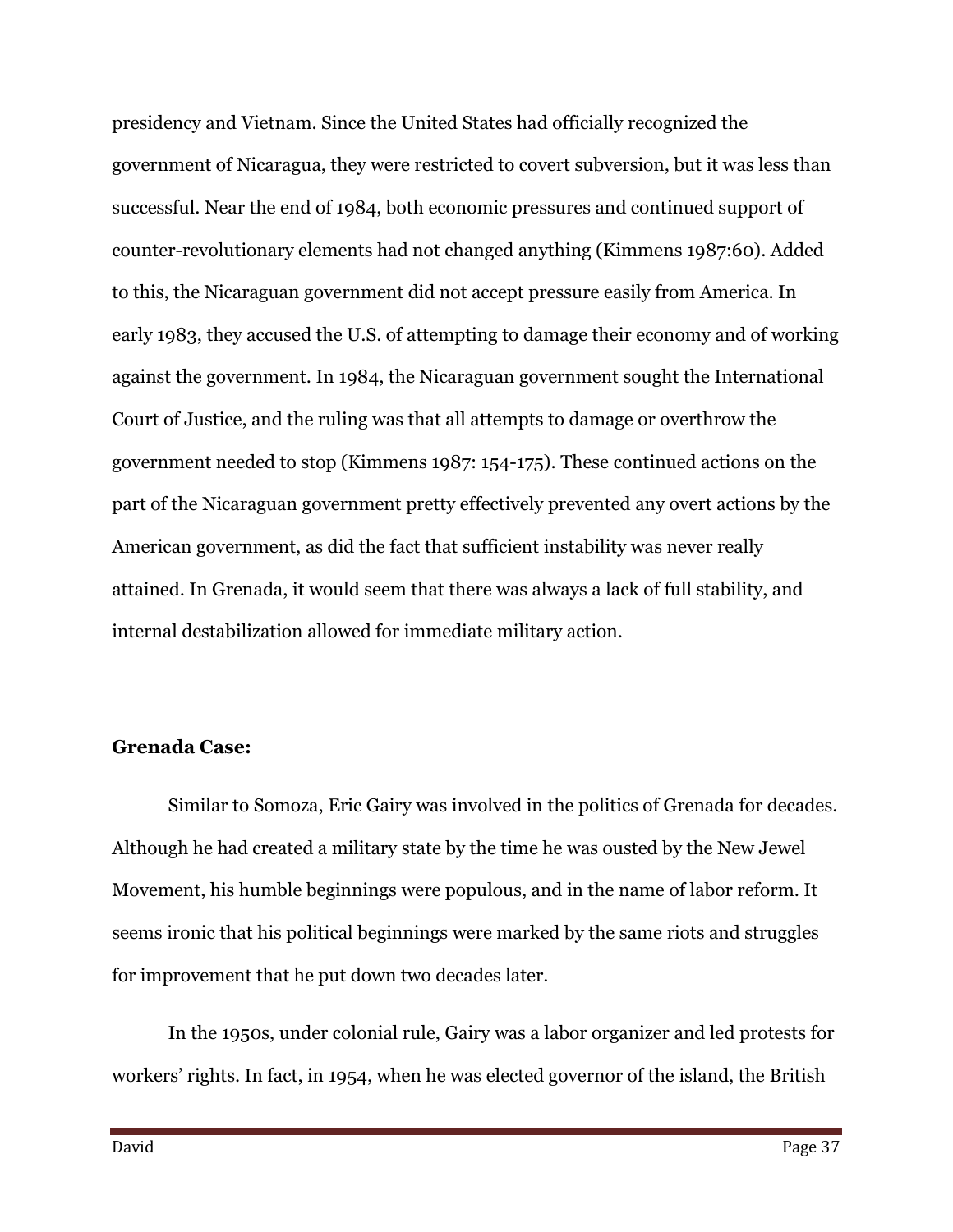presidency and Vietnam. Since the United States had officially recognized the government of Nicaragua, they were restricted to covert subversion, but it was less than successful. Near the end of 1984, both economic pressures and continued support of counter-revolutionary elements had not changed anything (Kimmens 1987:60). Added to this, the Nicaraguan government did not accept pressure easily from America. In early 1983, they accused the U.S. of attempting to damage their economy and of working against the government. In 1984, the Nicaraguan government sought the International Court of Justice, and the ruling was that all attempts to damage or overthrow the government needed to stop (Kimmens 1987: 154-175). These continued actions on the part of the Nicaraguan government pretty effectively prevented any overt actions by the American government, as did the fact that sufficient instability was never really attained. In Grenada, it would seem that there was always a lack of full stability, and internal destabilization allowed for immediate military action.

**Grenada Case:**

Similar to Somoza, Eric Gairy was involved in the politics of Grenada for decades. Although he had created a military state by the time he was ousted by the New Jewel Movement, his humble beginnings were populous, and in the name of labor reform. It seems ironic that his political beginnings were marked by the same riots and struggles for improvement that he put down two decades later.

In the 1950s, under colonial rule, Gairy was a labor organizer and led protests for workers' rights. In fact, in 1954, when he was elected governor of the island, the British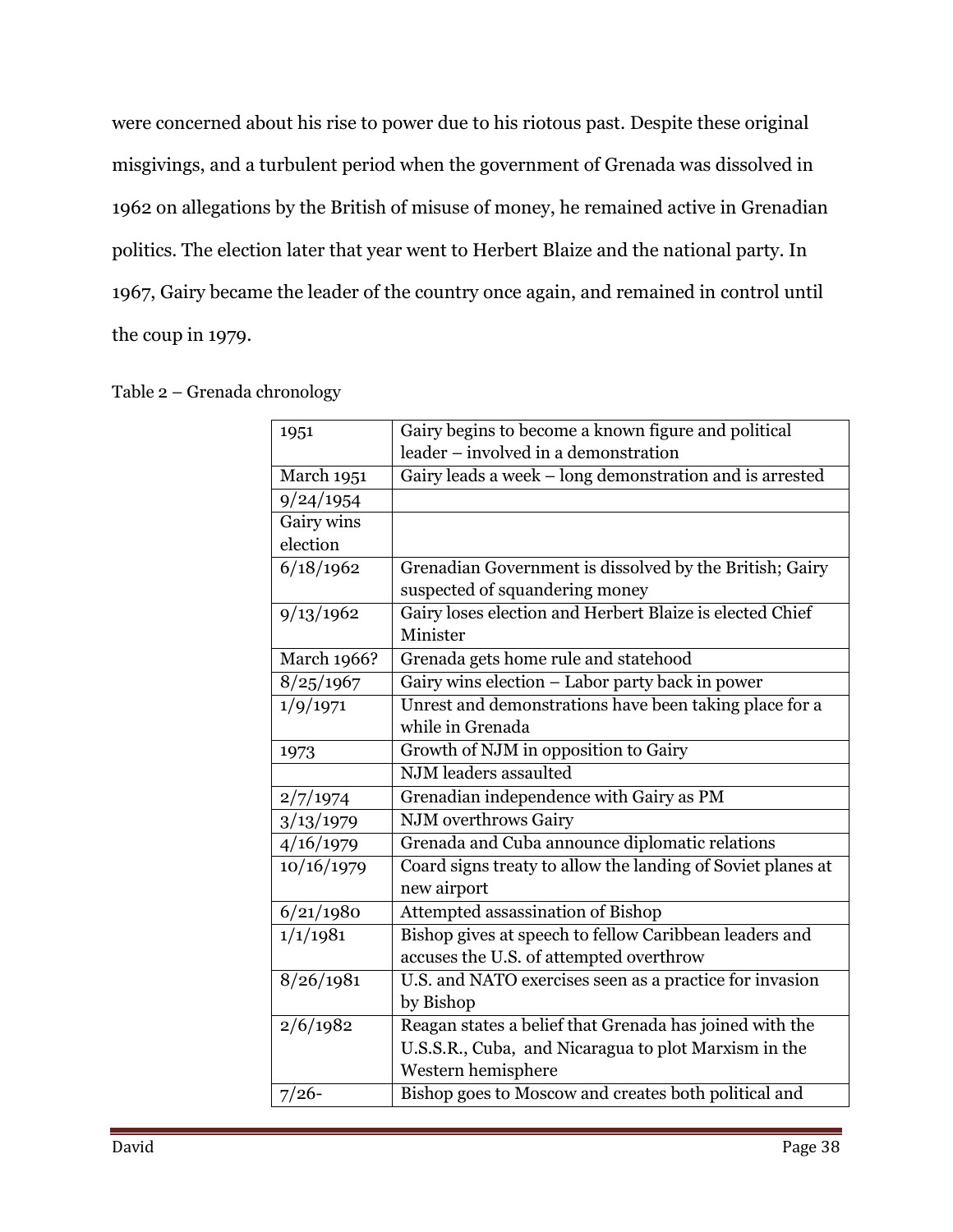were concerned about his rise to power due to his riotous past. Despite these original misgivings, and a turbulent period when the government of Grenada was dissolved in 1962 on allegations by the British of misuse of money, he remained active in Grenadian politics. The election later that year went to Herbert Blaize and the national party. In 1967, Gairy became the leader of the country once again, and remained in control until the coup in 1979.

Table 2 – Grenada chronology

| | |
|---|---|
| 1951 | Gairy begins to become a known figure and political leader – involved in a demonstration |
| March 1951 | Gairy leads a week – long demonstration and is arrested |
| 9/24/1954 | |
| Gairy wins election | |
| 6/18/1962 | Grenadian Government is dissolved by the British; Gairy suspected of squandering money |
| 9/13/1962 | Gairy loses election and Herbert Blaize is elected Chief Minister |
| March 1966? | Grenada gets home rule and statehood |
| 8/25/1967 | Gairy wins election – Labor party back in power |
| 1/9/1971 | Unrest and demonstrations have been taking place for a while in Grenada |
| 1973 | Growth of NJM in opposition to Gairy |
| | NJM leaders assaulted |
| 2/7/1974 | Grenadian independence with Gairy as PM |
| 3/13/1979 | NJM overthrows Gairy |
| 4/16/1979 | Grenada and Cuba announce diplomatic relations |
| 10/16/1979 | Coard signs treaty to allow the landing of Soviet planes at new airport |
| 6/21/1980 | Attempted assassination of Bishop |
| 1/1/1981 | Bishop gives at speech to fellow Caribbean leaders and accuses the U.S. of attempted overthrow |
| 8/26/1981 | U.S. and NATO exercises seen as a practice for invasion by Bishop |
| 2/6/1982 | Reagan states a belief that Grenada has joined with the U.S.S.R., Cuba, and Nicaragua to plot Marxism in the Western hemisphere |
| 7/26- | Bishop goes to Moscow and creates both political and |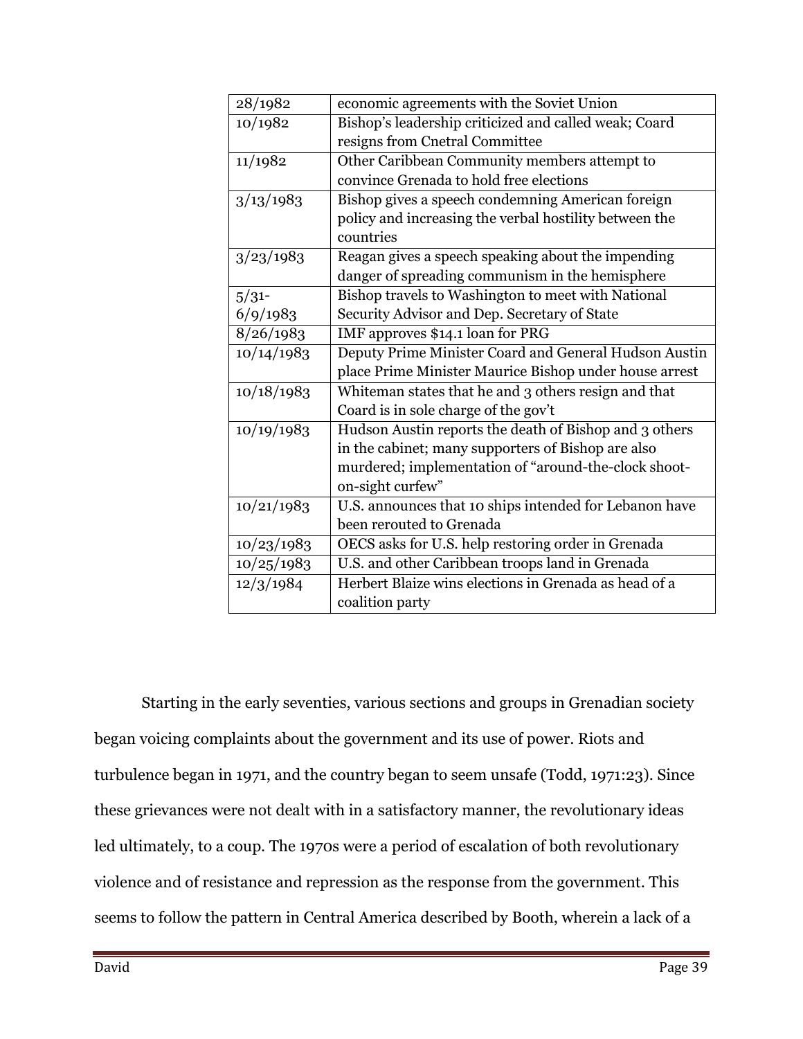| | |
|---|---|
| 28/1982 | economic agreements with the Soviet Union |
| 10/1982 | Bishop's leadership criticized and called weak; Coard resigns from Cnetral Committee |
| 11/1982 | Other Caribbean Community members attempt to convince Grenada to hold free elections |
| 3/13/1983 | Bishop gives a speech condemning American foreign policy and increasing the verbal hostility between the countries |
| 3/23/1983 | Reagan gives a speech speaking about the impending danger of spreading communism in the hemisphere |
| 5/31-6/9/1983 | Bishop travels to Washington to meet with National Security Advisor and Dep. Secretary of State |
| 8/26/1983 | IMF approves $14.1 loan for PRG |
| 10/14/1983 | Deputy Prime Minister Coard and General Hudson Austin place Prime Minister Maurice Bishop under house arrest |
| 10/18/1983 | Whiteman states that he and 3 others resign and that Coard is in sole charge of the gov't |
| 10/19/1983 | Hudson Austin reports the death of Bishop and 3 others in the cabinet; many supporters of Bishop are also murdered; implementation of "around-the-clock shoot-on-sight curfew" |
| 10/21/1983 | U.S. announces that 10 ships intended for Lebanon have been rerouted to Grenada |
| 10/23/1983 | OECS asks for U.S. help restoring order in Grenada |
| 10/25/1983 | U.S. and other Caribbean troops land in Grenada |
| 12/3/1984 | Herbert Blaize wins elections in Grenada as head of a coalition party |

Starting in the early seventies, various sections and groups in Grenadian society began voicing complaints about the government and its use of power. Riots and turbulence began in 1971, and the country began to seem unsafe (Todd, 1971:23). Since these grievances were not dealt with in a satisfactory manner, the revolutionary ideas led ultimately, to a coup. The 1970s were a period of escalation of both revolutionary violence and of resistance and repression as the response from the government. This seems to follow the pattern in Central America described by Booth, wherein a lack of a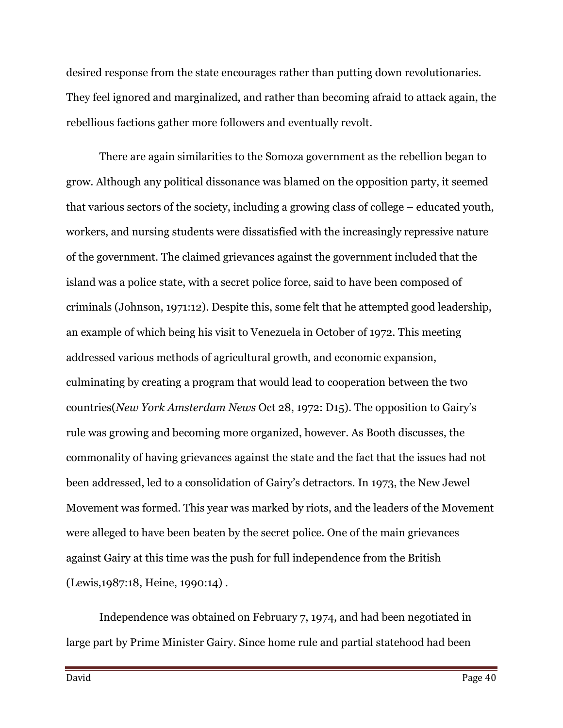desired response from the state encourages rather than putting down revolutionaries. They feel ignored and marginalized, and rather than becoming afraid to attack again, the rebellious factions gather more followers and eventually revolt.

There are again similarities to the Somoza government as the rebellion began to grow. Although any political dissonance was blamed on the opposition party, it seemed that various sectors of the society, including a growing class of college – educated youth, workers, and nursing students were dissatisfied with the increasingly repressive nature of the government. The claimed grievances against the government included that the island was a police state, with a secret police force, said to have been composed of criminals (Johnson, 1971:12). Despite this, some felt that he attempted good leadership, an example of which being his visit to Venezuela in October of 1972. This meeting addressed various methods of agricultural growth, and economic expansion, culminating by creating a program that would lead to cooperation between the two countries(*New York Amsterdam News* Oct 28, 1972: D15). The opposition to Gairy's rule was growing and becoming more organized, however. As Booth discusses, the commonality of having grievances against the state and the fact that the issues had not been addressed, led to a consolidation of Gairy's detractors. In 1973, the New Jewel Movement was formed. This year was marked by riots, and the leaders of the Movement were alleged to have been beaten by the secret police. One of the main grievances against Gairy at this time was the push for full independence from the British (Lewis,1987:18, Heine, 1990:14) .

Independence was obtained on February 7, 1974, and had been negotiated in large part by Prime Minister Gairy. Since home rule and partial statehood had been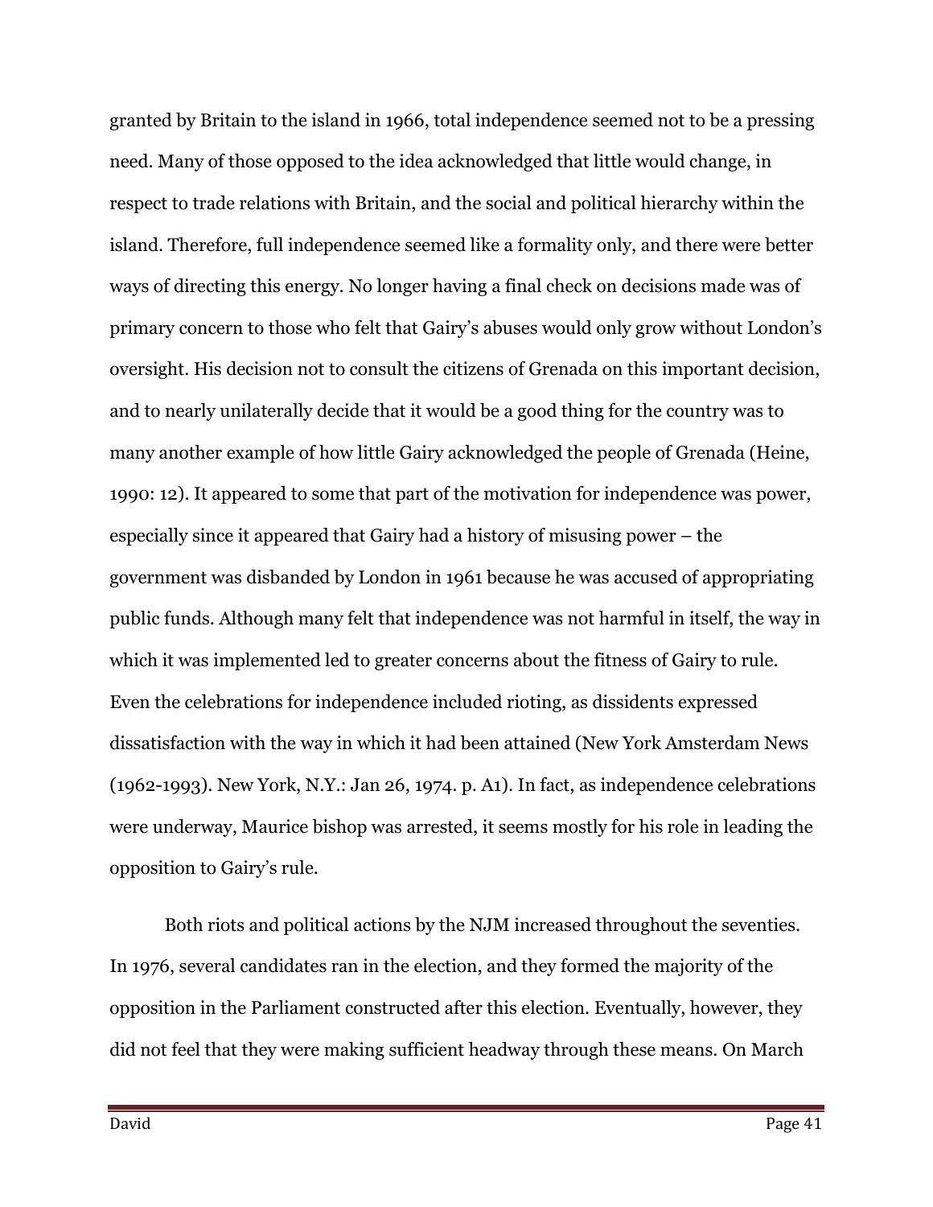granted by Britain to the island in 1966, total independence seemed not to be a pressing need. Many of those opposed to the idea acknowledged that little would change, in respect to trade relations with Britain, and the social and political hierarchy within the island. Therefore, full independence seemed like a formality only, and there were better ways of directing this energy. No longer having a final check on decisions made was of primary concern to those who felt that Gairy's abuses would only grow without London's oversight. His decision not to consult the citizens of Grenada on this important decision, and to nearly unilaterally decide that it would be a good thing for the country was to many another example of how little Gairy acknowledged the people of Grenada (Heine, 1990: 12). It appeared to some that part of the motivation for independence was power, especially since it appeared that Gairy had a history of misusing power – the government was disbanded by London in 1961 because he was accused of appropriating public funds. Although many felt that independence was not harmful in itself, the way in which it was implemented led to greater concerns about the fitness of Gairy to rule. Even the celebrations for independence included rioting, as dissidents expressed dissatisfaction with the way in which it had been attained (New York Amsterdam News (1962-1993). New York, N.Y.: Jan 26, 1974. p. A1). In fact, as independence celebrations were underway, Maurice bishop was arrested, it seems mostly for his role in leading the opposition to Gairy's rule.

Both riots and political actions by the NJM increased throughout the seventies. In 1976, several candidates ran in the election, and they formed the majority of the opposition in the Parliament constructed after this election. Eventually, however, they did not feel that they were making sufficient headway through these means. On March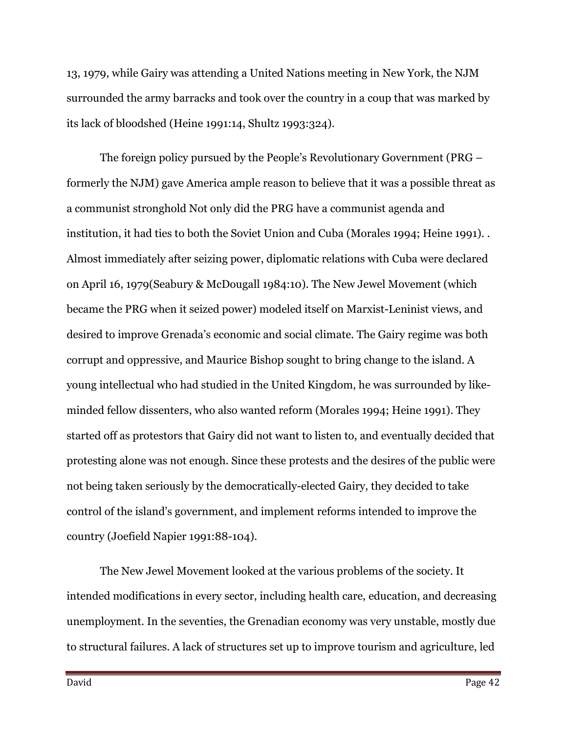13, 1979, while Gairy was attending a United Nations meeting in New York, the NJM surrounded the army barracks and took over the country in a coup that was marked by its lack of bloodshed (Heine 1991:14, Shultz 1993:324).

The foreign policy pursued by the People's Revolutionary Government (PRG – formerly the NJM) gave America ample reason to believe that it was a possible threat as a communist stronghold Not only did the PRG have a communist agenda and institution, it had ties to both the Soviet Union and Cuba (Morales 1994; Heine 1991). . Almost immediately after seizing power, diplomatic relations with Cuba were declared on April 16, 1979(Seabury & McDougall 1984:10). The New Jewel Movement (which became the PRG when it seized power) modeled itself on Marxist-Leninist views, and desired to improve Grenada's economic and social climate. The Gairy regime was both corrupt and oppressive, and Maurice Bishop sought to bring change to the island. A young intellectual who had studied in the United Kingdom, he was surrounded by like-minded fellow dissenters, who also wanted reform (Morales 1994; Heine 1991). They started off as protestors that Gairy did not want to listen to, and eventually decided that protesting alone was not enough. Since these protests and the desires of the public were not being taken seriously by the democratically-elected Gairy, they decided to take control of the island's government, and implement reforms intended to improve the country (Joefield Napier 1991:88-104).

The New Jewel Movement looked at the various problems of the society. It intended modifications in every sector, including health care, education, and decreasing unemployment. In the seventies, the Grenadian economy was very unstable, mostly due to structural failures. A lack of structures set up to improve tourism and agriculture, led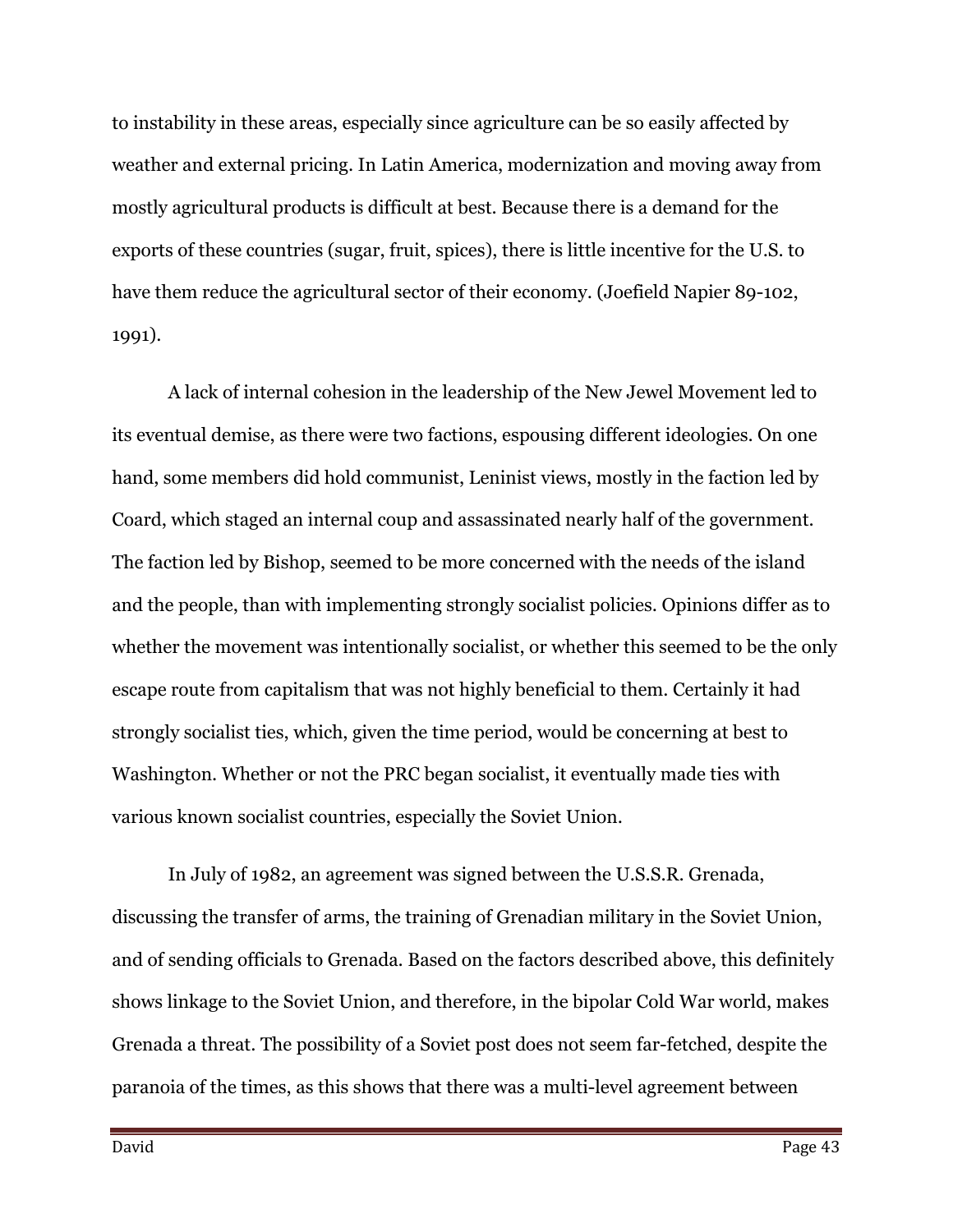to instability in these areas, especially since agriculture can be so easily affected by weather and external pricing. In Latin America, modernization and moving away from mostly agricultural products is difficult at best. Because there is a demand for the exports of these countries (sugar, fruit, spices), there is little incentive for the U.S. to have them reduce the agricultural sector of their economy. (Joefield Napier 89-102, 1991).

A lack of internal cohesion in the leadership of the New Jewel Movement led to its eventual demise, as there were two factions, espousing different ideologies. On one hand, some members did hold communist, Leninist views, mostly in the faction led by Coard, which staged an internal coup and assassinated nearly half of the government. The faction led by Bishop, seemed to be more concerned with the needs of the island and the people, than with implementing strongly socialist policies. Opinions differ as to whether the movement was intentionally socialist, or whether this seemed to be the only escape route from capitalism that was not highly beneficial to them. Certainly it had strongly socialist ties, which, given the time period, would be concerning at best to Washington. Whether or not the PRC began socialist, it eventually made ties with various known socialist countries, especially the Soviet Union.

In July of 1982, an agreement was signed between the U.S.S.R. Grenada, discussing the transfer of arms, the training of Grenadian military in the Soviet Union, and of sending officials to Grenada. Based on the factors described above, this definitely shows linkage to the Soviet Union, and therefore, in the bipolar Cold War world, makes Grenada a threat. The possibility of a Soviet post does not seem far-fetched, despite the paranoia of the times, as this shows that there was a multi-level agreement between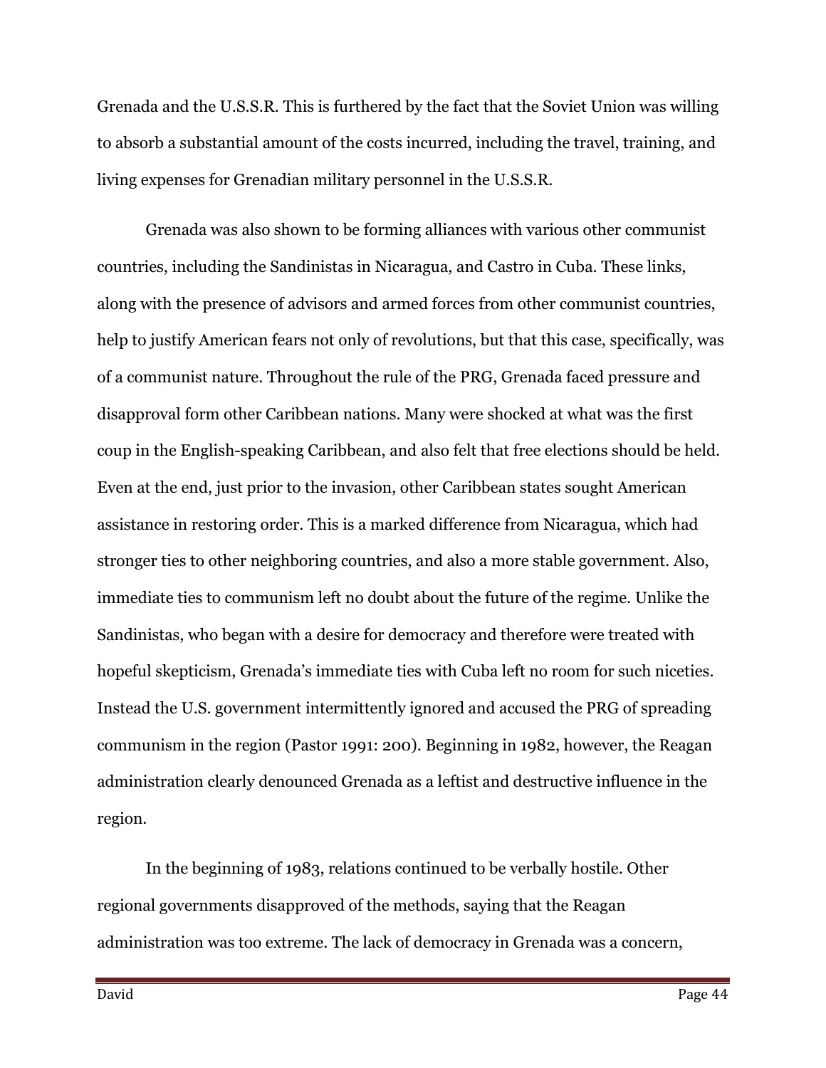Grenada and the U.S.S.R. This is furthered by the fact that the Soviet Union was willing to absorb a substantial amount of the costs incurred, including the travel, training, and living expenses for Grenadian military personnel in the U.S.S.R.

Grenada was also shown to be forming alliances with various other communist countries, including the Sandinistas in Nicaragua, and Castro in Cuba. These links, along with the presence of advisors and armed forces from other communist countries, help to justify American fears not only of revolutions, but that this case, specifically, was of a communist nature. Throughout the rule of the PRG, Grenada faced pressure and disapproval form other Caribbean nations. Many were shocked at what was the first coup in the English-speaking Caribbean, and also felt that free elections should be held. Even at the end, just prior to the invasion, other Caribbean states sought American assistance in restoring order. This is a marked difference from Nicaragua, which had stronger ties to other neighboring countries, and also a more stable government. Also, immediate ties to communism left no doubt about the future of the regime. Unlike the Sandinistas, who began with a desire for democracy and therefore were treated with hopeful skepticism, Grenada's immediate ties with Cuba left no room for such niceties. Instead the U.S. government intermittently ignored and accused the PRG of spreading communism in the region (Pastor 1991: 200). Beginning in 1982, however, the Reagan administration clearly denounced Grenada as a leftist and destructive influence in the region.

In the beginning of 1983, relations continued to be verbally hostile. Other regional governments disapproved of the methods, saying that the Reagan administration was too extreme. The lack of democracy in Grenada was a concern,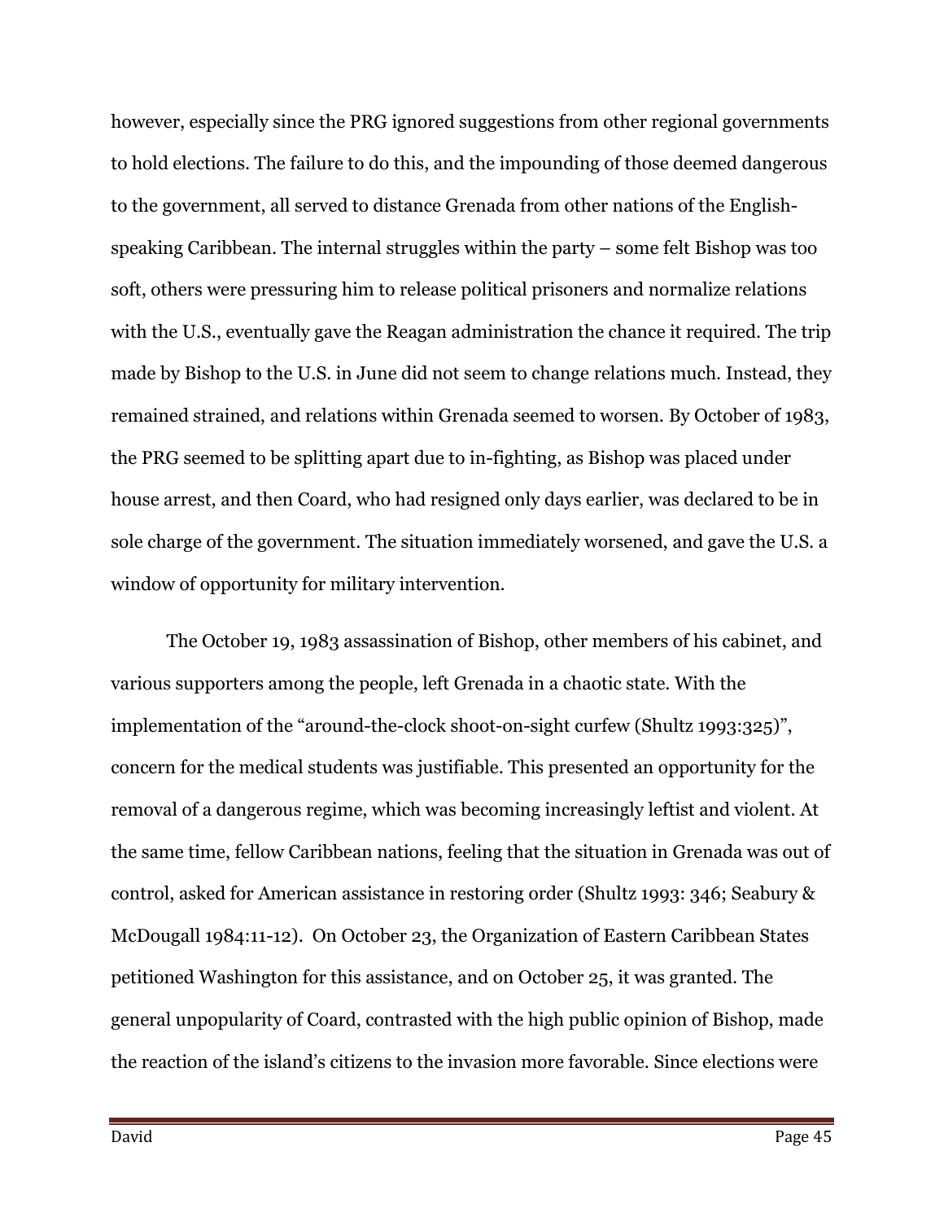however, especially since the PRG ignored suggestions from other regional governments to hold elections. The failure to do this, and the impounding of those deemed dangerous to the government, all served to distance Grenada from other nations of the English-speaking Caribbean. The internal struggles within the party – some felt Bishop was too soft, others were pressuring him to release political prisoners and normalize relations with the U.S., eventually gave the Reagan administration the chance it required. The trip made by Bishop to the U.S. in June did not seem to change relations much. Instead, they remained strained, and relations within Grenada seemed to worsen. By October of 1983, the PRG seemed to be splitting apart due to in-fighting, as Bishop was placed under house arrest, and then Coard, who had resigned only days earlier, was declared to be in sole charge of the government. The situation immediately worsened, and gave the U.S. a window of opportunity for military intervention.

The October 19, 1983 assassination of Bishop, other members of his cabinet, and various supporters among the people, left Grenada in a chaotic state. With the implementation of the "around-the-clock shoot-on-sight curfew (Shultz 1993:325)", concern for the medical students was justifiable. This presented an opportunity for the removal of a dangerous regime, which was becoming increasingly leftist and violent. At the same time, fellow Caribbean nations, feeling that the situation in Grenada was out of control, asked for American assistance in restoring order (Shultz 1993: 346; Seabury & McDougall 1984:11-12). On October 23, the Organization of Eastern Caribbean States petitioned Washington for this assistance, and on October 25, it was granted. The general unpopularity of Coard, contrasted with the high public opinion of Bishop, made the reaction of the island's citizens to the invasion more favorable. Since elections were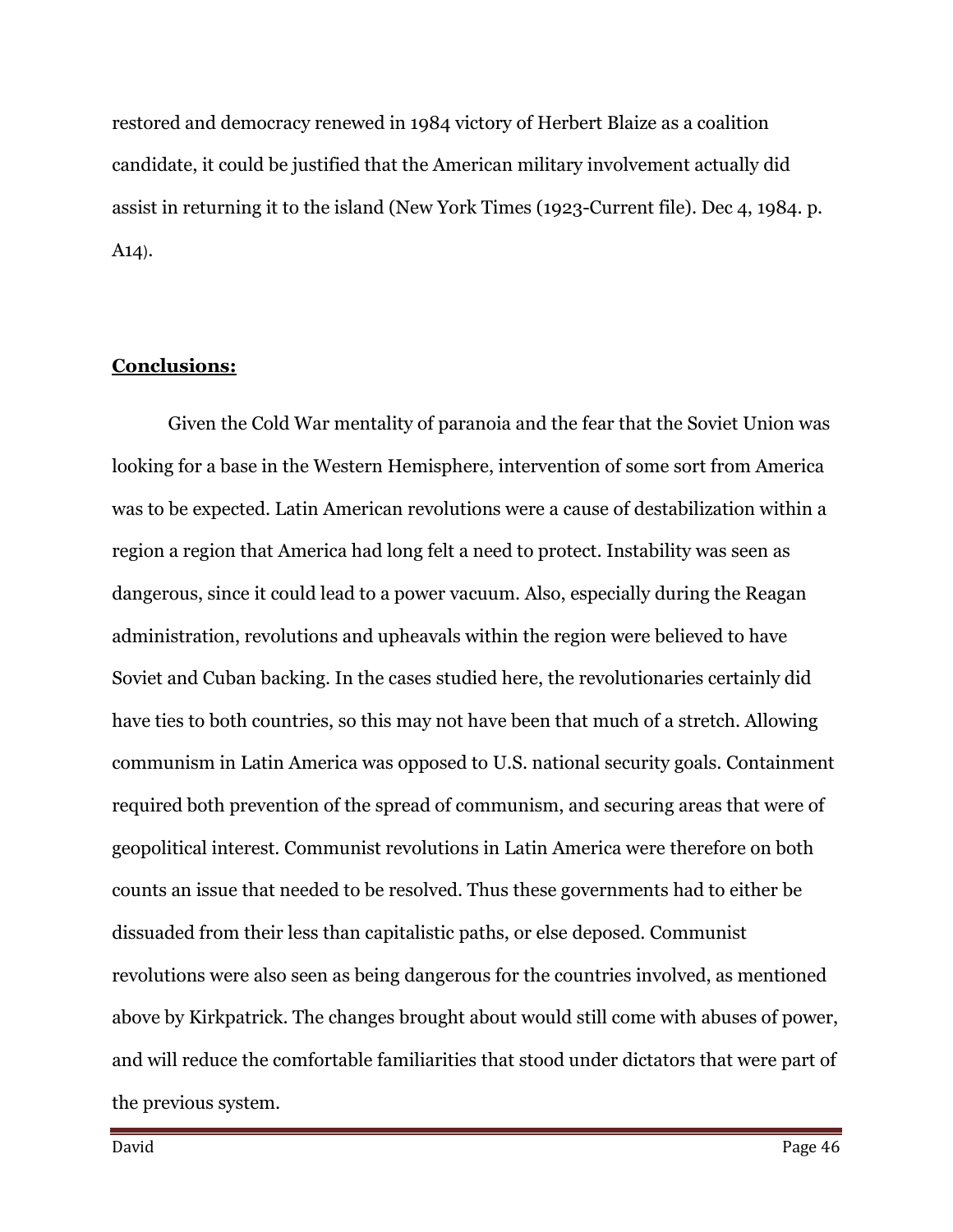restored and democracy renewed in 1984 victory of Herbert Blaize as a coalition candidate, it could be justified that the American military involvement actually did assist in returning it to the island (New York Times (1923-Current file). Dec 4, 1984. p. A14).

## **Conclusions:**

Given the Cold War mentality of paranoia and the fear that the Soviet Union was looking for a base in the Western Hemisphere, intervention of some sort from America was to be expected. Latin American revolutions were a cause of destabilization within a region a region that America had long felt a need to protect. Instability was seen as dangerous, since it could lead to a power vacuum. Also, especially during the Reagan administration, revolutions and upheavals within the region were believed to have Soviet and Cuban backing. In the cases studied here, the revolutionaries certainly did have ties to both countries, so this may not have been that much of a stretch. Allowing communism in Latin America was opposed to U.S. national security goals. Containment required both prevention of the spread of communism, and securing areas that were of geopolitical interest. Communist revolutions in Latin America were therefore on both counts an issue that needed to be resolved. Thus these governments had to either be dissuaded from their less than capitalistic paths, or else deposed. Communist revolutions were also seen as being dangerous for the countries involved, as mentioned above by Kirkpatrick. The changes brought about would still come with abuses of power, and will reduce the comfortable familiarities that stood under dictators that were part of the previous system.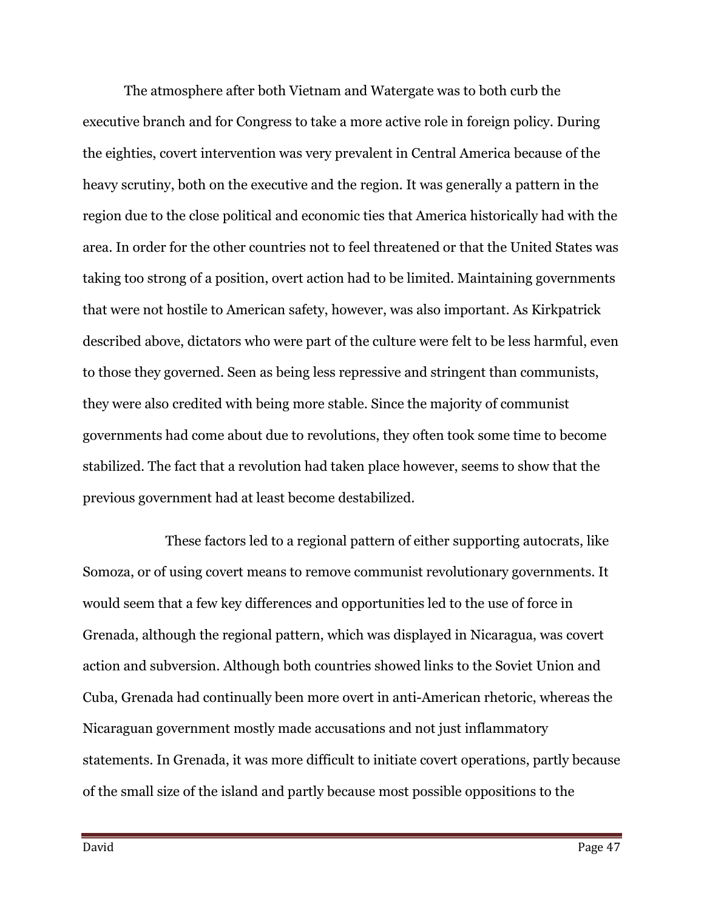The atmosphere after both Vietnam and Watergate was to both curb the executive branch and for Congress to take a more active role in foreign policy. During the eighties, covert intervention was very prevalent in Central America because of the heavy scrutiny, both on the executive and the region. It was generally a pattern in the region due to the close political and economic ties that America historically had with the area. In order for the other countries not to feel threatened or that the United States was taking too strong of a position, overt action had to be limited. Maintaining governments that were not hostile to American safety, however, was also important. As Kirkpatrick described above, dictators who were part of the culture were felt to be less harmful, even to those they governed. Seen as being less repressive and stringent than communists, they were also credited with being more stable. Since the majority of communist governments had come about due to revolutions, they often took some time to become stabilized. The fact that a revolution had taken place however, seems to show that the previous government had at least become destabilized.

These factors led to a regional pattern of either supporting autocrats, like Somoza, or of using covert means to remove communist revolutionary governments. It would seem that a few key differences and opportunities led to the use of force in Grenada, although the regional pattern, which was displayed in Nicaragua, was covert action and subversion. Although both countries showed links to the Soviet Union and Cuba, Grenada had continually been more overt in anti-American rhetoric, whereas the Nicaraguan government mostly made accusations and not just inflammatory statements. In Grenada, it was more difficult to initiate covert operations, partly because of the small size of the island and partly because most possible oppositions to the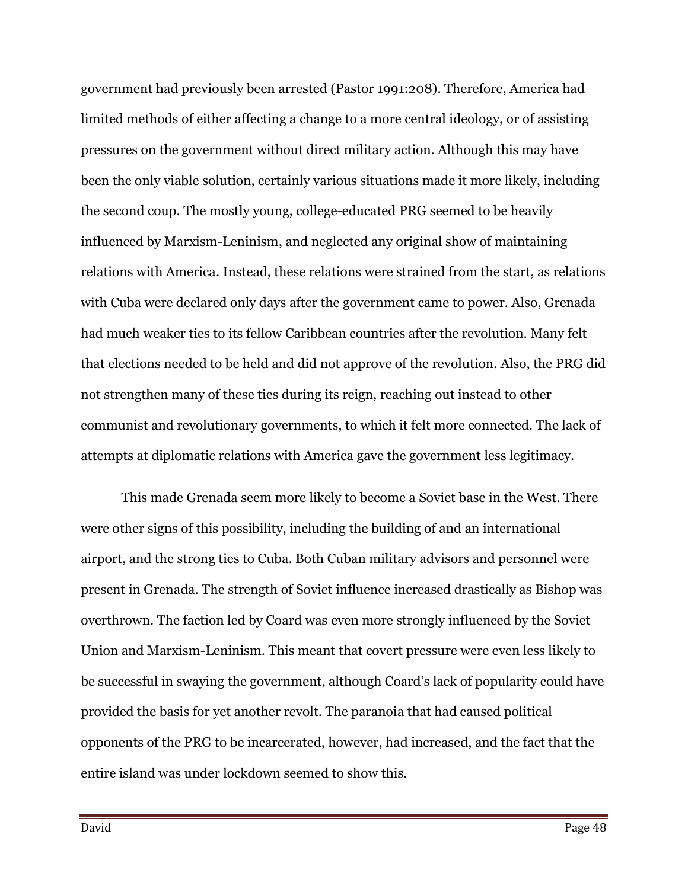government had previously been arrested (Pastor 1991:208). Therefore, America had limited methods of either affecting a change to a more central ideology, or of assisting pressures on the government without direct military action. Although this may have been the only viable solution, certainly various situations made it more likely, including the second coup. The mostly young, college-educated PRG seemed to be heavily influenced by Marxism-Leninism, and neglected any original show of maintaining relations with America. Instead, these relations were strained from the start, as relations with Cuba were declared only days after the government came to power. Also, Grenada had much weaker ties to its fellow Caribbean countries after the revolution. Many felt that elections needed to be held and did not approve of the revolution. Also, the PRG did not strengthen many of these ties during its reign, reaching out instead to other communist and revolutionary governments, to which it felt more connected. The lack of attempts at diplomatic relations with America gave the government less legitimacy.

This made Grenada seem more likely to become a Soviet base in the West. There were other signs of this possibility, including the building of and an international airport, and the strong ties to Cuba. Both Cuban military advisors and personnel were present in Grenada. The strength of Soviet influence increased drastically as Bishop was overthrown. The faction led by Coard was even more strongly influenced by the Soviet Union and Marxism-Leninism. This meant that covert pressure were even less likely to be successful in swaying the government, although Coard's lack of popularity could have provided the basis for yet another revolt. The paranoia that had caused political opponents of the PRG to be incarcerated, however, had increased, and the fact that the entire island was under lockdown seemed to show this.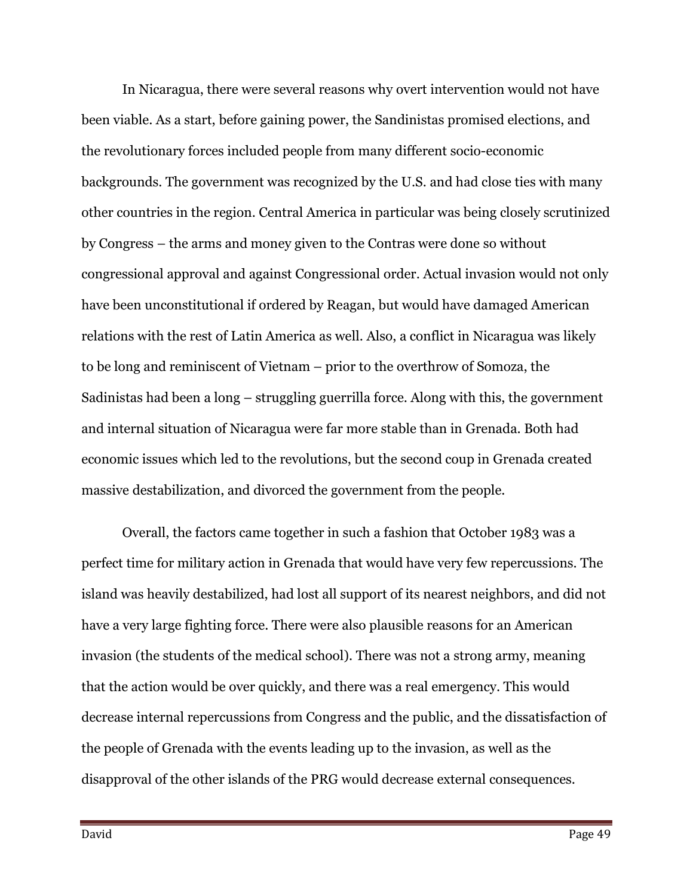In Nicaragua, there were several reasons why overt intervention would not have been viable. As a start, before gaining power, the Sandinistas promised elections, and the revolutionary forces included people from many different socio-economic backgrounds. The government was recognized by the U.S. and had close ties with many other countries in the region. Central America in particular was being closely scrutinized by Congress – the arms and money given to the Contras were done so without congressional approval and against Congressional order. Actual invasion would not only have been unconstitutional if ordered by Reagan, but would have damaged American relations with the rest of Latin America as well. Also, a conflict in Nicaragua was likely to be long and reminiscent of Vietnam – prior to the overthrow of Somoza, the Sadinistas had been a long – struggling guerrilla force. Along with this, the government and internal situation of Nicaragua were far more stable than in Grenada. Both had economic issues which led to the revolutions, but the second coup in Grenada created massive destabilization, and divorced the government from the people.

Overall, the factors came together in such a fashion that October 1983 was a perfect time for military action in Grenada that would have very few repercussions. The island was heavily destabilized, had lost all support of its nearest neighbors, and did not have a very large fighting force. There were also plausible reasons for an American invasion (the students of the medical school). There was not a strong army, meaning that the action would be over quickly, and there was a real emergency. This would decrease internal repercussions from Congress and the public, and the dissatisfaction of the people of Grenada with the events leading up to the invasion, as well as the disapproval of the other islands of the PRG would decrease external consequences.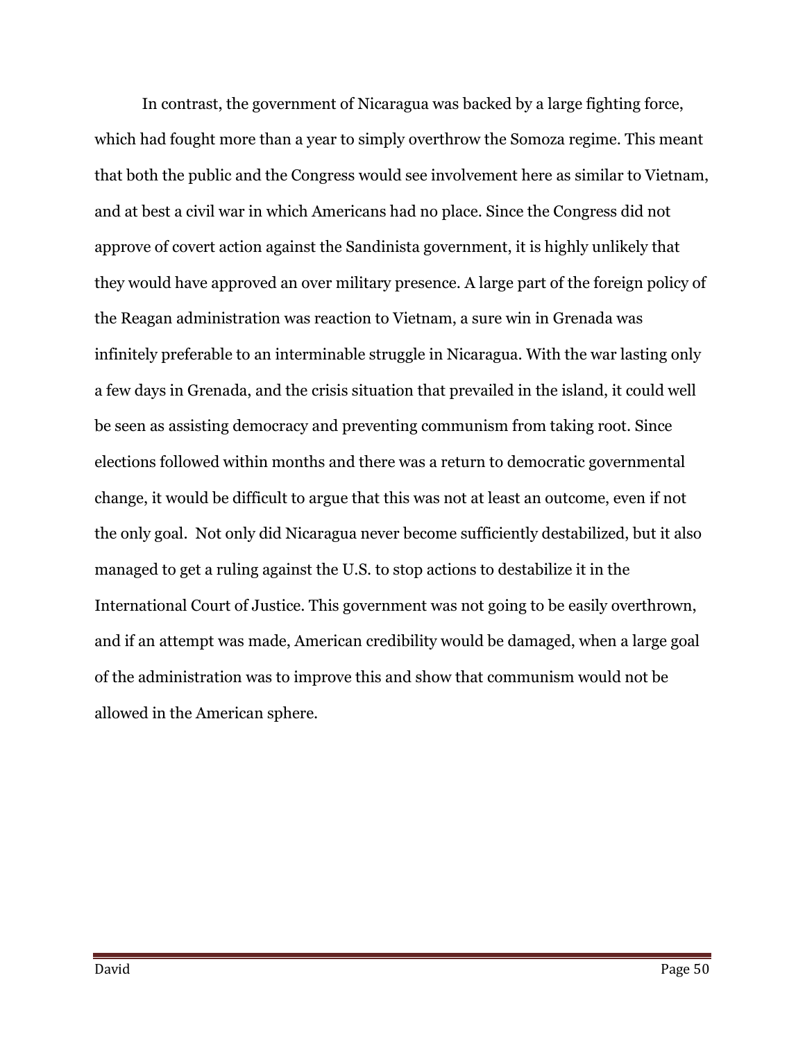In contrast, the government of Nicaragua was backed by a large fighting force, which had fought more than a year to simply overthrow the Somoza regime. This meant that both the public and the Congress would see involvement here as similar to Vietnam, and at best a civil war in which Americans had no place. Since the Congress did not approve of covert action against the Sandinista government, it is highly unlikely that they would have approved an over military presence. A large part of the foreign policy of the Reagan administration was reaction to Vietnam, a sure win in Grenada was infinitely preferable to an interminable struggle in Nicaragua. With the war lasting only a few days in Grenada, and the crisis situation that prevailed in the island, it could well be seen as assisting democracy and preventing communism from taking root. Since elections followed within months and there was a return to democratic governmental change, it would be difficult to argue that this was not at least an outcome, even if not the only goal. Not only did Nicaragua never become sufficiently destabilized, but it also managed to get a ruling against the U.S. to stop actions to destabilize it in the International Court of Justice. This government was not going to be easily overthrown, and if an attempt was made, American credibility would be damaged, when a large goal of the administration was to improve this and show that communism would not be allowed in the American sphere.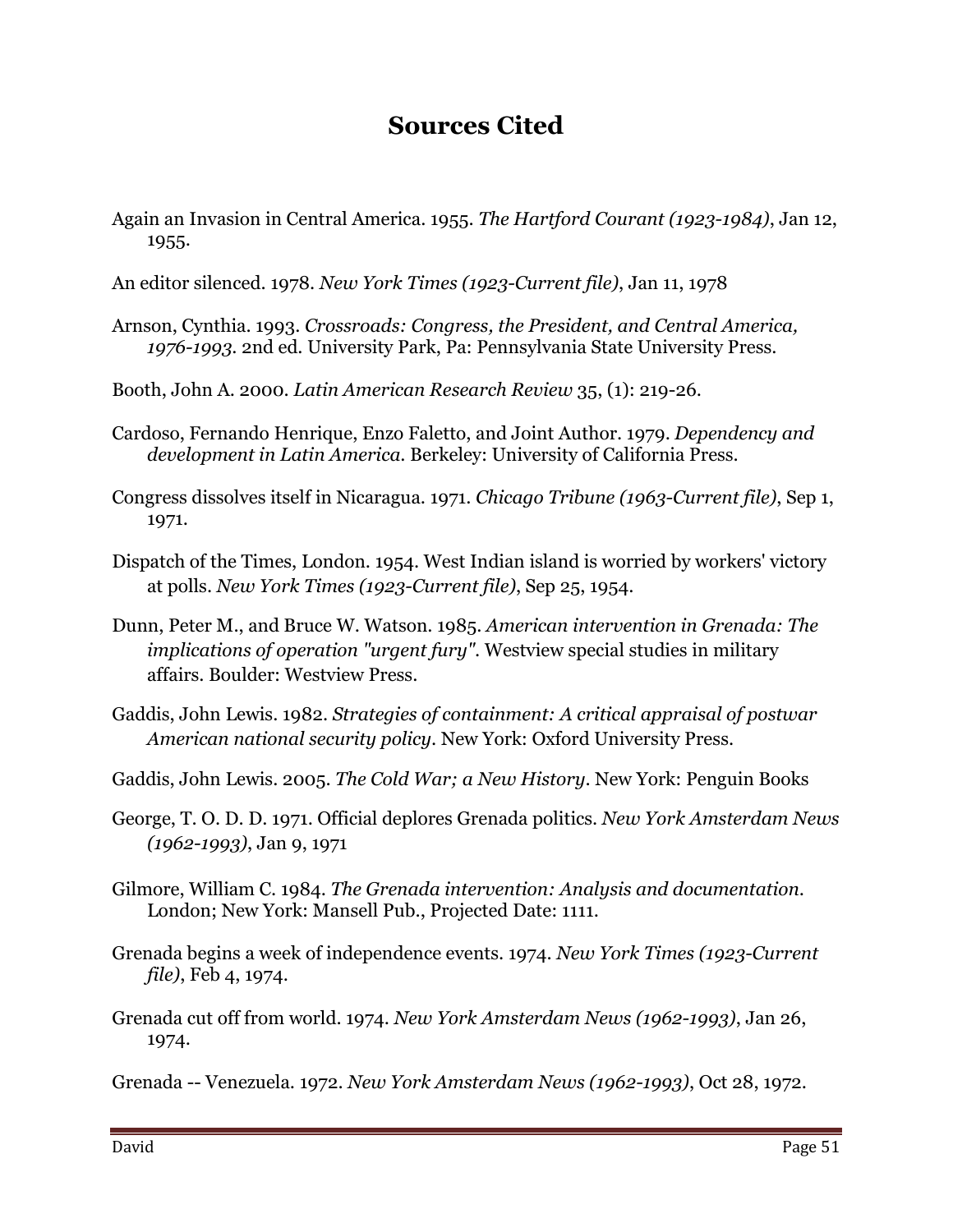# Sources Cited

Again an Invasion in Central America. 1955. *The Hartford Courant (1923-1984)*, Jan 12, 1955.

An editor silenced. 1978. *New York Times (1923-Current file)*, Jan 11, 1978

Arnson, Cynthia. 1993. *Crossroads: Congress, the President, and Central America, 1976-1993.* 2nd ed. University Park, Pa: Pennsylvania State University Press.

Booth, John A. 2000. *Latin American Research Review* 35, (1): 219-26.

Cardoso, Fernando Henrique, Enzo Faletto, and Joint Author. 1979. *Dependency and development in Latin America.* Berkeley: University of California Press.

Congress dissolves itself in Nicaragua. 1971. *Chicago Tribune (1963-Current file)*, Sep 1, 1971.

Dispatch of the Times, London. 1954. West Indian island is worried by workers' victory at polls. *New York Times (1923-Current file)*, Sep 25, 1954.

Dunn, Peter M., and Bruce W. Watson. 1985. *American intervention in Grenada: The implications of operation "urgent fury"*. Westview special studies in military affairs. Boulder: Westview Press.

Gaddis, John Lewis. 1982. *Strategies of containment: A critical appraisal of postwar American national security policy*. New York: Oxford University Press.

Gaddis, John Lewis. 2005. *The Cold War; a New History*. New York: Penguin Books

George, T. O. D. D. 1971. Official deplores Grenada politics. *New York Amsterdam News (1962-1993)*, Jan 9, 1971

Gilmore, William C. 1984. *The Grenada intervention: Analysis and documentation*. London; New York: Mansell Pub., Projected Date: 1111.

Grenada begins a week of independence events. 1974. *New York Times (1923-Current file)*, Feb 4, 1974.

Grenada cut off from world. 1974. *New York Amsterdam News (1962-1993)*, Jan 26, 1974.

Grenada -- Venezuela. 1972. *New York Amsterdam News (1962-1993)*, Oct 28, 1972.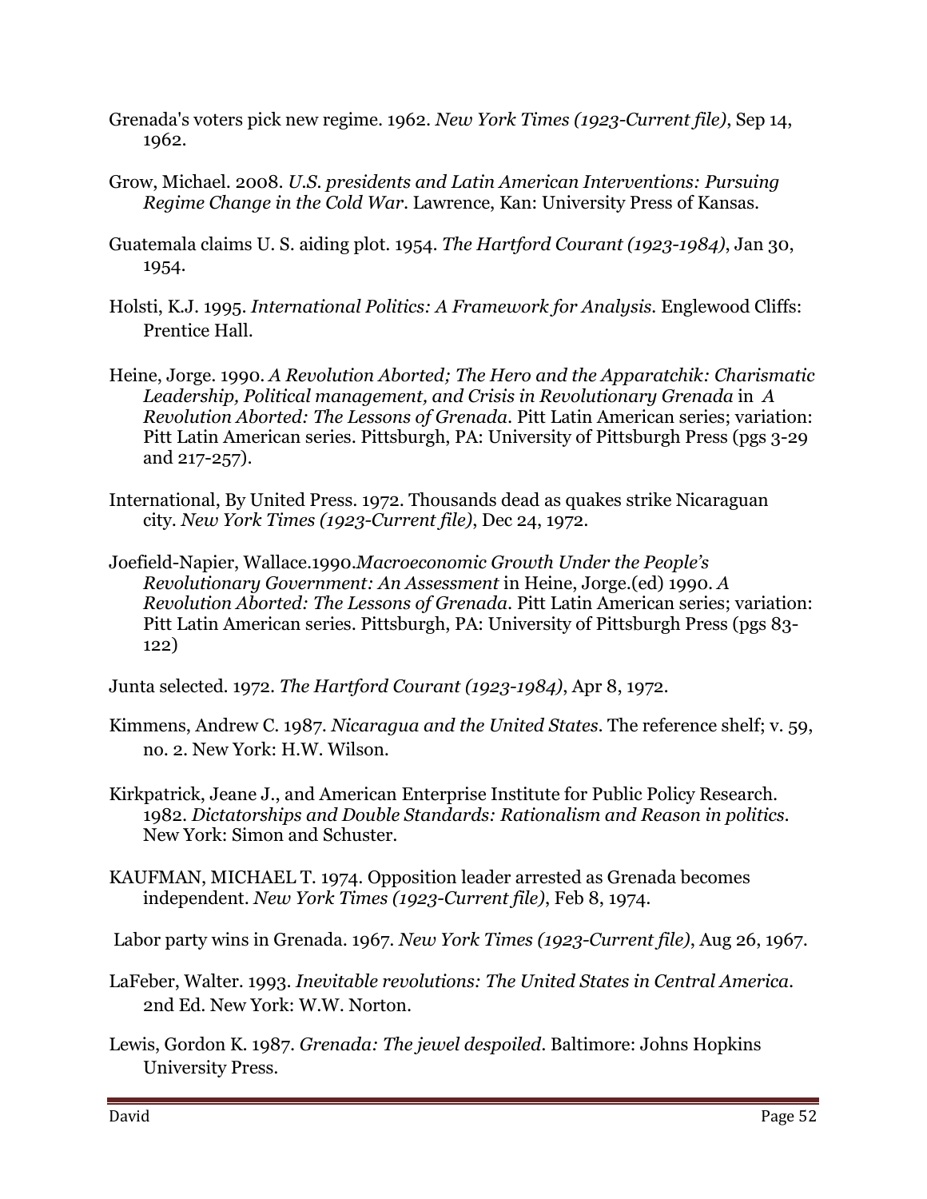Grenada's voters pick new regime. 1962. *New York Times (1923-Current file)*, Sep 14, 1962.

Grow, Michael. 2008. *U.S. presidents and Latin American Interventions: Pursuing Regime Change in the Cold War*. Lawrence, Kan: University Press of Kansas.

Guatemala claims U. S. aiding plot. 1954. *The Hartford Courant (1923-1984)*, Jan 30, 1954.

Holsti, K.J. 1995. *International Politics: A Framework for Analysis.* Englewood Cliffs: Prentice Hall.

Heine, Jorge. 1990. *A Revolution Aborted; The Hero and the Apparatchik: Charismatic Leadership, Political management, and Crisis in Revolutionary Grenada* in *A Revolution Aborted: The Lessons of Grenada*. Pitt Latin American series; variation: Pitt Latin American series. Pittsburgh, PA: University of Pittsburgh Press (pgs 3-29 and 217-257).

International, By United Press. 1972. Thousands dead as quakes strike Nicaraguan city. *New York Times (1923-Current file)*, Dec 24, 1972.

Joefield-Napier, Wallace.1990.*Macroeconomic Growth Under the People's Revolutionary Government: An Assessment* in Heine, Jorge.(ed) 1990. *A Revolution Aborted: The Lessons of Grenada*. Pitt Latin American series; variation: Pitt Latin American series. Pittsburgh, PA: University of Pittsburgh Press (pgs 83-122)

Junta selected. 1972. *The Hartford Courant (1923-1984)*, Apr 8, 1972.

Kimmens, Andrew C. 1987. *Nicaragua and the United States*. The reference shelf; v. 59, no. 2. New York: H.W. Wilson.

Kirkpatrick, Jeane J., and American Enterprise Institute for Public Policy Research. 1982. *Dictatorships and Double Standards: Rationalism and Reason in politics*. New York: Simon and Schuster.

KAUFMAN, MICHAEL T. 1974. Opposition leader arrested as Grenada becomes independent. *New York Times (1923-Current file)*, Feb 8, 1974.

Labor party wins in Grenada. 1967. *New York Times (1923-Current file)*, Aug 26, 1967.

LaFeber, Walter. 1993. *Inevitable revolutions: The United States in Central America*. 2nd Ed. New York: W.W. Norton.

Lewis, Gordon K. 1987. *Grenada: The jewel despoiled*. Baltimore: Johns Hopkins University Press.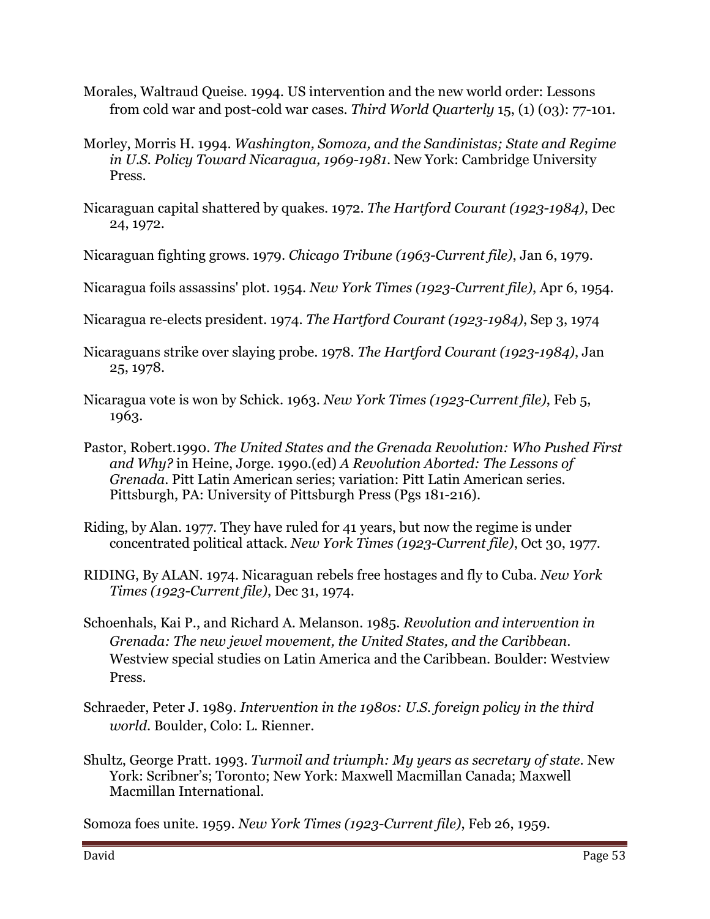Morales, Waltraud Queise. 1994. US intervention and the new world order: Lessons from cold war and post-cold war cases. *Third World Quarterly* 15, (1) (03): 77-101.

Morley, Morris H. 1994. *Washington, Somoza, and the Sandinistas; State and Regime in U.S. Policy Toward Nicaragua, 1969-1981*. New York: Cambridge University Press.

Nicaraguan capital shattered by quakes. 1972. *The Hartford Courant (1923-1984)*, Dec 24, 1972.

Nicaraguan fighting grows. 1979. *Chicago Tribune (1963-Current file)*, Jan 6, 1979.

Nicaragua foils assassins' plot. 1954. *New York Times (1923-Current file)*, Apr 6, 1954.

Nicaragua re-elects president. 1974. *The Hartford Courant (1923-1984)*, Sep 3, 1974

Nicaraguans strike over slaying probe. 1978. *The Hartford Courant (1923-1984)*, Jan 25, 1978.

Nicaragua vote is won by Schick. 1963. *New York Times (1923-Current file)*, Feb 5, 1963.

Pastor, Robert.1990. *The United States and the Grenada Revolution: Who Pushed First and Why?* in Heine, Jorge. 1990.(ed) *A Revolution Aborted: The Lessons of Grenada*. Pitt Latin American series; variation: Pitt Latin American series. Pittsburgh, PA: University of Pittsburgh Press (Pgs 181-216).

Riding, by Alan. 1977. They have ruled for 41 years, but now the regime is under concentrated political attack. *New York Times (1923-Current file)*, Oct 30, 1977.

RIDING, By ALAN. 1974. Nicaraguan rebels free hostages and fly to Cuba. *New York Times (1923-Current file)*, Dec 31, 1974.

Schoenhals, Kai P., and Richard A. Melanson. 1985. *Revolution and intervention in Grenada: The new jewel movement, the United States, and the Caribbean*. Westview special studies on Latin America and the Caribbean. Boulder: Westview Press.

Schraeder, Peter J. 1989. *Intervention in the 1980s: U.S. foreign policy in the third world*. Boulder, Colo: L. Rienner.

Shultz, George Pratt. 1993. *Turmoil and triumph: My years as secretary of state*. New York: Scribner's; Toronto; New York: Maxwell Macmillan Canada; Maxwell Macmillan International.

Somoza foes unite. 1959. *New York Times (1923-Current file)*, Feb 26, 1959.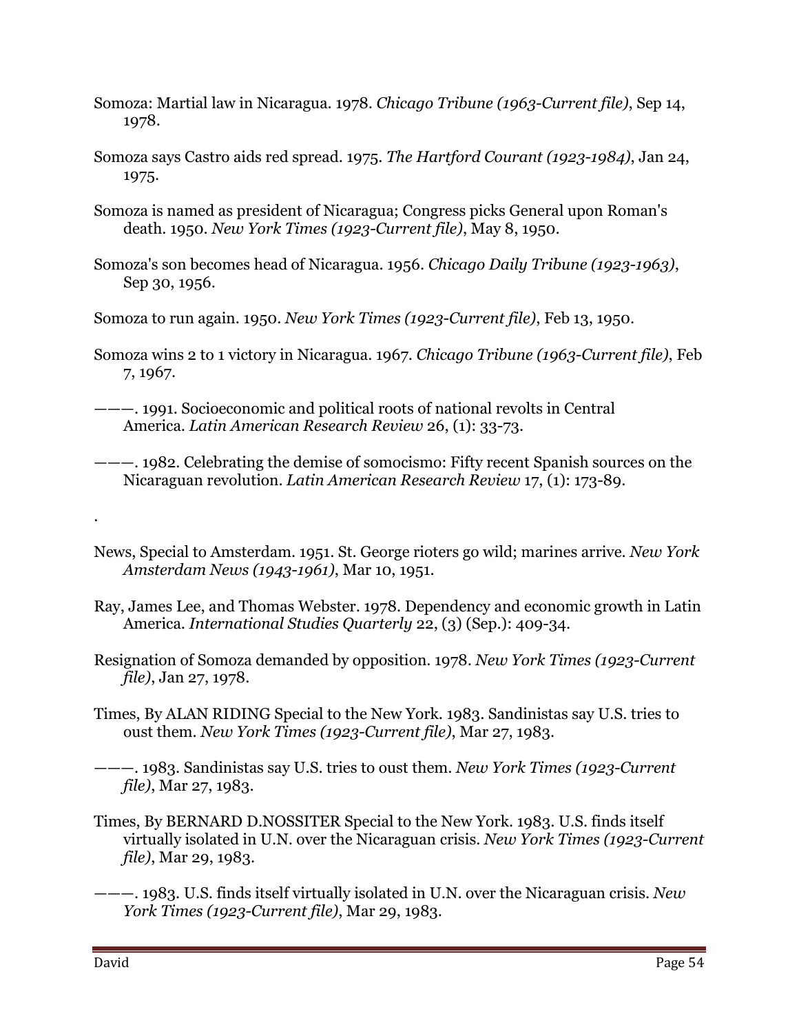Somoza: Martial law in Nicaragua. 1978. *Chicago Tribune (1963-Current file)*, Sep 14, 1978.

Somoza says Castro aids red spread. 1975. *The Hartford Courant (1923-1984)*, Jan 24, 1975.

Somoza is named as president of Nicaragua; Congress picks General upon Roman's death. 1950. *New York Times (1923-Current file)*, May 8, 1950.

Somoza's son becomes head of Nicaragua. 1956. *Chicago Daily Tribune (1923-1963)*, Sep 30, 1956.

Somoza to run again. 1950. *New York Times (1923-Current file)*, Feb 13, 1950.

Somoza wins 2 to 1 victory in Nicaragua. 1967. *Chicago Tribune (1963-Current file)*, Feb 7, 1967.

———. 1991. Socioeconomic and political roots of national revolts in Central America. *Latin American Research Review* 26, (1): 33-73.

———. 1982. Celebrating the demise of somocismo: Fifty recent Spanish sources on the Nicaraguan revolution. *Latin American Research Review* 17, (1): 173-89.

.

News, Special to Amsterdam. 1951. St. George rioters go wild; marines arrive. *New York Amsterdam News (1943-1961)*, Mar 10, 1951.

Ray, James Lee, and Thomas Webster. 1978. Dependency and economic growth in Latin America. *International Studies Quarterly* 22, (3) (Sep.): 409-34.

Resignation of Somoza demanded by opposition. 1978. *New York Times (1923-Current file)*, Jan 27, 1978.

Times, By ALAN RIDING Special to the New York. 1983. Sandinistas say U.S. tries to oust them. *New York Times (1923-Current file)*, Mar 27, 1983.

———. 1983. Sandinistas say U.S. tries to oust them. *New York Times (1923-Current file)*, Mar 27, 1983.

Times, By BERNARD D.NOSSITER Special to the New York. 1983. U.S. finds itself virtually isolated in U.N. over the Nicaraguan crisis. *New York Times (1923-Current file)*, Mar 29, 1983.

———. 1983. U.S. finds itself virtually isolated in U.N. over the Nicaraguan crisis. *New York Times (1923-Current file)*, Mar 29, 1983.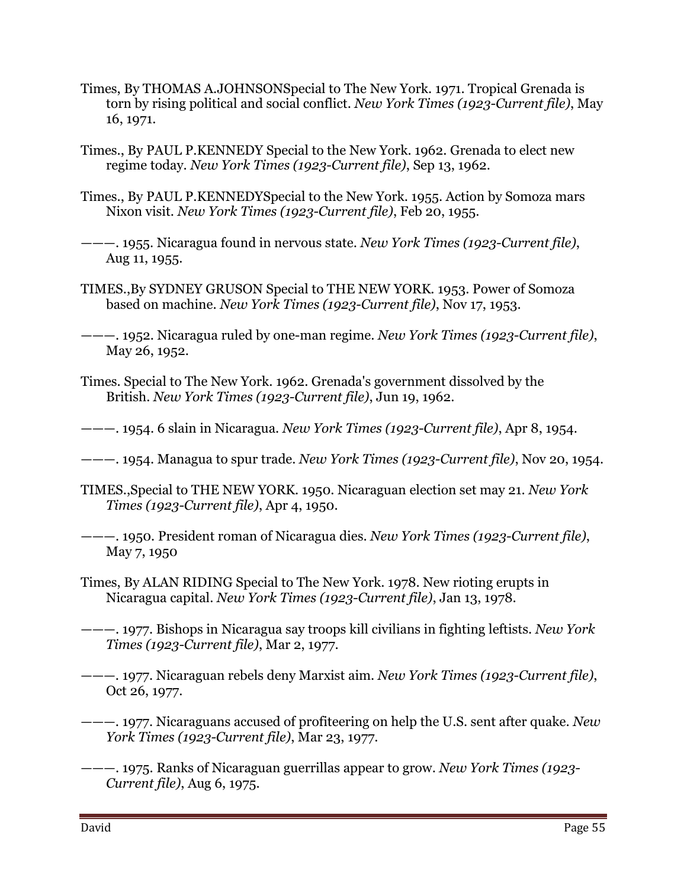Times, By THOMAS A.JOHNSONSpecial to The New York. 1971. Tropical Grenada is torn by rising political and social conflict. *New York Times (1923-Current file)*, May 16, 1971.

Times., By PAUL P.KENNEDY Special to the New York. 1962. Grenada to elect new regime today. *New York Times (1923-Current file)*, Sep 13, 1962.

Times., By PAUL P.KENNEDYSpecial to the New York. 1955. Action by Somoza mars Nixon visit. *New York Times (1923-Current file)*, Feb 20, 1955.

———. 1955. Nicaragua found in nervous state. *New York Times (1923-Current file)*, Aug 11, 1955.

TIMES.,By SYDNEY GRUSON Special to THE NEW YORK. 1953. Power of Somoza based on machine. *New York Times (1923-Current file)*, Nov 17, 1953.

———. 1952. Nicaragua ruled by one-man regime. *New York Times (1923-Current file)*, May 26, 1952.

Times. Special to The New York. 1962. Grenada's government dissolved by the British. *New York Times (1923-Current file)*, Jun 19, 1962.

———. 1954. 6 slain in Nicaragua. *New York Times (1923-Current file)*, Apr 8, 1954.

———. 1954. Managua to spur trade. *New York Times (1923-Current file)*, Nov 20, 1954.

TIMES.,Special to THE NEW YORK. 1950. Nicaraguan election set may 21. *New York Times (1923-Current file)*, Apr 4, 1950.

———. 1950. President roman of Nicaragua dies. *New York Times (1923-Current file)*, May 7, 1950

Times, By ALAN RIDING Special to The New York. 1978. New rioting erupts in Nicaragua capital. *New York Times (1923-Current file)*, Jan 13, 1978.

———. 1977. Bishops in Nicaragua say troops kill civilians in fighting leftists. *New York Times (1923-Current file)*, Mar 2, 1977.

———. 1977. Nicaraguan rebels deny Marxist aim. *New York Times (1923-Current file)*, Oct 26, 1977.

———. 1977. Nicaraguans accused of profiteering on help the U.S. sent after quake. *New York Times (1923-Current file)*, Mar 23, 1977.

———. 1975. Ranks of Nicaraguan guerrillas appear to grow. *New York Times (1923-Current file)*, Aug 6, 1975.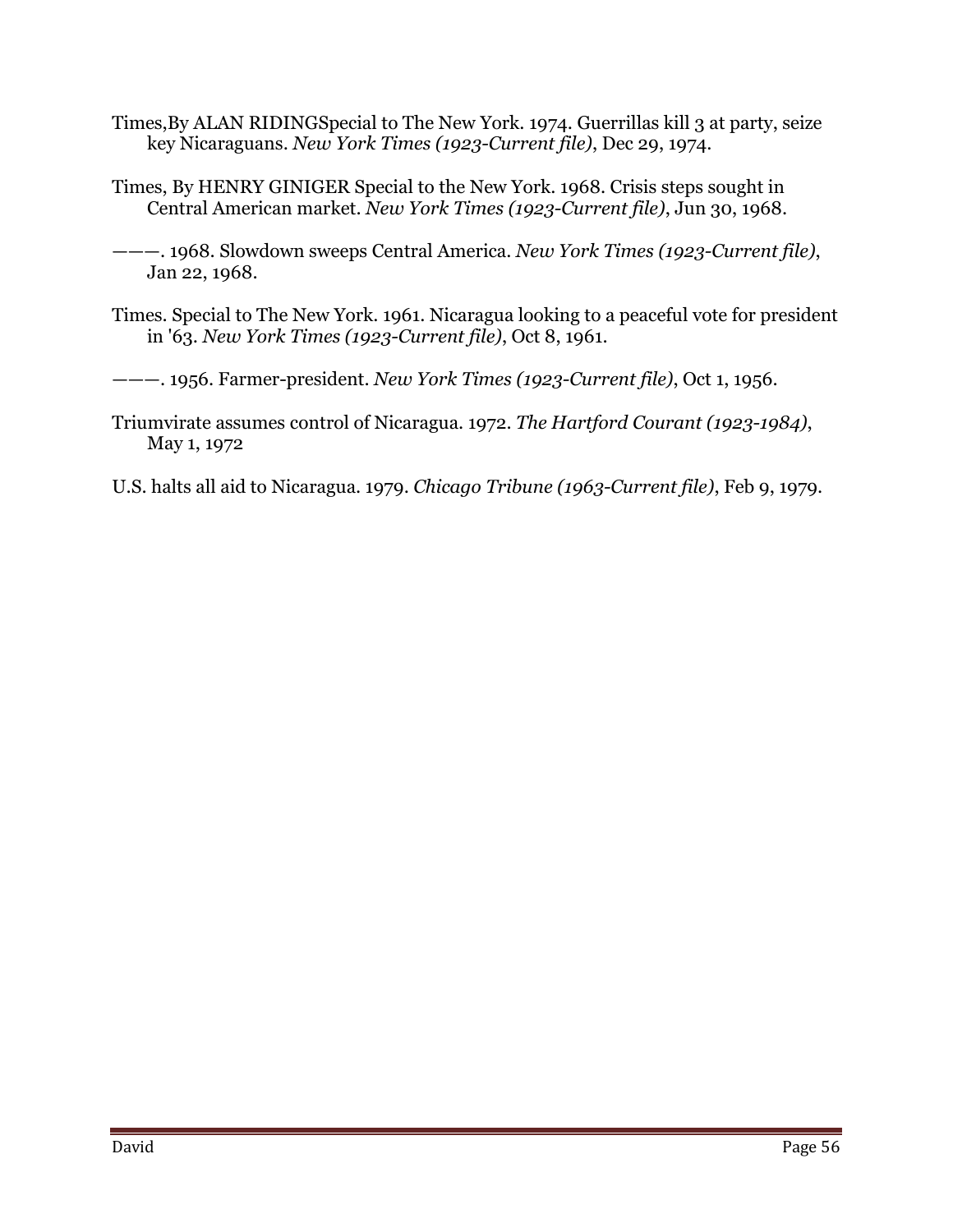Times,By ALAN RIDINGSpecial to The New York. 1974. Guerrillas kill 3 at party, seize key Nicaraguans. *New York Times (1923-Current file)*, Dec 29, 1974.

Times, By HENRY GINIGER Special to the New York. 1968. Crisis steps sought in Central American market. *New York Times (1923-Current file)*, Jun 30, 1968.

———. 1968. Slowdown sweeps Central America. *New York Times (1923-Current file)*, Jan 22, 1968.

Times. Special to The New York. 1961. Nicaragua looking to a peaceful vote for president in '63. *New York Times (1923-Current file)*, Oct 8, 1961.

———. 1956. Farmer-president. *New York Times (1923-Current file)*, Oct 1, 1956.

Triumvirate assumes control of Nicaragua. 1972. *The Hartford Courant (1923-1984)*, May 1, 1972

U.S. halts all aid to Nicaragua. 1979. *Chicago Tribune (1963-Current file)*, Feb 9, 1979.